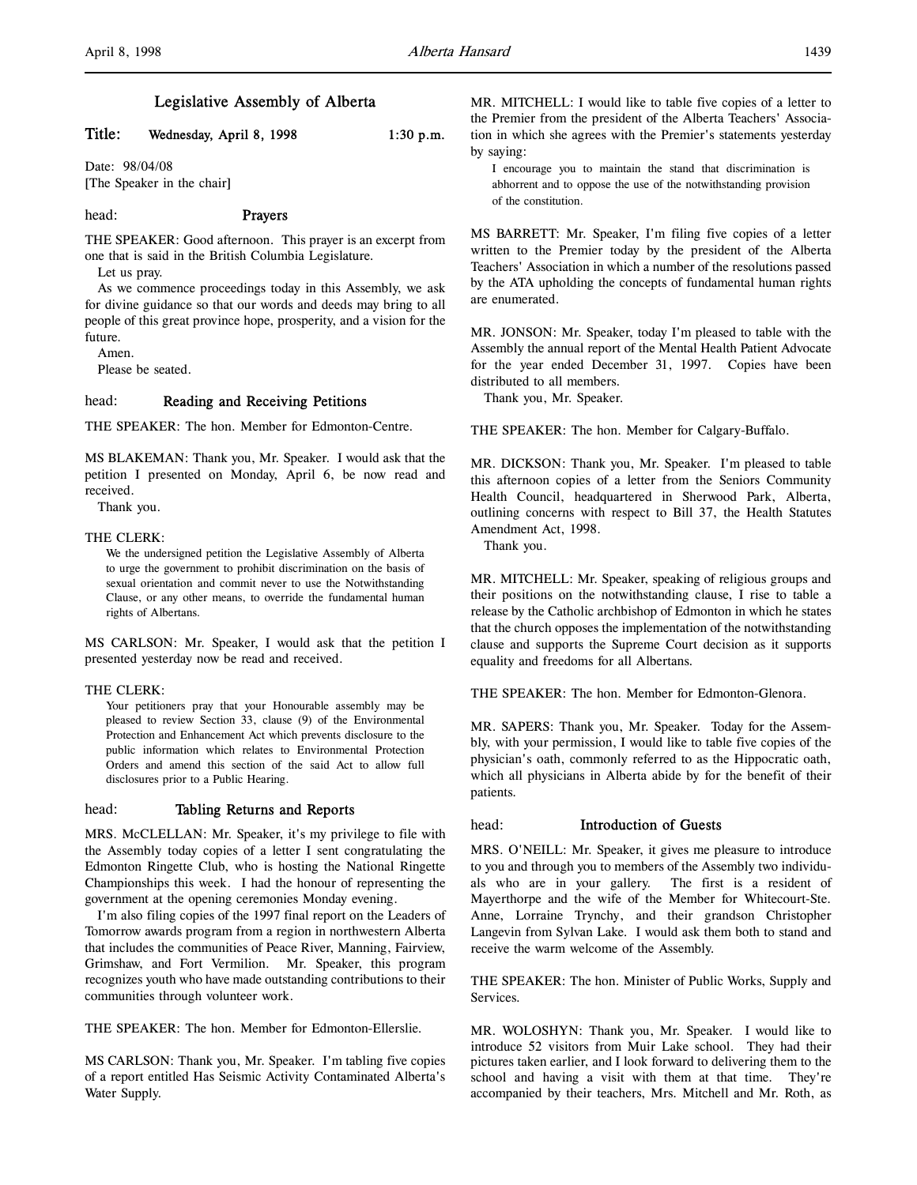# Legislative Assembly of Alberta

**Title: Wednesday, April 8, 1998 1:30 p.m.**

Date: 98/04/08
[The Speaker in the chair]

head: **Prayers**

THE SPEAKER: Good afternoon. This prayer is an excerpt from one that is said in the British Columbia Legislature.

Let us pray.

As we commence proceedings today in this Assembly, we ask for divine guidance so that our words and deeds may bring to all people of this great province hope, prosperity, and a vision for the future.

Amen.

Please be seated.

head: **Reading and Receiving Petitions**

THE SPEAKER: The hon. Member for Edmonton-Centre.

MS BLAKEMAN: Thank you, Mr. Speaker. I would ask that the petition I presented on Monday, April 6, be now read and received.

Thank you.

THE CLERK:

> We the undersigned petition the Legislative Assembly of Alberta to urge the government to prohibit discrimination on the basis of sexual orientation and commit never to use the Notwithstanding Clause, or any other means, to override the fundamental human rights of Albertans.

MS CARLSON: Mr. Speaker, I would ask that the petition I presented yesterday now be read and received.

THE CLERK:

> Your petitioners pray that your Honourable assembly may be pleased to review Section 33, clause (9) of the Environmental Protection and Enhancement Act which prevents disclosure to the public information which relates to Environmental Protection Orders and amend this section of the said Act to allow full disclosures prior to a Public Hearing.

head: **Tabling Returns and Reports**

MRS. McCLELLAN: Mr. Speaker, it's my privilege to file with the Assembly today copies of a letter I sent congratulating the Edmonton Ringette Club, who is hosting the National Ringette Championships this week. I had the honour of representing the government at the opening ceremonies Monday evening.

I'm also filing copies of the 1997 final report on the Leaders of Tomorrow awards program from a region in northwestern Alberta that includes the communities of Peace River, Manning, Fairview, Grimshaw, and Fort Vermilion. Mr. Speaker, this program recognizes youth who have made outstanding contributions to their communities through volunteer work.

THE SPEAKER: The hon. Member for Edmonton-Ellerslie.

MS CARLSON: Thank you, Mr. Speaker. I'm tabling five copies of a report entitled Has Seismic Activity Contaminated Alberta's Water Supply.

MR. MITCHELL: I would like to table five copies of a letter to the Premier from the president of the Alberta Teachers' Association in which she agrees with the Premier's statements yesterday by saying:

> I encourage you to maintain the stand that discrimination is abhorrent and to oppose the use of the notwithstanding provision of the constitution.

MS BARRETT: Mr. Speaker, I'm filing five copies of a letter written to the Premier today by the president of the Alberta Teachers' Association in which a number of the resolutions passed by the ATA upholding the concepts of fundamental human rights are enumerated.

MR. JONSON: Mr. Speaker, today I'm pleased to table with the Assembly the annual report of the Mental Health Patient Advocate for the year ended December 31, 1997. Copies have been distributed to all members.

Thank you, Mr. Speaker.

THE SPEAKER: The hon. Member for Calgary-Buffalo.

MR. DICKSON: Thank you, Mr. Speaker. I'm pleased to table this afternoon copies of a letter from the Seniors Community Health Council, headquartered in Sherwood Park, Alberta, outlining concerns with respect to Bill 37, the Health Statutes Amendment Act, 1998.

Thank you.

MR. MITCHELL: Mr. Speaker, speaking of religious groups and their positions on the notwithstanding clause, I rise to table a release by the Catholic archbishop of Edmonton in which he states that the church opposes the implementation of the notwithstanding clause and supports the Supreme Court decision as it supports equality and freedoms for all Albertans.

THE SPEAKER: The hon. Member for Edmonton-Glenora.

MR. SAPERS: Thank you, Mr. Speaker. Today for the Assembly, with your permission, I would like to table five copies of the physician's oath, commonly referred to as the Hippocratic oath, which all physicians in Alberta abide by for the benefit of their patients.

head: **Introduction of Guests**

MRS. O'NEILL: Mr. Speaker, it gives me pleasure to introduce to you and through you to members of the Assembly two individuals who are in your gallery. The first is a resident of Mayerthorpe and the wife of the Member for Whitecourt-Ste. Anne, Lorraine Trynchy, and their grandson Christopher Langevin from Sylvan Lake. I would ask them both to stand and receive the warm welcome of the Assembly.

THE SPEAKER: The hon. Minister of Public Works, Supply and Services.

MR. WOLOSHYN: Thank you, Mr. Speaker. I would like to introduce 52 visitors from Muir Lake school. They had their pictures taken earlier, and I look forward to delivering them to the school and having a visit with them at that time. They're accompanied by their teachers, Mrs. Mitchell and Mr. Roth, as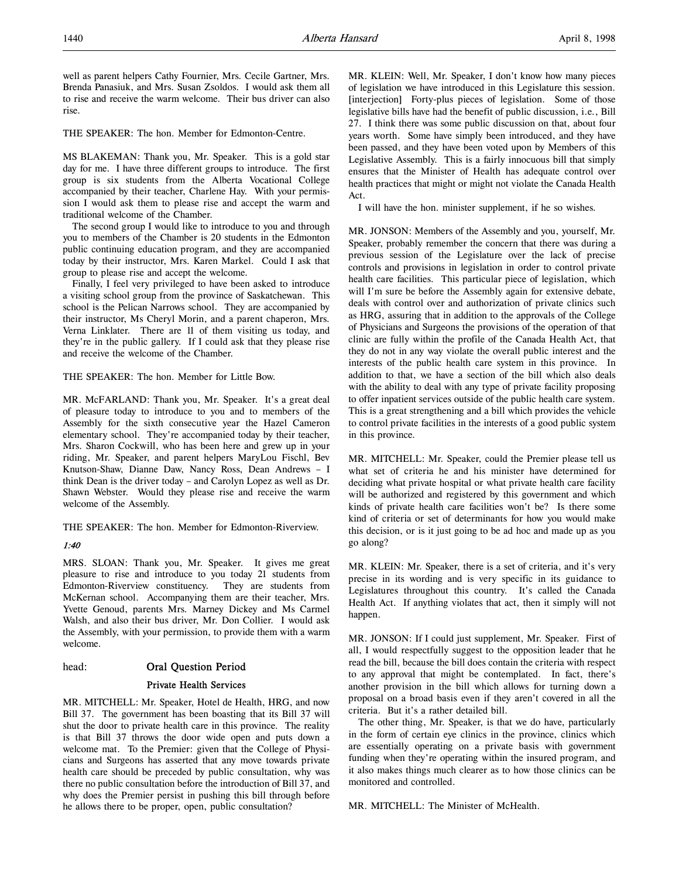well as parent helpers Cathy Fournier, Mrs. Cecile Gartner, Mrs. Brenda Panasiuk, and Mrs. Susan Zsoldos. I would ask them all to rise and receive the warm welcome. Their bus driver can also rise.

THE SPEAKER: The hon. Member for Edmonton-Centre.

MS BLAKEMAN: Thank you, Mr. Speaker. This is a gold star day for me. I have three different groups to introduce. The first group is six students from the Alberta Vocational College accompanied by their teacher, Charlene Hay. With your permission I would ask them to please rise and accept the warm and traditional welcome of the Chamber.

The second group I would like to introduce to you and through you to members of the Chamber is 20 students in the Edmonton public continuing education program, and they are accompanied today by their instructor, Mrs. Karen Markel. Could I ask that group to please rise and accept the welcome.

Finally, I feel very privileged to have been asked to introduce a visiting school group from the province of Saskatchewan. This school is the Pelican Narrows school. They are accompanied by their instructor, Ms Cheryl Morin, and a parent chaperon, Mrs. Verna Linklater. There are 11 of them visiting us today, and they're in the public gallery. If I could ask that they please rise and receive the welcome of the Chamber.

THE SPEAKER: The hon. Member for Little Bow.

MR. McFARLAND: Thank you, Mr. Speaker. It's a great deal of pleasure today to introduce to you and to members of the Assembly for the sixth consecutive year the Hazel Cameron elementary school. They're accompanied today by their teacher, Mrs. Sharon Cockwill, who has been here and grew up in your riding, Mr. Speaker, and parent helpers MaryLou Fischl, Bev Knutson-Shaw, Dianne Daw, Nancy Ross, Dean Andrews – I think Dean is the driver today – and Carolyn Lopez as well as Dr. Shawn Webster. Would they please rise and receive the warm welcome of the Assembly.

THE SPEAKER: The hon. Member for Edmonton-Riverview.

*1:40*

MRS. SLOAN: Thank you, Mr. Speaker. It gives me great pleasure to rise and introduce to you today 21 students from Edmonton-Riverview constituency. They are students from McKernan school. Accompanying them are their teacher, Mrs. Yvette Genoud, parents Mrs. Marney Dickey and Ms Carmel Walsh, and also their bus driver, Mr. Don Collier. I would ask the Assembly, with your permission, to provide them with a warm welcome.

head: **Oral Question Period**

### Private Health Services

MR. MITCHELL: Mr. Speaker, Hotel de Health, HRG, and now Bill 37. The government has been boasting that its Bill 37 will shut the door to private health care in this province. The reality is that Bill 37 throws the door wide open and puts down a welcome mat. To the Premier: given that the College of Physicians and Surgeons has asserted that any move towards private health care should be preceded by public consultation, why was there no public consultation before the introduction of Bill 37, and why does the Premier persist in pushing this bill through before he allows there to be proper, open, public consultation?

MR. KLEIN: Well, Mr. Speaker, I don't know how many pieces of legislation we have introduced in this Legislature this session. [interjection] Forty-plus pieces of legislation. Some of those legislative bills have had the benefit of public discussion, i.e., Bill 27. I think there was some public discussion on that, about four years worth. Some have simply been introduced, and they have been passed, and they have been voted upon by Members of this Legislative Assembly. This is a fairly innocuous bill that simply ensures that the Minister of Health has adequate control over health practices that might or might not violate the Canada Health Act.

I will have the hon. minister supplement, if he so wishes.

MR. JONSON: Members of the Assembly and you, yourself, Mr. Speaker, probably remember the concern that there was during a previous session of the Legislature over the lack of precise controls and provisions in legislation in order to control private health care facilities. This particular piece of legislation, which will I'm sure be before the Assembly again for extensive debate, deals with control over and authorization of private clinics such as HRG, assuring that in addition to the approvals of the College of Physicians and Surgeons the provisions of the operation of that clinic are fully within the profile of the Canada Health Act, that they do not in any way violate the overall public interest and the interests of the public health care system in this province. In addition to that, we have a section of the bill which also deals with the ability to deal with any type of private facility proposing to offer inpatient services outside of the public health care system. This is a great strengthening and a bill which provides the vehicle to control private facilities in the interests of a good public system in this province.

MR. MITCHELL: Mr. Speaker, could the Premier please tell us what set of criteria he and his minister have determined for deciding what private hospital or what private health care facility will be authorized and registered by this government and which kinds of private health care facilities won't be? Is there some kind of criteria or set of determinants for how you would make this decision, or is it just going to be ad hoc and made up as you go along?

MR. KLEIN: Mr. Speaker, there is a set of criteria, and it's very precise in its wording and is very specific in its guidance to Legislatures throughout this country. It's called the Canada Health Act. If anything violates that act, then it simply will not happen.

MR. JONSON: If I could just supplement, Mr. Speaker. First of all, I would respectfully suggest to the opposition leader that he read the bill, because the bill does contain the criteria with respect to any approval that might be contemplated. In fact, there's another provision in the bill which allows for turning down a proposal on a broad basis even if they aren't covered in all the criteria. But it's a rather detailed bill.

The other thing, Mr. Speaker, is that we do have, particularly in the form of certain eye clinics in the province, clinics which are essentially operating on a private basis with government funding when they're operating within the insured program, and it also makes things much clearer as to how those clinics can be monitored and controlled.

MR. MITCHELL: The Minister of McHealth.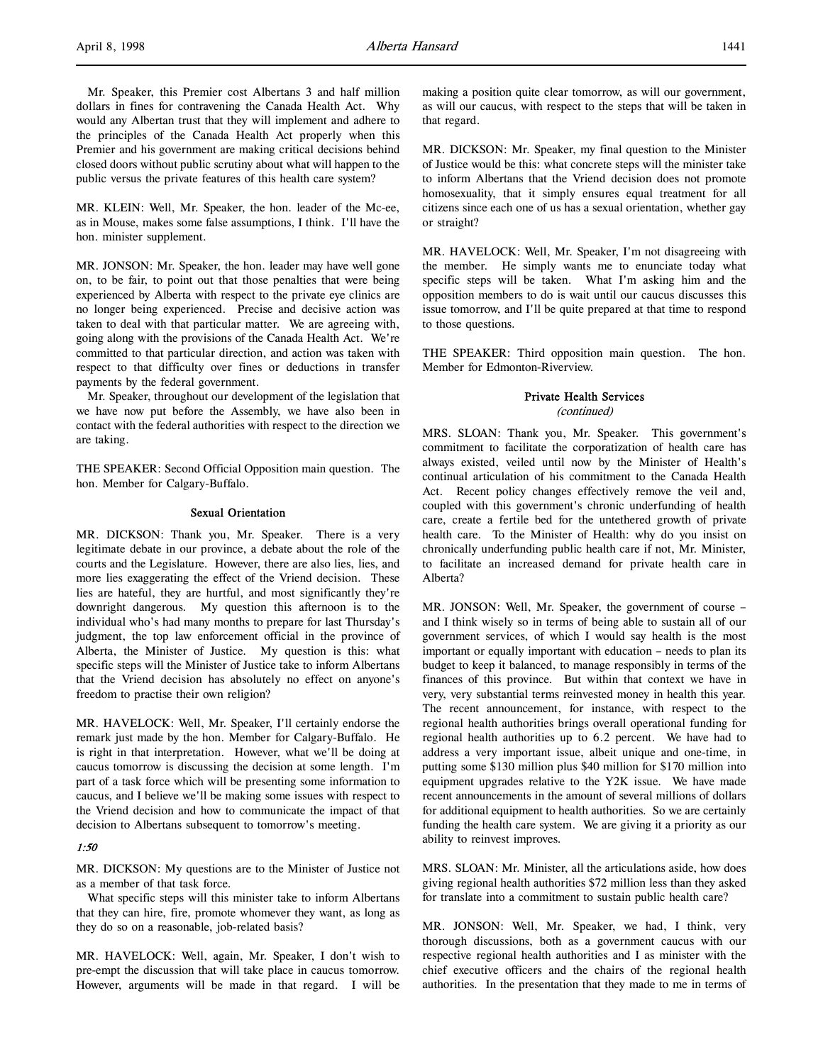Mr. Speaker, this Premier cost Albertans 3 and half million dollars in fines for contravening the Canada Health Act. Why would any Albertan trust that they will implement and adhere to the principles of the Canada Health Act properly when this Premier and his government are making critical decisions behind closed doors without public scrutiny about what will happen to the public versus the private features of this health care system?

MR. KLEIN: Well, Mr. Speaker, the hon. leader of the Mc-ee, as in Mouse, makes some false assumptions, I think. I'll have the hon. minister supplement.

MR. JONSON: Mr. Speaker, the hon. leader may have well gone on, to be fair, to point out that those penalties that were being experienced by Alberta with respect to the private eye clinics are no longer being experienced. Precise and decisive action was taken to deal with that particular matter. We are agreeing with, going along with the provisions of the Canada Health Act. We're committed to that particular direction, and action was taken with respect to that difficulty over fines or deductions in transfer payments by the federal government.

Mr. Speaker, throughout our development of the legislation that we have now put before the Assembly, we have also been in contact with the federal authorities with respect to the direction we are taking.

THE SPEAKER: Second Official Opposition main question. The hon. Member for Calgary-Buffalo.

### Sexual Orientation

MR. DICKSON: Thank you, Mr. Speaker. There is a very legitimate debate in our province, a debate about the role of the courts and the Legislature. However, there are also lies, lies, and more lies exaggerating the effect of the Vriend decision. These lies are hateful, they are hurtful, and most significantly they're downright dangerous. My question this afternoon is to the individual who's had many months to prepare for last Thursday's judgment, the top law enforcement official in the province of Alberta, the Minister of Justice. My question is this: what specific steps will the Minister of Justice take to inform Albertans that the Vriend decision has absolutely no effect on anyone's freedom to practise their own religion?

MR. HAVELOCK: Well, Mr. Speaker, I'll certainly endorse the remark just made by the hon. Member for Calgary-Buffalo. He is right in that interpretation. However, what we'll be doing at caucus tomorrow is discussing the decision at some length. I'm part of a task force which will be presenting some information to caucus, and I believe we'll be making some issues with respect to the Vriend decision and how to communicate the impact of that decision to Albertans subsequent to tomorrow's meeting.

*1:50*

MR. DICKSON: My questions are to the Minister of Justice not as a member of that task force.

What specific steps will this minister take to inform Albertans that they can hire, fire, promote whomever they want, as long as they do so on a reasonable, job-related basis?

MR. HAVELOCK: Well, again, Mr. Speaker, I don't wish to pre-empt the discussion that will take place in caucus tomorrow. However, arguments will be made in that regard. I will be making a position quite clear tomorrow, as will our government, as will our caucus, with respect to the steps that will be taken in that regard.

MR. DICKSON: Mr. Speaker, my final question to the Minister of Justice would be this: what concrete steps will the minister take to inform Albertans that the Vriend decision does not promote homosexuality, that it simply ensures equal treatment for all citizens since each one of us has a sexual orientation, whether gay or straight?

MR. HAVELOCK: Well, Mr. Speaker, I'm not disagreeing with the member. He simply wants me to enunciate today what specific steps will be taken. What I'm asking him and the opposition members to do is wait until our caucus discusses this issue tomorrow, and I'll be quite prepared at that time to respond to those questions.

THE SPEAKER: Third opposition main question. The hon. Member for Edmonton-Riverview.

### Private Health Services
*(continued)*

MRS. SLOAN: Thank you, Mr. Speaker. This government's commitment to facilitate the corporatization of health care has always existed, veiled until now by the Minister of Health's continual articulation of his commitment to the Canada Health Act. Recent policy changes effectively remove the veil and, coupled with this government's chronic underfunding of health care, create a fertile bed for the untethered growth of private health care. To the Minister of Health: why do you insist on chronically underfunding public health care if not, Mr. Minister, to facilitate an increased demand for private health care in Alberta?

MR. JONSON: Well, Mr. Speaker, the government of course – and I think wisely so in terms of being able to sustain all of our government services, of which I would say health is the most important or equally important with education – needs to plan its budget to keep it balanced, to manage responsibly in terms of the finances of this province. But within that context we have in very, very substantial terms reinvested money in health this year. The recent announcement, for instance, with respect to the regional health authorities brings overall operational funding for regional health authorities up to 6.2 percent. We have had to address a very important issue, albeit unique and one-time, in putting some $130 million plus $40 million for $170 million into equipment upgrades relative to the Y2K issue. We have made recent announcements in the amount of several millions of dollars for additional equipment to health authorities. So we are certainly funding the health care system. We are giving it a priority as our ability to reinvest improves.

MRS. SLOAN: Mr. Minister, all the articulations aside, how does giving regional health authorities $72 million less than they asked for translate into a commitment to sustain public health care?

MR. JONSON: Well, Mr. Speaker, we had, I think, very thorough discussions, both as a government caucus with our respective regional health authorities and I as minister with the chief executive officers and the chairs of the regional health authorities. In the presentation that they made to me in terms of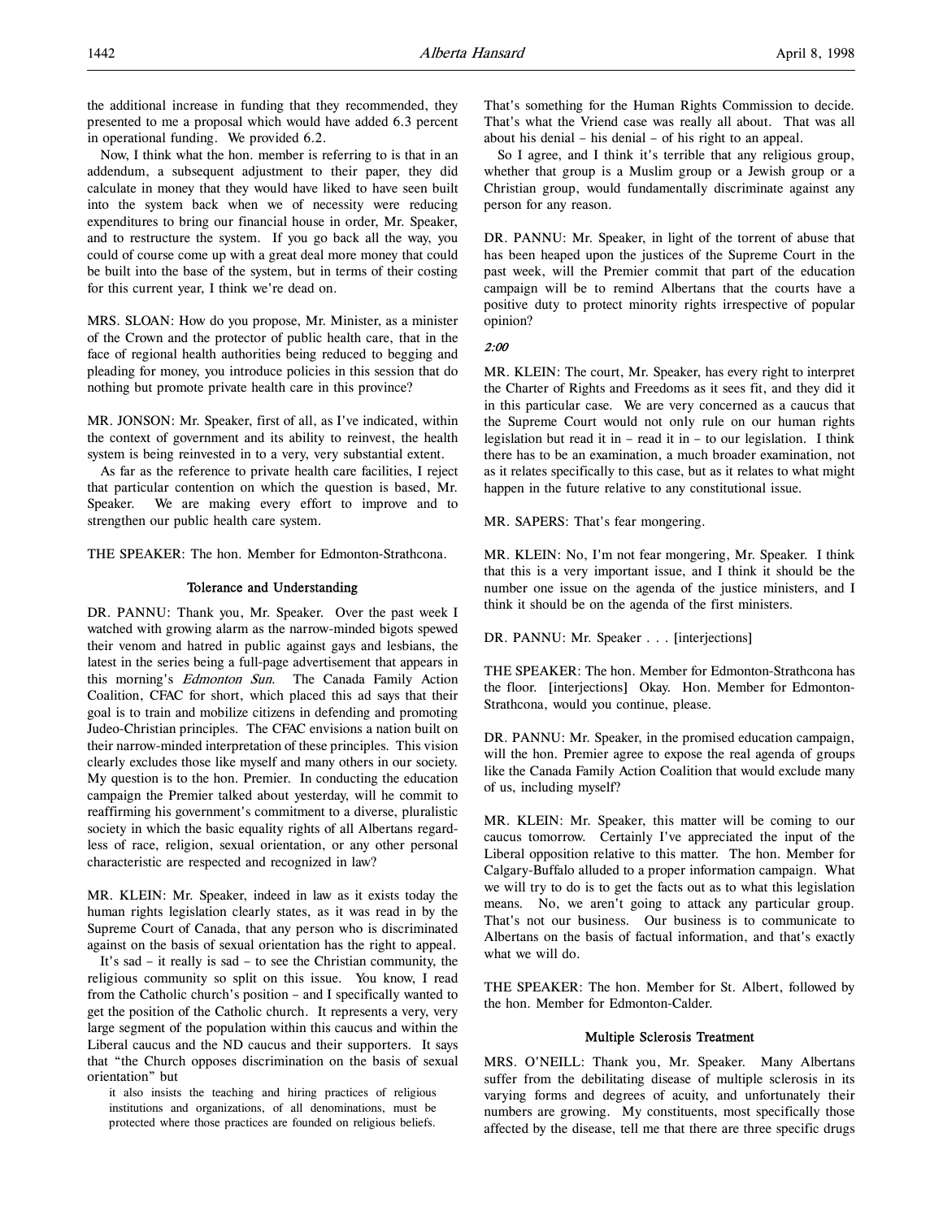the additional increase in funding that they recommended, they presented to me a proposal which would have added 6.3 percent in operational funding. We provided 6.2.

Now, I think what the hon. member is referring to is that in an addendum, a subsequent adjustment to their paper, they did calculate in money that they would have liked to have seen built into the system back when we of necessity were reducing expenditures to bring our financial house in order, Mr. Speaker, and to restructure the system. If you go back all the way, you could of course come up with a great deal more money that could be built into the base of the system, but in terms of their costing for this current year, I think we're dead on.

MRS. SLOAN: How do you propose, Mr. Minister, as a minister of the Crown and the protector of public health care, that in the face of regional health authorities being reduced to begging and pleading for money, you introduce policies in this session that do nothing but promote private health care in this province?

MR. JONSON: Mr. Speaker, first of all, as I've indicated, within the context of government and its ability to reinvest, the health system is being reinvested in to a very, very substantial extent.

As far as the reference to private health care facilities, I reject that particular contention on which the question is based, Mr. Speaker. We are making every effort to improve and to strengthen our public health care system.

THE SPEAKER: The hon. Member for Edmonton-Strathcona.

## Tolerance and Understanding

DR. PANNU: Thank you, Mr. Speaker. Over the past week I watched with growing alarm as the narrow-minded bigots spewed their venom and hatred in public against gays and lesbians, the latest in the series being a full-page advertisement that appears in this morning's *Edmonton Sun*. The Canada Family Action Coalition, CFAC for short, which placed this ad says that their goal is to train and mobilize citizens in defending and promoting Judeo-Christian principles. The CFAC envisions a nation built on their narrow-minded interpretation of these principles. This vision clearly excludes those like myself and many others in our society. My question is to the hon. Premier. In conducting the education campaign the Premier talked about yesterday, will he commit to reaffirming his government's commitment to a diverse, pluralistic society in which the basic equality rights of all Albertans regardless of race, religion, sexual orientation, or any other personal characteristic are respected and recognized in law?

MR. KLEIN: Mr. Speaker, indeed in law as it exists today the human rights legislation clearly states, as it was read in by the Supreme Court of Canada, that any person who is discriminated against on the basis of sexual orientation has the right to appeal.

It's sad – it really is sad – to see the Christian community, the religious community so split on this issue. You know, I read from the Catholic church's position – and I specifically wanted to get the position of the Catholic church. It represents a very, very large segment of the population within this caucus and within the Liberal caucus and the ND caucus and their supporters. It says that "the Church opposes discrimination on the basis of sexual orientation" but

> it also insists the teaching and hiring practices of religious institutions and organizations, of all denominations, must be protected where those practices are founded on religious beliefs.

That's something for the Human Rights Commission to decide. That's what the Vriend case was really all about. That was all about his denial – his denial – of his right to an appeal.

So I agree, and I think it's terrible that any religious group, whether that group is a Muslim group or a Jewish group or a Christian group, would fundamentally discriminate against any person for any reason.

DR. PANNU: Mr. Speaker, in light of the torrent of abuse that has been heaped upon the justices of the Supreme Court in the past week, will the Premier commit that part of the education campaign will be to remind Albertans that the courts have a positive duty to protect minority rights irrespective of popular opinion?

*2:00*

MR. KLEIN: The court, Mr. Speaker, has every right to interpret the Charter of Rights and Freedoms as it sees fit, and they did it in this particular case. We are very concerned as a caucus that the Supreme Court would not only rule on our human rights legislation but read it in – read it in – to our legislation. I think there has to be an examination, a much broader examination, not as it relates specifically to this case, but as it relates to what might happen in the future relative to any constitutional issue.

MR. SAPERS: That's fear mongering.

MR. KLEIN: No, I'm not fear mongering, Mr. Speaker. I think that this is a very important issue, and I think it should be the number one issue on the agenda of the justice ministers, and I think it should be on the agenda of the first ministers.

DR. PANNU: Mr. Speaker . . . [interjections]

THE SPEAKER: The hon. Member for Edmonton-Strathcona has the floor. [interjections] Okay. Hon. Member for Edmonton-Strathcona, would you continue, please.

DR. PANNU: Mr. Speaker, in the promised education campaign, will the hon. Premier agree to expose the real agenda of groups like the Canada Family Action Coalition that would exclude many of us, including myself?

MR. KLEIN: Mr. Speaker, this matter will be coming to our caucus tomorrow. Certainly I've appreciated the input of the Liberal opposition relative to this matter. The hon. Member for Calgary-Buffalo alluded to a proper information campaign. What we will try to do is to get the facts out as to what this legislation means. No, we aren't going to attack any particular group. That's not our business. Our business is to communicate to Albertans on the basis of factual information, and that's exactly what we will do.

THE SPEAKER: The hon. Member for St. Albert, followed by the hon. Member for Edmonton-Calder.

## Multiple Sclerosis Treatment

MRS. O'NEILL: Thank you, Mr. Speaker. Many Albertans suffer from the debilitating disease of multiple sclerosis in its varying forms and degrees of acuity, and unfortunately their numbers are growing. My constituents, most specifically those affected by the disease, tell me that there are three specific drugs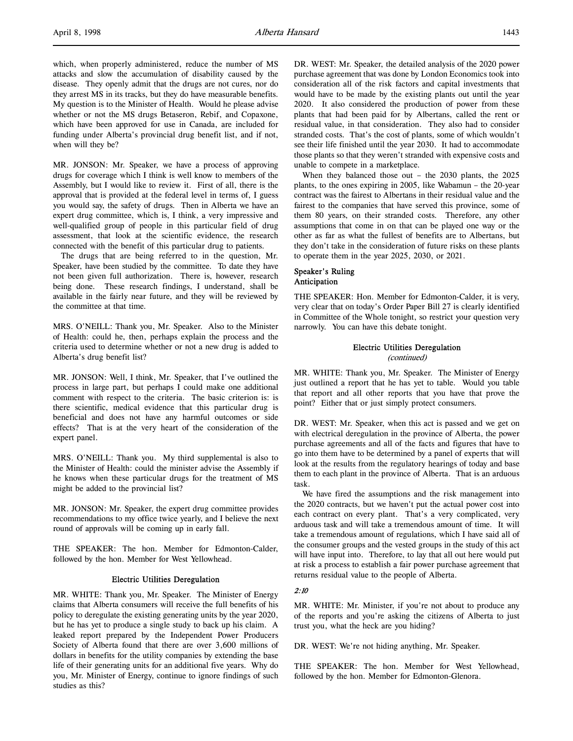which, when properly administered, reduce the number of MS attacks and slow the accumulation of disability caused by the disease. They openly admit that the drugs are not cures, nor do they arrest MS in its tracks, but they do have measurable benefits. My question is to the Minister of Health. Would he please advise whether or not the MS drugs Betaseron, Rebif, and Copaxone, which have been approved for use in Canada, are included for funding under Alberta's provincial drug benefit list, and if not, when will they be?

MR. JONSON: Mr. Speaker, we have a process of approving drugs for coverage which I think is well know to members of the Assembly, but I would like to review it. First of all, there is the approval that is provided at the federal level in terms of, I guess you would say, the safety of drugs. Then in Alberta we have an expert drug committee, which is, I think, a very impressive and well-qualified group of people in this particular field of drug assessment, that look at the scientific evidence, the research connected with the benefit of this particular drug to patients.

The drugs that are being referred to in the question, Mr. Speaker, have been studied by the committee. To date they have not been given full authorization. There is, however, research being done. These research findings, I understand, shall be available in the fairly near future, and they will be reviewed by the committee at that time.

MRS. O'NEILL: Thank you, Mr. Speaker. Also to the Minister of Health: could he, then, perhaps explain the process and the criteria used to determine whether or not a new drug is added to Alberta's drug benefit list?

MR. JONSON: Well, I think, Mr. Speaker, that I've outlined the process in large part, but perhaps I could make one additional comment with respect to the criteria. The basic criterion is: is there scientific, medical evidence that this particular drug is beneficial and does not have any harmful outcomes or side effects? That is at the very heart of the consideration of the expert panel.

MRS. O'NEILL: Thank you. My third supplemental is also to the Minister of Health: could the minister advise the Assembly if he knows when these particular drugs for the treatment of MS might be added to the provincial list?

MR. JONSON: Mr. Speaker, the expert drug committee provides recommendations to my office twice yearly, and I believe the next round of approvals will be coming up in early fall.

THE SPEAKER: The hon. Member for Edmonton-Calder, followed by the hon. Member for West Yellowhead.

### Electric Utilities Deregulation

MR. WHITE: Thank you, Mr. Speaker. The Minister of Energy claims that Alberta consumers will receive the full benefits of his policy to deregulate the existing generating units by the year 2020, but he has yet to produce a single study to back up his claim. A leaked report prepared by the Independent Power Producers Society of Alberta found that there are over 3,600 millions of dollars in benefits for the utility companies by extending the base life of their generating units for an additional five years. Why do you, Mr. Minister of Energy, continue to ignore findings of such studies as this?

DR. WEST: Mr. Speaker, the detailed analysis of the 2020 power purchase agreement that was done by London Economics took into consideration all of the risk factors and capital investments that would have to be made by the existing plants out until the year 2020. It also considered the production of power from these plants that had been paid for by Albertans, called the rent or residual value, in that consideration. They also had to consider stranded costs. That's the cost of plants, some of which wouldn't see their life finished until the year 2030. It had to accommodate those plants so that they weren't stranded with expensive costs and unable to compete in a marketplace.

When they balanced those out – the 2030 plants, the 2025 plants, to the ones expiring in 2005, like Wabamun – the 20-year contract was the fairest to Albertans in their residual value and the fairest to the companies that have served this province, some of them 80 years, on their stranded costs. Therefore, any other assumptions that come in on that can be played one way or the other as far as what the fullest of benefits are to Albertans, but they don't take in the consideration of future risks on these plants to operate them in the year 2025, 2030, or 2021.

### Speaker's Ruling
### Anticipation

THE SPEAKER: Hon. Member for Edmonton-Calder, it is very, very clear that on today's Order Paper Bill 27 is clearly identified in Committee of the Whole tonight, so restrict your question very narrowly. You can have this debate tonight.

### Electric Utilities Deregulation
*(continued)*

MR. WHITE: Thank you, Mr. Speaker. The Minister of Energy just outlined a report that he has yet to table. Would you table that report and all other reports that you have that prove the point? Either that or just simply protect consumers.

DR. WEST: Mr. Speaker, when this act is passed and we get on with electrical deregulation in the province of Alberta, the power purchase agreements and all of the facts and figures that have to go into them have to be determined by a panel of experts that will look at the results from the regulatory hearings of today and base them to each plant in the province of Alberta. That is an arduous task.

We have fired the assumptions and the risk management into the 2020 contracts, but we haven't put the actual power cost into each contract on every plant. That's a very complicated, very arduous task and will take a tremendous amount of time. It will take a tremendous amount of regulations, which I have said all of the consumer groups and the vested groups in the study of this act will have input into. Therefore, to lay that all out here would put at risk a process to establish a fair power purchase agreement that returns residual value to the people of Alberta.

*2:10*

MR. WHITE: Mr. Minister, if you're not about to produce any of the reports and you're asking the citizens of Alberta to just trust you, what the heck are you hiding?

DR. WEST: We're not hiding anything, Mr. Speaker.

THE SPEAKER: The hon. Member for West Yellowhead, followed by the hon. Member for Edmonton-Glenora.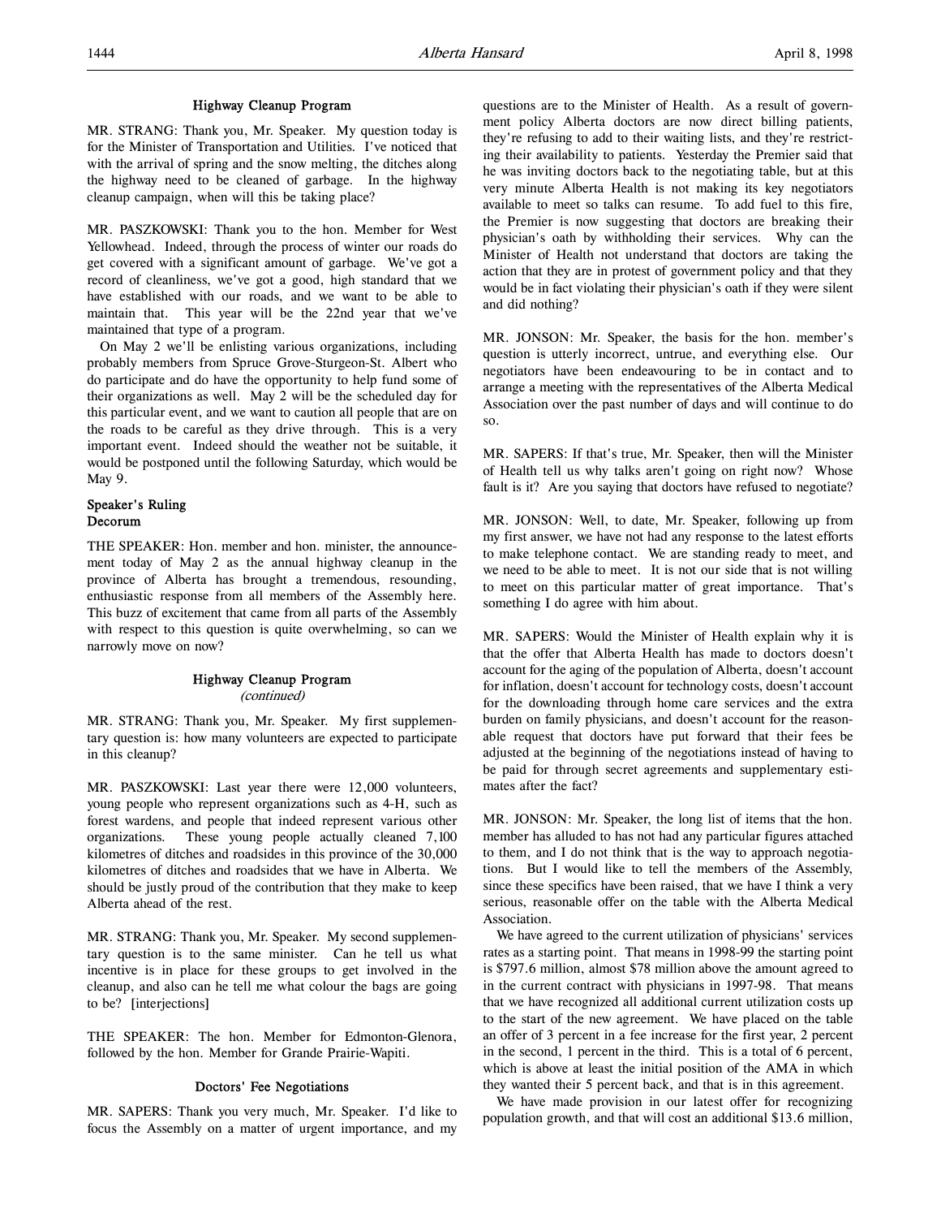### Highway Cleanup Program

MR. STRANG: Thank you, Mr. Speaker. My question today is for the Minister of Transportation and Utilities. I've noticed that with the arrival of spring and the snow melting, the ditches along the highway need to be cleaned of garbage. In the highway cleanup campaign, when will this be taking place?

MR. PASZKOWSKI: Thank you to the hon. Member for West Yellowhead. Indeed, through the process of winter our roads do get covered with a significant amount of garbage. We've got a record of cleanliness, we've got a good, high standard that we have established with our roads, and we want to be able to maintain that. This year will be the 22nd year that we've maintained that type of a program.

On May 2 we'll be enlisting various organizations, including probably members from Spruce Grove-Sturgeon-St. Albert who do participate and do have the opportunity to help fund some of their organizations as well. May 2 will be the scheduled day for this particular event, and we want to caution all people that are on the roads to be careful as they drive through. This is a very important event. Indeed should the weather not be suitable, it would be postponed until the following Saturday, which would be May 9.

### Speaker's Ruling
### Decorum

THE SPEAKER: Hon. member and hon. minister, the announcement today of May 2 as the annual highway cleanup in the province of Alberta has brought a tremendous, resounding, enthusiastic response from all members of the Assembly here. This buzz of excitement that came from all parts of the Assembly with respect to this question is quite overwhelming, so can we narrowly move on now?

### Highway Cleanup Program
*(continued)*

MR. STRANG: Thank you, Mr. Speaker. My first supplementary question is: how many volunteers are expected to participate in this cleanup?

MR. PASZKOWSKI: Last year there were 12,000 volunteers, young people who represent organizations such as 4-H, such as forest wardens, and people that indeed represent various other organizations. These young people actually cleaned 7,100 kilometres of ditches and roadsides in this province of the 30,000 kilometres of ditches and roadsides that we have in Alberta. We should be justly proud of the contribution that they make to keep Alberta ahead of the rest.

MR. STRANG: Thank you, Mr. Speaker. My second supplementary question is to the same minister. Can he tell us what incentive is in place for these groups to get involved in the cleanup, and also can he tell me what colour the bags are going to be? [interjections]

THE SPEAKER: The hon. Member for Edmonton-Glenora, followed by the hon. Member for Grande Prairie-Wapiti.

### Doctors' Fee Negotiations

MR. SAPERS: Thank you very much, Mr. Speaker. I'd like to focus the Assembly on a matter of urgent importance, and my questions are to the Minister of Health. As a result of government policy Alberta doctors are now direct billing patients, they're refusing to add to their waiting lists, and they're restricting their availability to patients. Yesterday the Premier said that he was inviting doctors back to the negotiating table, but at this very minute Alberta Health is not making its key negotiators available to meet so talks can resume. To add fuel to this fire, the Premier is now suggesting that doctors are breaking their physician's oath by withholding their services. Why can the Minister of Health not understand that doctors are taking the action that they are in protest of government policy and that they would be in fact violating their physician's oath if they were silent and did nothing?

MR. JONSON: Mr. Speaker, the basis for the hon. member's question is utterly incorrect, untrue, and everything else. Our negotiators have been endeavouring to be in contact and to arrange a meeting with the representatives of the Alberta Medical Association over the past number of days and will continue to do so.

MR. SAPERS: If that's true, Mr. Speaker, then will the Minister of Health tell us why talks aren't going on right now? Whose fault is it? Are you saying that doctors have refused to negotiate?

MR. JONSON: Well, to date, Mr. Speaker, following up from my first answer, we have not had any response to the latest efforts to make telephone contact. We are standing ready to meet, and we need to be able to meet. It is not our side that is not willing to meet on this particular matter of great importance. That's something I do agree with him about.

MR. SAPERS: Would the Minister of Health explain why it is that the offer that Alberta Health has made to doctors doesn't account for the aging of the population of Alberta, doesn't account for inflation, doesn't account for technology costs, doesn't account for the downloading through home care services and the extra burden on family physicians, and doesn't account for the reasonable request that doctors have put forward that their fees be adjusted at the beginning of the negotiations instead of having to be paid for through secret agreements and supplementary estimates after the fact?

MR. JONSON: Mr. Speaker, the long list of items that the hon. member has alluded to has not had any particular figures attached to them, and I do not think that is the way to approach negotiations. But I would like to tell the members of the Assembly, since these specifics have been raised, that we have I think a very serious, reasonable offer on the table with the Alberta Medical Association.

We have agreed to the current utilization of physicians' services rates as a starting point. That means in 1998-99 the starting point is $797.6 million, almost $78 million above the amount agreed to in the current contract with physicians in 1997-98. That means that we have recognized all additional current utilization costs up to the start of the new agreement. We have placed on the table an offer of 3 percent in a fee increase for the first year, 2 percent in the second, 1 percent in the third. This is a total of 6 percent, which is above at least the initial position of the AMA in which they wanted their 5 percent back, and that is in this agreement.

We have made provision in our latest offer for recognizing population growth, and that will cost an additional $13.6 million,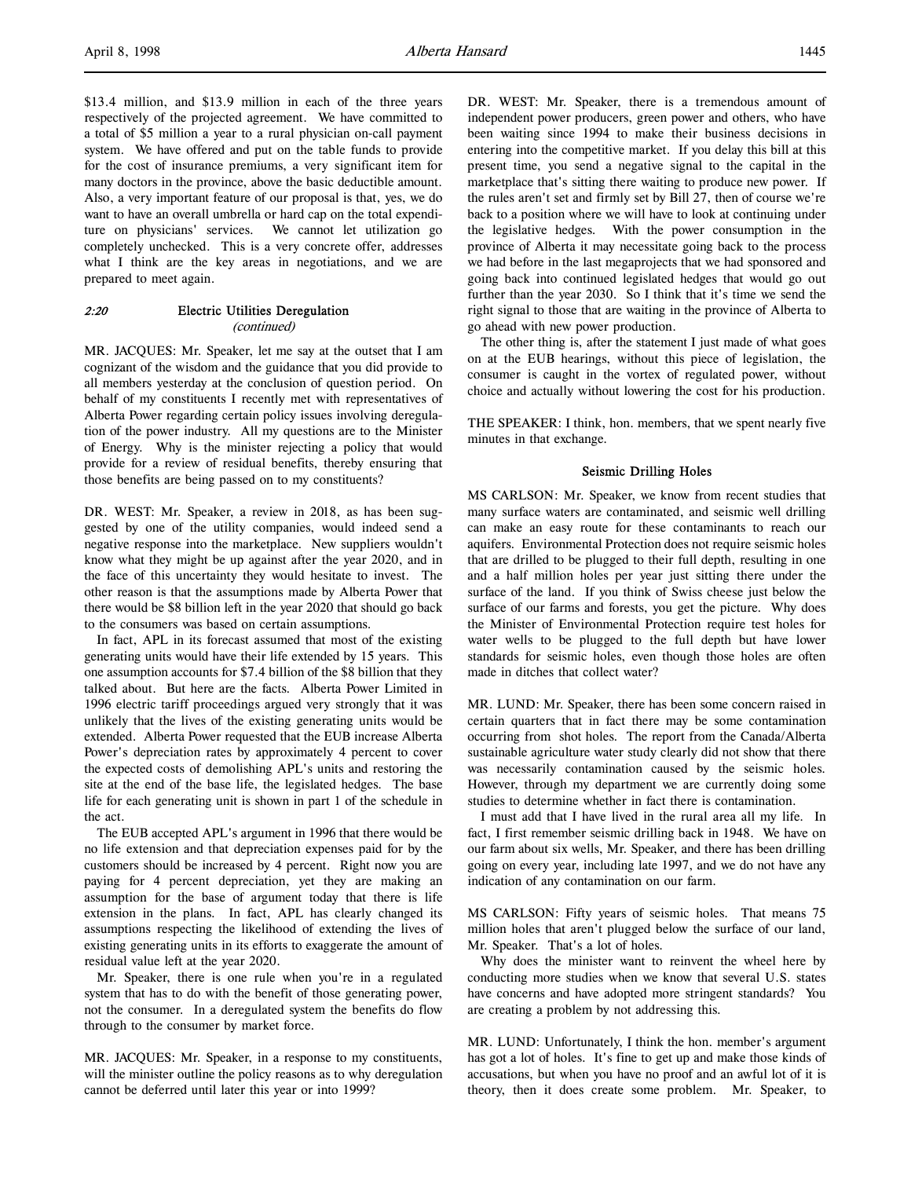$13.4 million, and $13.9 million in each of the three years respectively of the projected agreement. We have committed to a total of $5 million a year to a rural physician on-call payment system. We have offered and put on the table funds to provide for the cost of insurance premiums, a very significant item for many doctors in the province, above the basic deductible amount. Also, a very important feature of our proposal is that, yes, we do want to have an overall umbrella or hard cap on the total expenditure on physicians' services. We cannot let utilization go completely unchecked. This is a very concrete offer, addresses what I think are the key areas in negotiations, and we are prepared to meet again.

## *2:20* Electric Utilities Deregulation *(continued)*

MR. JACQUES: Mr. Speaker, let me say at the outset that I am cognizant of the wisdom and the guidance that you did provide to all members yesterday at the conclusion of question period. On behalf of my constituents I recently met with representatives of Alberta Power regarding certain policy issues involving deregulation of the power industry. All my questions are to the Minister of Energy. Why is the minister rejecting a policy that would provide for a review of residual benefits, thereby ensuring that those benefits are being passed on to my constituents?

DR. WEST: Mr. Speaker, a review in 2018, as has been suggested by one of the utility companies, would indeed send a negative response into the marketplace. New suppliers wouldn't know what they might be up against after the year 2020, and in the face of this uncertainty they would hesitate to invest. The other reason is that the assumptions made by Alberta Power that there would be $8 billion left in the year 2020 that should go back to the consumers was based on certain assumptions.

In fact, APL in its forecast assumed that most of the existing generating units would have their life extended by 15 years. This one assumption accounts for $7.4 billion of the $8 billion that they talked about. But here are the facts. Alberta Power Limited in 1996 electric tariff proceedings argued very strongly that it was unlikely that the lives of the existing generating units would be extended. Alberta Power requested that the EUB increase Alberta Power's depreciation rates by approximately 4 percent to cover the expected costs of demolishing APL's units and restoring the site at the end of the base life, the legislated hedges. The base life for each generating unit is shown in part 1 of the schedule in the act.

The EUB accepted APL's argument in 1996 that there would be no life extension and that depreciation expenses paid for by the customers should be increased by 4 percent. Right now you are paying for 4 percent depreciation, yet they are making an assumption for the base of argument today that there is life extension in the plans. In fact, APL has clearly changed its assumptions respecting the likelihood of extending the lives of existing generating units in its efforts to exaggerate the amount of residual value left at the year 2020.

Mr. Speaker, there is one rule when you're in a regulated system that has to do with the benefit of those generating power, not the consumer. In a deregulated system the benefits do flow through to the consumer by market force.

MR. JACQUES: Mr. Speaker, in a response to my constituents, will the minister outline the policy reasons as to why deregulation cannot be deferred until later this year or into 1999?

DR. WEST: Mr. Speaker, there is a tremendous amount of independent power producers, green power and others, who have been waiting since 1994 to make their business decisions in entering into the competitive market. If you delay this bill at this present time, you send a negative signal to the capital in the marketplace that's sitting there waiting to produce new power. If the rules aren't set and firmly set by Bill 27, then of course we're back to a position where we will have to look at continuing under the legislative hedges. With the power consumption in the province of Alberta it may necessitate going back to the process we had before in the last megaprojects that we had sponsored and going back into continued legislated hedges that would go out further than the year 2030. So I think that it's time we send the right signal to those that are waiting in the province of Alberta to go ahead with new power production.

The other thing is, after the statement I just made of what goes on at the EUB hearings, without this piece of legislation, the consumer is caught in the vortex of regulated power, without choice and actually without lowering the cost for his production.

THE SPEAKER: I think, hon. members, that we spent nearly five minutes in that exchange.

## Seismic Drilling Holes

MS CARLSON: Mr. Speaker, we know from recent studies that many surface waters are contaminated, and seismic well drilling can make an easy route for these contaminants to reach our aquifers. Environmental Protection does not require seismic holes that are drilled to be plugged to their full depth, resulting in one and a half million holes per year just sitting there under the surface of the land. If you think of Swiss cheese just below the surface of our farms and forests, you get the picture. Why does the Minister of Environmental Protection require test holes for water wells to be plugged to the full depth but have lower standards for seismic holes, even though those holes are often made in ditches that collect water?

MR. LUND: Mr. Speaker, there has been some concern raised in certain quarters that in fact there may be some contamination occurring from shot holes. The report from the Canada/Alberta sustainable agriculture water study clearly did not show that there was necessarily contamination caused by the seismic holes. However, through my department we are currently doing some studies to determine whether in fact there is contamination.

I must add that I have lived in the rural area all my life. In fact, I first remember seismic drilling back in 1948. We have on our farm about six wells, Mr. Speaker, and there has been drilling going on every year, including late 1997, and we do not have any indication of any contamination on our farm.

MS CARLSON: Fifty years of seismic holes. That means 75 million holes that aren't plugged below the surface of our land, Mr. Speaker. That's a lot of holes.

Why does the minister want to reinvent the wheel here by conducting more studies when we know that several U.S. states have concerns and have adopted more stringent standards? You are creating a problem by not addressing this.

MR. LUND: Unfortunately, I think the hon. member's argument has got a lot of holes. It's fine to get up and make those kinds of accusations, but when you have no proof and an awful lot of it is theory, then it does create some problem. Mr. Speaker, to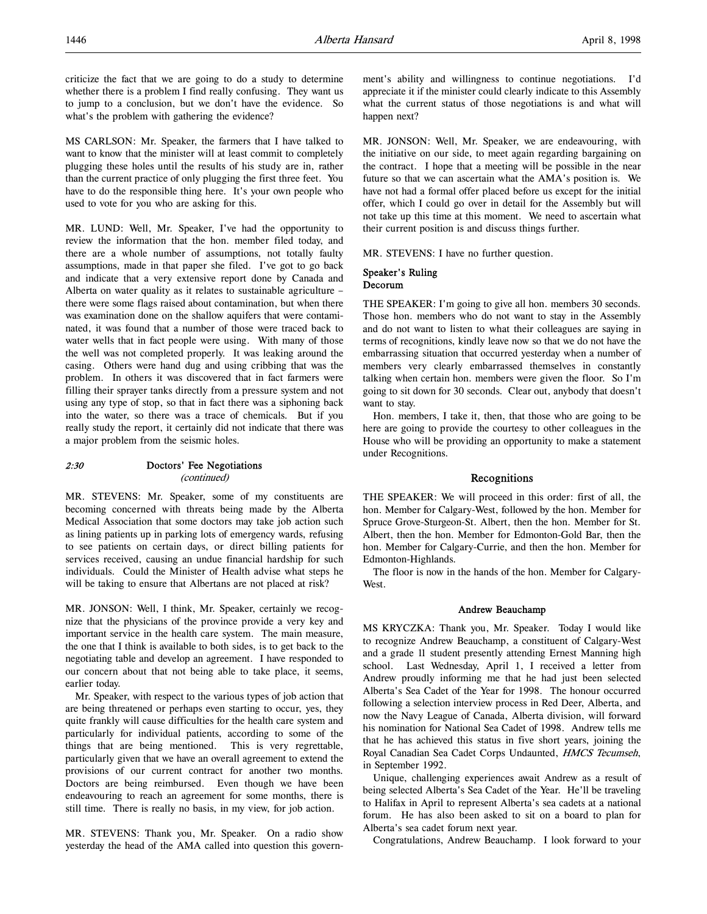criticize the fact that we are going to do a study to determine whether there is a problem I find really confusing. They want us to jump to a conclusion, but we don't have the evidence. So what's the problem with gathering the evidence?

MS CARLSON: Mr. Speaker, the farmers that I have talked to want to know that the minister will at least commit to completely plugging these holes until the results of his study are in, rather than the current practice of only plugging the first three feet. You have to do the responsible thing here. It's your own people who used to vote for you who are asking for this.

MR. LUND: Well, Mr. Speaker, I've had the opportunity to review the information that the hon. member filed today, and there are a whole number of assumptions, not totally faulty assumptions, made in that paper she filed. I've got to go back and indicate that a very extensive report done by Canada and Alberta on water quality as it relates to sustainable agriculture – there were some flags raised about contamination, but when there was examination done on the shallow aquifers that were contaminated, it was found that a number of those were traced back to water wells that in fact people were using. With many of those the well was not completed properly. It was leaking around the casing. Others were hand dug and using cribbing that was the problem. In others it was discovered that in fact farmers were filling their sprayer tanks directly from a pressure system and not using any type of stop, so that in fact there was a siphoning back into the water, so there was a trace of chemicals. But if you really study the report, it certainly did not indicate that there was a major problem from the seismic holes.

### *2:30* Doctors' Fee Negotiations
*(continued)*

MR. STEVENS: Mr. Speaker, some of my constituents are becoming concerned with threats being made by the Alberta Medical Association that some doctors may take job action such as lining patients up in parking lots of emergency wards, refusing to see patients on certain days, or direct billing patients for services received, causing an undue financial hardship for such individuals. Could the Minister of Health advise what steps he will be taking to ensure that Albertans are not placed at risk?

MR. JONSON: Well, I think, Mr. Speaker, certainly we recognize that the physicians of the province provide a very key and important service in the health care system. The main measure, the one that I think is available to both sides, is to get back to the negotiating table and develop an agreement. I have responded to our concern about that not being able to take place, it seems, earlier today.

Mr. Speaker, with respect to the various types of job action that are being threatened or perhaps even starting to occur, yes, they quite frankly will cause difficulties for the health care system and particularly for individual patients, according to some of the things that are being mentioned. This is very regrettable, particularly given that we have an overall agreement to extend the provisions of our current contract for another two months. Doctors are being reimbursed. Even though we have been endeavouring to reach an agreement for some months, there is still time. There is really no basis, in my view, for job action.

MR. STEVENS: Thank you, Mr. Speaker. On a radio show yesterday the head of the AMA called into question this government's ability and willingness to continue negotiations. I'd appreciate it if the minister could clearly indicate to this Assembly what the current status of those negotiations is and what will happen next?

MR. JONSON: Well, Mr. Speaker, we are endeavouring, with the initiative on our side, to meet again regarding bargaining on the contract. I hope that a meeting will be possible in the near future so that we can ascertain what the AMA's position is. We have not had a formal offer placed before us except for the initial offer, which I could go over in detail for the Assembly but will not take up this time at this moment. We need to ascertain what their current position is and discuss things further.

MR. STEVENS: I have no further question.

### Speaker's Ruling
### Decorum

THE SPEAKER: I'm going to give all hon. members 30 seconds. Those hon. members who do not want to stay in the Assembly and do not want to listen to what their colleagues are saying in terms of recognitions, kindly leave now so that we do not have the embarrassing situation that occurred yesterday when a number of members very clearly embarrassed themselves in constantly talking when certain hon. members were given the floor. So I'm going to sit down for 30 seconds. Clear out, anybody that doesn't want to stay.

Hon. members, I take it, then, that those who are going to be here are going to provide the courtesy to other colleagues in the House who will be providing an opportunity to make a statement under Recognitions.

## Recognitions

THE SPEAKER: We will proceed in this order: first of all, the hon. Member for Calgary-West, followed by the hon. Member for Spruce Grove-Sturgeon-St. Albert, then the hon. Member for St. Albert, then the hon. Member for Edmonton-Gold Bar, then the hon. Member for Calgary-Currie, and then the hon. Member for Edmonton-Highlands.

The floor is now in the hands of the hon. Member for Calgary-West.

### Andrew Beauchamp

MS KRYCZKA: Thank you, Mr. Speaker. Today I would like to recognize Andrew Beauchamp, a constituent of Calgary-West and a grade 11 student presently attending Ernest Manning high school. Last Wednesday, April 1, I received a letter from Andrew proudly informing me that he had just been selected Alberta's Sea Cadet of the Year for 1998. The honour occurred following a selection interview process in Red Deer, Alberta, and now the Navy League of Canada, Alberta division, will forward his nomination for National Sea Cadet of 1998. Andrew tells me that he has achieved this status in five short years, joining the Royal Canadian Sea Cadet Corps Undaunted, *HMCS Tecumseh*, in September 1992.

Unique, challenging experiences await Andrew as a result of being selected Alberta's Sea Cadet of the Year. He'll be traveling to Halifax in April to represent Alberta's sea cadets at a national forum. He has also been asked to sit on a board to plan for Alberta's sea cadet forum next year.

Congratulations, Andrew Beauchamp. I look forward to your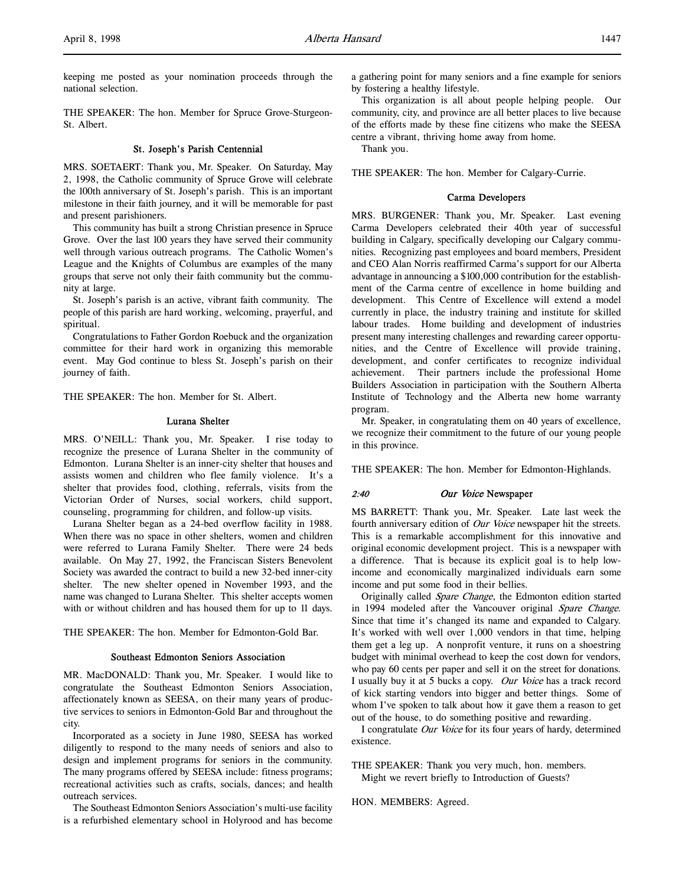keeping me posted as your nomination proceeds through the national selection.

THE SPEAKER: The hon. Member for Spruce Grove-Sturgeon-St. Albert.

### St. Joseph's Parish Centennial

MRS. SOETAERT: Thank you, Mr. Speaker. On Saturday, May 2, 1998, the Catholic community of Spruce Grove will celebrate the 100th anniversary of St. Joseph's parish. This is an important milestone in their faith journey, and it will be memorable for past and present parishioners.

This community has built a strong Christian presence in Spruce Grove. Over the last 100 years they have served their community well through various outreach programs. The Catholic Women's League and the Knights of Columbus are examples of the many groups that serve not only their faith community but the community at large.

St. Joseph's parish is an active, vibrant faith community. The people of this parish are hard working, welcoming, prayerful, and spiritual.

Congratulations to Father Gordon Roebuck and the organization committee for their hard work in organizing this memorable event. May God continue to bless St. Joseph's parish on their journey of faith.

THE SPEAKER: The hon. Member for St. Albert.

### Lurana Shelter

MRS. O'NEILL: Thank you, Mr. Speaker. I rise today to recognize the presence of Lurana Shelter in the community of Edmonton. Lurana Shelter is an inner-city shelter that houses and assists women and children who flee family violence. It's a shelter that provides food, clothing, referrals, visits from the Victorian Order of Nurses, social workers, child support, counseling, programming for children, and follow-up visits.

Lurana Shelter began as a 24-bed overflow facility in 1988. When there was no space in other shelters, women and children were referred to Lurana Family Shelter. There were 24 beds available. On May 27, 1992, the Franciscan Sisters Benevolent Society was awarded the contract to build a new 32-bed inner-city shelter. The new shelter opened in November 1993, and the name was changed to Lurana Shelter. This shelter accepts women with or without children and has housed them for up to 11 days.

THE SPEAKER: The hon. Member for Edmonton-Gold Bar.

### Southeast Edmonton Seniors Association

MR. MacDONALD: Thank you, Mr. Speaker. I would like to congratulate the Southeast Edmonton Seniors Association, affectionately known as SEESA, on their many years of productive services to seniors in Edmonton-Gold Bar and throughout the city.

Incorporated as a society in June 1980, SEESA has worked diligently to respond to the many needs of seniors and also to design and implement programs for seniors in the community. The many programs offered by SEESA include: fitness programs; recreational activities such as crafts, socials, dances; and health outreach services.

The Southeast Edmonton Seniors Association's multi-use facility is a refurbished elementary school in Holyrood and has become a gathering point for many seniors and a fine example for seniors by fostering a healthy lifestyle.

This organization is all about people helping people. Our community, city, and province are all better places to live because of the efforts made by these fine citizens who make the SEESA centre a vibrant, thriving home away from home.

Thank you.

THE SPEAKER: The hon. Member for Calgary-Currie.

### Carma Developers

MRS. BURGENER: Thank you, Mr. Speaker. Last evening Carma Developers celebrated their 40th year of successful building in Calgary, specifically developing our Calgary communities. Recognizing past employees and board members, President and CEO Alan Norris reaffirmed Carma's support for our Alberta advantage in announcing a $100,000 contribution for the establishment of the Carma centre of excellence in home building and development. This Centre of Excellence will extend a model currently in place, the industry training and institute for skilled labour trades. Home building and development of industries present many interesting challenges and rewarding career opportunities, and the Centre of Excellence will provide training, development, and confer certificates to recognize individual achievement. Their partners include the professional Home Builders Association in participation with the Southern Alberta Institute of Technology and the Alberta new home warranty program.

Mr. Speaker, in congratulating them on 40 years of excellence, we recognize their commitment to the future of our young people in this province.

THE SPEAKER: The hon. Member for Edmonton-Highlands.

*2:40*

### *Our Voice* Newspaper

MS BARRETT: Thank you, Mr. Speaker. Late last week the fourth anniversary edition of *Our Voice* newspaper hit the streets. This is a remarkable accomplishment for this innovative and original economic development project. This is a newspaper with a difference. That is because its explicit goal is to help low-income and economically marginalized individuals earn some income and put some food in their bellies.

Originally called *Spare Change*, the Edmonton edition started in 1994 modeled after the Vancouver original *Spare Change*. Since that time it's changed its name and expanded to Calgary. It's worked with well over 1,000 vendors in that time, helping them get a leg up. A nonprofit venture, it runs on a shoestring budget with minimal overhead to keep the cost down for vendors, who pay 60 cents per paper and sell it on the street for donations. I usually buy it at 5 bucks a copy. *Our Voice* has a track record of kick starting vendors into bigger and better things. Some of whom I've spoken to talk about how it gave them a reason to get out of the house, to do something positive and rewarding.

I congratulate *Our Voice* for its four years of hardy, determined existence.

THE SPEAKER: Thank you very much, hon. members.

Might we revert briefly to Introduction of Guests?

HON. MEMBERS: Agreed.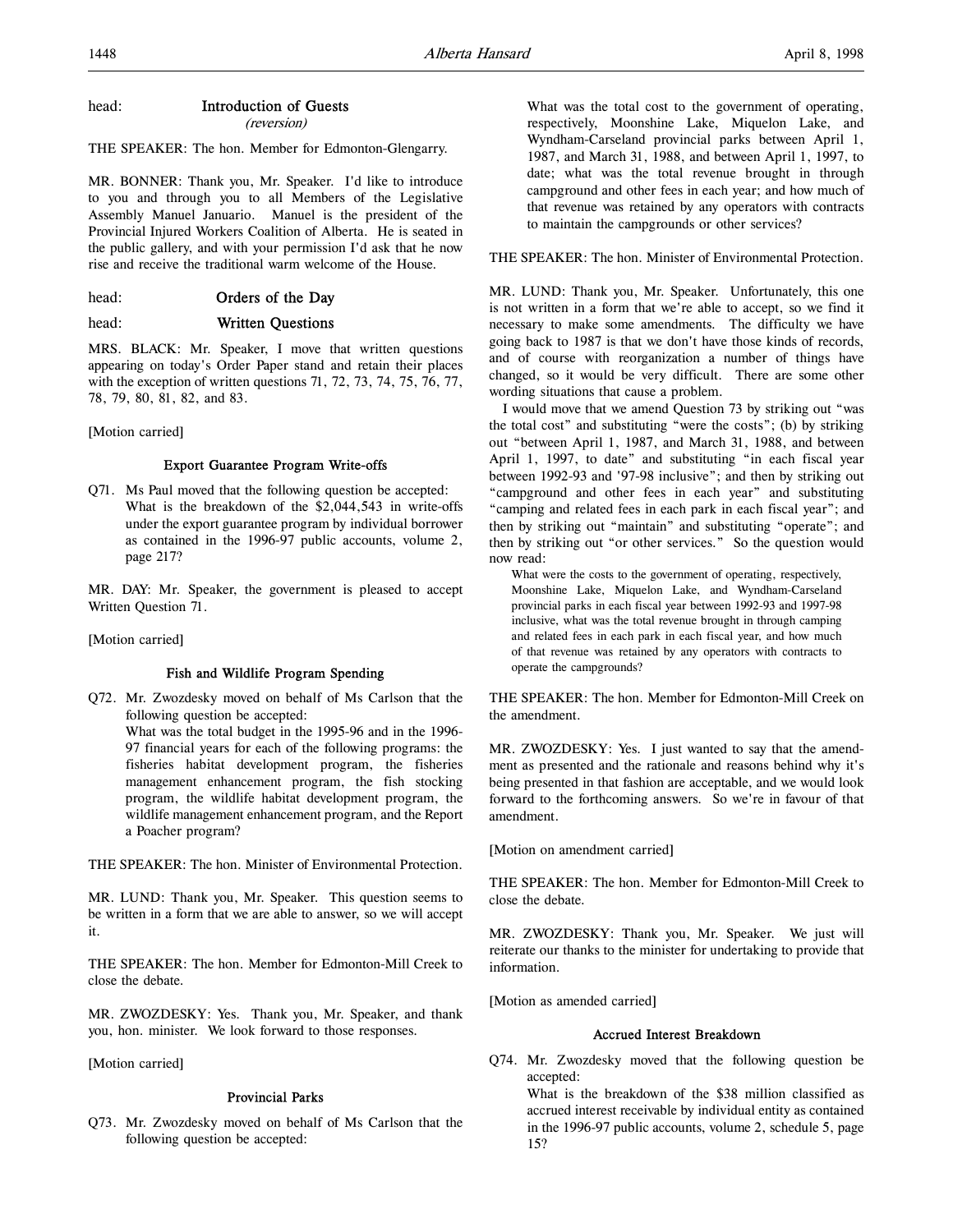head: **Introduction of Guests**
*(reversion)*

THE SPEAKER: The hon. Member for Edmonton-Glengarry.

MR. BONNER: Thank you, Mr. Speaker. I'd like to introduce to you and through you to all Members of the Legislative Assembly Manuel Januario. Manuel is the president of the Provincial Injured Workers Coalition of Alberta. He is seated in the public gallery, and with your permission I'd ask that he now rise and receive the traditional warm welcome of the House.

head: **Orders of the Day**

head: **Written Questions**

MRS. BLACK: Mr. Speaker, I move that written questions appearing on today's Order Paper stand and retain their places with the exception of written questions 71, 72, 73, 74, 75, 76, 77, 78, 79, 80, 81, 82, and 83.

[Motion carried]

### Export Guarantee Program Write-offs

Q71. Ms Paul moved that the following question be accepted:
What is the breakdown of the $2,044,543 in write-offs under the export guarantee program by individual borrower as contained in the 1996-97 public accounts, volume 2, page 217?

MR. DAY: Mr. Speaker, the government is pleased to accept Written Question 71.

[Motion carried]

### Fish and Wildlife Program Spending

Q72. Mr. Zwozdesky moved on behalf of Ms Carlson that the following question be accepted:
What was the total budget in the 1995-96 and in the 1996-97 financial years for each of the following programs: the fisheries habitat development program, the fisheries management enhancement program, the fish stocking program, the wildlife habitat development program, the wildlife management enhancement program, and the Report a Poacher program?

THE SPEAKER: The hon. Minister of Environmental Protection.

MR. LUND: Thank you, Mr. Speaker. This question seems to be written in a form that we are able to answer, so we will accept it.

THE SPEAKER: The hon. Member for Edmonton-Mill Creek to close the debate.

MR. ZWOZDESKY: Yes. Thank you, Mr. Speaker, and thank you, hon. minister. We look forward to those responses.

[Motion carried]

### Provincial Parks

Q73. Mr. Zwozdesky moved on behalf of Ms Carlson that the following question be accepted:
What was the total cost to the government of operating, respectively, Moonshine Lake, Miquelon Lake, and Wyndham-Carseland provincial parks between April 1, 1987, and March 31, 1988, and between April 1, 1997, to date; what was the total revenue brought in through campground and other fees in each year; and how much of that revenue was retained by any operators with contracts to maintain the campgrounds or other services?

THE SPEAKER: The hon. Minister of Environmental Protection.

MR. LUND: Thank you, Mr. Speaker. Unfortunately, this one is not written in a form that we're able to accept, so we find it necessary to make some amendments. The difficulty we have going back to 1987 is that we don't have those kinds of records, and of course with reorganization a number of things have changed, so it would be very difficult. There are some other wording situations that cause a problem.

I would move that we amend Question 73 by striking out "was the total cost" and substituting "were the costs"; (b) by striking out "between April 1, 1987, and March 31, 1988, and between April 1, 1997, to date" and substituting "in each fiscal year between 1992-93 and '97-98 inclusive"; and then by striking out "campground and other fees in each year" and substituting "camping and related fees in each park in each fiscal year"; and then by striking out "maintain" and substituting "operate"; and then by striking out "or other services." So the question would now read:

> What were the costs to the government of operating, respectively, Moonshine Lake, Miquelon Lake, and Wyndham-Carseland provincial parks in each fiscal year between 1992-93 and 1997-98 inclusive, what was the total revenue brought in through camping and related fees in each park in each fiscal year, and how much of that revenue was retained by any operators with contracts to operate the campgrounds?

THE SPEAKER: The hon. Member for Edmonton-Mill Creek on the amendment.

MR. ZWOZDESKY: Yes. I just wanted to say that the amendment as presented and the rationale and reasons behind why it's being presented in that fashion are acceptable, and we would look forward to the forthcoming answers. So we're in favour of that amendment.

[Motion on amendment carried]

THE SPEAKER: The hon. Member for Edmonton-Mill Creek to close the debate.

MR. ZWOZDESKY: Thank you, Mr. Speaker. We just will reiterate our thanks to the minister for undertaking to provide that information.

[Motion as amended carried]

### Accrued Interest Breakdown

Q74. Mr. Zwozdesky moved that the following question be accepted:
What is the breakdown of the $38 million classified as accrued interest receivable by individual entity as contained in the 1996-97 public accounts, volume 2, schedule 5, page 15?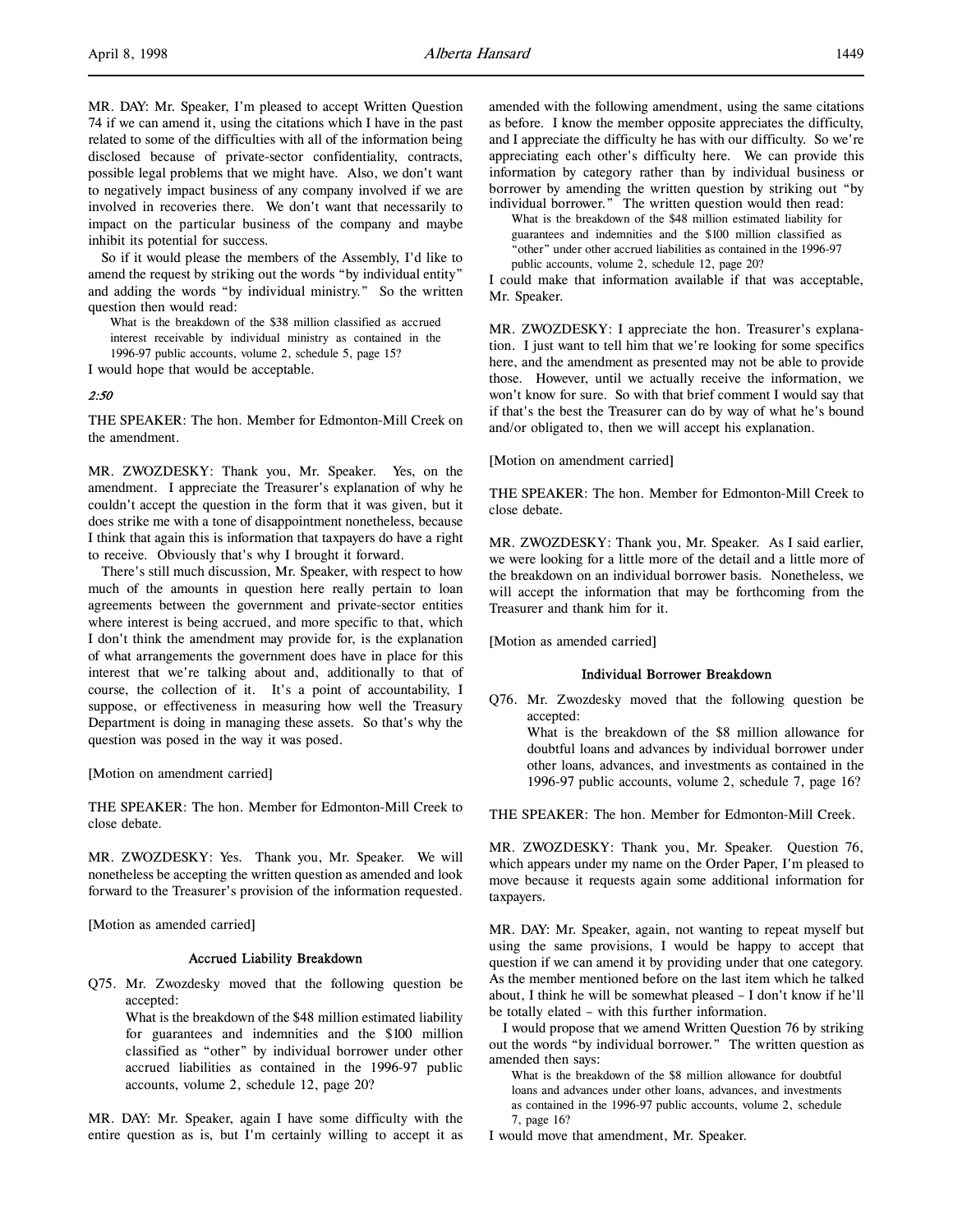MR. DAY: Mr. Speaker, I'm pleased to accept Written Question 74 if we can amend it, using the citations which I have in the past related to some of the difficulties with all of the information being disclosed because of private-sector confidentiality, contracts, possible legal problems that we might have. Also, we don't want to negatively impact business of any company involved if we are involved in recoveries there. We don't want that necessarily to impact on the particular business of the company and maybe inhibit its potential for success.

So if it would please the members of the Assembly, I'd like to amend the request by striking out the words "by individual entity" and adding the words "by individual ministry." So the written question then would read:

> What is the breakdown of the $38 million classified as accrued interest receivable by individual ministry as contained in the 1996-97 public accounts, volume 2, schedule 5, page 15?

I would hope that would be acceptable.

*2:50*

THE SPEAKER: The hon. Member for Edmonton-Mill Creek on the amendment.

MR. ZWOZDESKY: Thank you, Mr. Speaker. Yes, on the amendment. I appreciate the Treasurer's explanation of why he couldn't accept the question in the form that it was given, but it does strike me with a tone of disappointment nonetheless, because I think that again this is information that taxpayers do have a right to receive. Obviously that's why I brought it forward.

There's still much discussion, Mr. Speaker, with respect to how much of the amounts in question here really pertain to loan agreements between the government and private-sector entities where interest is being accrued, and more specific to that, which I don't think the amendment may provide for, is the explanation of what arrangements the government does have in place for this interest that we're talking about and, additionally to that of course, the collection of it. It's a point of accountability, I suppose, or effectiveness in measuring how well the Treasury Department is doing in managing these assets. So that's why the question was posed in the way it was posed.

[Motion on amendment carried]

THE SPEAKER: The hon. Member for Edmonton-Mill Creek to close debate.

MR. ZWOZDESKY: Yes. Thank you, Mr. Speaker. We will nonetheless be accepting the written question as amended and look forward to the Treasurer's provision of the information requested.

[Motion as amended carried]

### Accrued Liability Breakdown

Q75. Mr. Zwozdesky moved that the following question be accepted:

> What is the breakdown of the $48 million estimated liability for guarantees and indemnities and the $100 million classified as "other" by individual borrower under other accrued liabilities as contained in the 1996-97 public accounts, volume 2, schedule 12, page 20?

MR. DAY: Mr. Speaker, again I have some difficulty with the entire question as is, but I'm certainly willing to accept it as amended with the following amendment, using the same citations as before. I know the member opposite appreciates the difficulty, and I appreciate the difficulty he has with our difficulty. So we're appreciating each other's difficulty here. We can provide this information by category rather than by individual business or borrower by amending the written question by striking out "by individual borrower." The written question would then read:

> What is the breakdown of the $48 million estimated liability for guarantees and indemnities and the $100 million classified as "other" under other accrued liabilities as contained in the 1996-97 public accounts, volume 2, schedule 12, page 20?

I could make that information available if that was acceptable, Mr. Speaker.

MR. ZWOZDESKY: I appreciate the hon. Treasurer's explanation. I just want to tell him that we're looking for some specifics here, and the amendment as presented may not be able to provide those. However, until we actually receive the information, we won't know for sure. So with that brief comment I would say that if that's the best the Treasurer can do by way of what he's bound and/or obligated to, then we will accept his explanation.

[Motion on amendment carried]

THE SPEAKER: The hon. Member for Edmonton-Mill Creek to close debate.

MR. ZWOZDESKY: Thank you, Mr. Speaker. As I said earlier, we were looking for a little more of the detail and a little more of the breakdown on an individual borrower basis. Nonetheless, we will accept the information that may be forthcoming from the Treasurer and thank him for it.

[Motion as amended carried]

### Individual Borrower Breakdown

Q76. Mr. Zwozdesky moved that the following question be accepted:

> What is the breakdown of the $8 million allowance for doubtful loans and advances by individual borrower under other loans, advances, and investments as contained in the 1996-97 public accounts, volume 2, schedule 7, page 16?

THE SPEAKER: The hon. Member for Edmonton-Mill Creek.

MR. ZWOZDESKY: Thank you, Mr. Speaker. Question 76, which appears under my name on the Order Paper, I'm pleased to move because it requests again some additional information for taxpayers.

MR. DAY: Mr. Speaker, again, not wanting to repeat myself but using the same provisions, I would be happy to accept that question if we can amend it by providing under that one category. As the member mentioned before on the last item which he talked about, I think he will be somewhat pleased – I don't know if he'll be totally elated – with this further information.

I would propose that we amend Written Question 76 by striking out the words "by individual borrower." The written question as amended then says:

> What is the breakdown of the $8 million allowance for doubtful loans and advances under other loans, advances, and investments as contained in the 1996-97 public accounts, volume 2, schedule 7, page 16?

I would move that amendment, Mr. Speaker.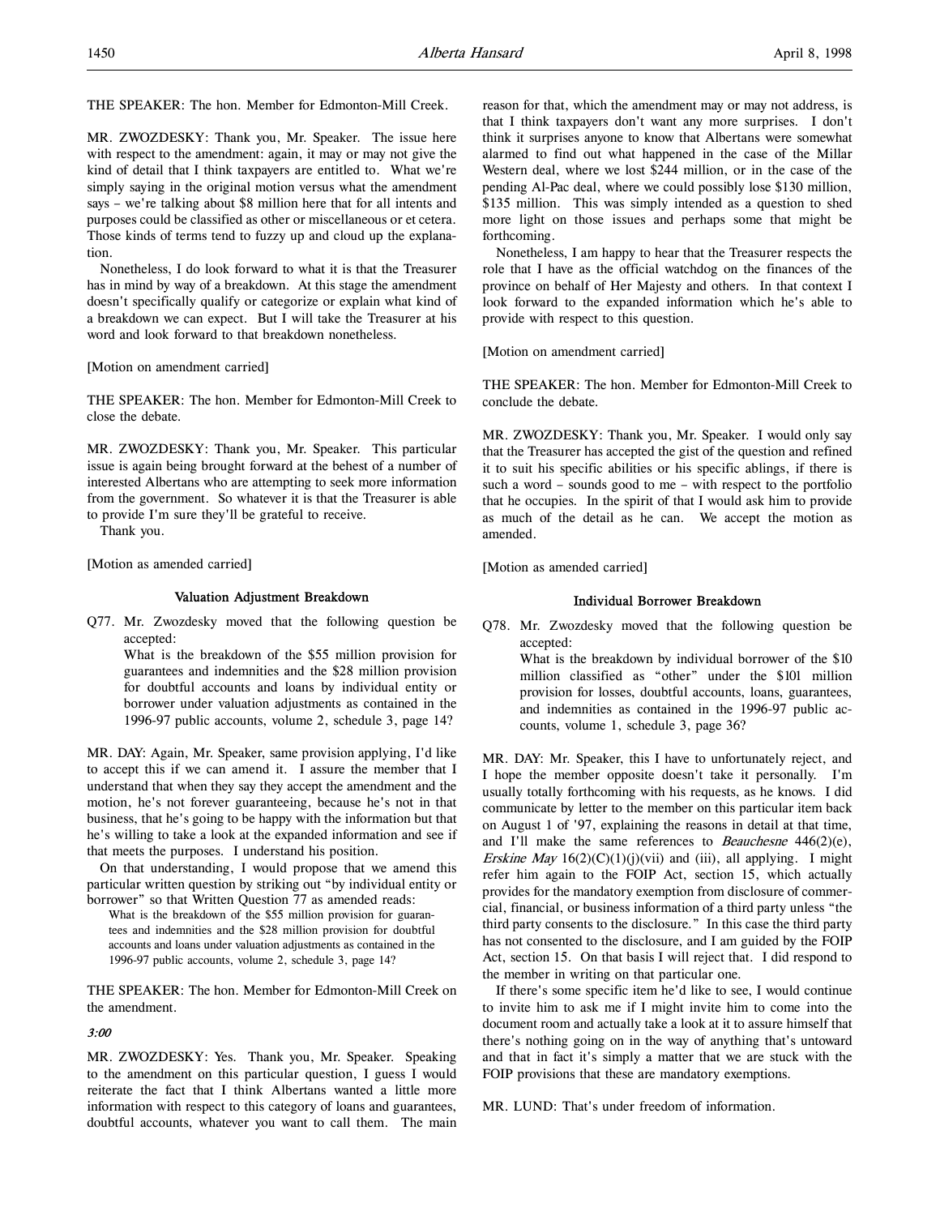THE SPEAKER: The hon. Member for Edmonton-Mill Creek.

MR. ZWOZDESKY: Thank you, Mr. Speaker. The issue here with respect to the amendment: again, it may or may not give the kind of detail that I think taxpayers are entitled to. What we're simply saying in the original motion versus what the amendment says – we're talking about $8 million here that for all intents and purposes could be classified as other or miscellaneous or et cetera. Those kinds of terms tend to fuzzy up and cloud up the explanation.

Nonetheless, I do look forward to what it is that the Treasurer has in mind by way of a breakdown. At this stage the amendment doesn't specifically qualify or categorize or explain what kind of a breakdown we can expect. But I will take the Treasurer at his word and look forward to that breakdown nonetheless.

[Motion on amendment carried]

THE SPEAKER: The hon. Member for Edmonton-Mill Creek to close the debate.

MR. ZWOZDESKY: Thank you, Mr. Speaker. This particular issue is again being brought forward at the behest of a number of interested Albertans who are attempting to seek more information from the government. So whatever it is that the Treasurer is able to provide I'm sure they'll be grateful to receive.

Thank you.

[Motion as amended carried]

### Valuation Adjustment Breakdown

Q77. Mr. Zwozdesky moved that the following question be accepted:

> What is the breakdown of the $55 million provision for guarantees and indemnities and the $28 million provision for doubtful accounts and loans by individual entity or borrower under valuation adjustments as contained in the 1996-97 public accounts, volume 2, schedule 3, page 14?

MR. DAY: Again, Mr. Speaker, same provision applying, I'd like to accept this if we can amend it. I assure the member that I understand that when they say they accept the amendment and the motion, he's not forever guaranteeing, because he's not in that business, that he's going to be happy with the information but that he's willing to take a look at the expanded information and see if that meets the purposes. I understand his position.

On that understanding, I would propose that we amend this particular written question by striking out "by individual entity or borrower" so that Written Question 77 as amended reads:

> What is the breakdown of the $55 million provision for guarantees and indemnities and the $28 million provision for doubtful accounts and loans under valuation adjustments as contained in the 1996-97 public accounts, volume 2, schedule 3, page 14?

THE SPEAKER: The hon. Member for Edmonton-Mill Creek on the amendment.

*3:00*

MR. ZWOZDESKY: Yes. Thank you, Mr. Speaker. Speaking to the amendment on this particular question, I guess I would reiterate the fact that I think Albertans wanted a little more information with respect to this category of loans and guarantees, doubtful accounts, whatever you want to call them. The main reason for that, which the amendment may or may not address, is that I think taxpayers don't want any more surprises. I don't think it surprises anyone to know that Albertans were somewhat alarmed to find out what happened in the case of the Millar Western deal, where we lost $244 million, or in the case of the pending Al-Pac deal, where we could possibly lose $130 million, $135 million. This was simply intended as a question to shed more light on those issues and perhaps some that might be forthcoming.

Nonetheless, I am happy to hear that the Treasurer respects the role that I have as the official watchdog on the finances of the province on behalf of Her Majesty and others. In that context I look forward to the expanded information which he's able to provide with respect to this question.

[Motion on amendment carried]

THE SPEAKER: The hon. Member for Edmonton-Mill Creek to conclude the debate.

MR. ZWOZDESKY: Thank you, Mr. Speaker. I would only say that the Treasurer has accepted the gist of the question and refined it to suit his specific abilities or his specific ablings, if there is such a word – sounds good to me – with respect to the portfolio that he occupies. In the spirit of that I would ask him to provide as much of the detail as he can. We accept the motion as amended.

[Motion as amended carried]

### Individual Borrower Breakdown

Q78. Mr. Zwozdesky moved that the following question be accepted:

> What is the breakdown by individual borrower of the $10 million classified as "other" under the $101 million provision for losses, doubtful accounts, loans, guarantees, and indemnities as contained in the 1996-97 public accounts, volume 1, schedule 3, page 36?

MR. DAY: Mr. Speaker, this I have to unfortunately reject, and I hope the member opposite doesn't take it personally. I'm usually totally forthcoming with his requests, as he knows. I did communicate by letter to the member on this particular item back on August 1 of '97, explaining the reasons in detail at that time, and I'll make the same references to *Beauchesne* 446(2)(e), *Erskine May* 16(2)(C)(1)(j)(vii) and (iii), all applying. I might refer him again to the FOIP Act, section 15, which actually provides for the mandatory exemption from disclosure of commercial, financial, or business information of a third party unless "the third party consents to the disclosure." In this case the third party has not consented to the disclosure, and I am guided by the FOIP Act, section 15. On that basis I will reject that. I did respond to the member in writing on that particular one.

If there's some specific item he'd like to see, I would continue to invite him to ask me if I might invite him to come into the document room and actually take a look at it to assure himself that there's nothing going on in the way of anything that's untoward and that in fact it's simply a matter that we are stuck with the FOIP provisions that these are mandatory exemptions.

MR. LUND: That's under freedom of information.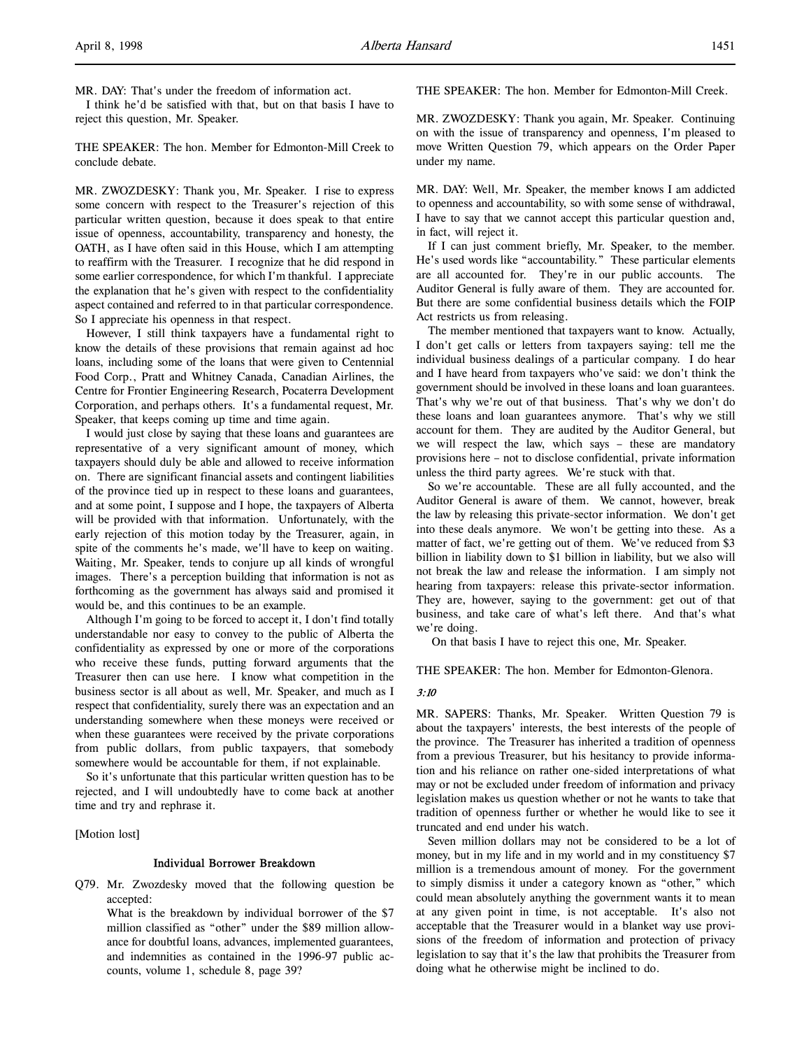MR. DAY: That's under the freedom of information act.

I think he'd be satisfied with that, but on that basis I have to reject this question, Mr. Speaker.

THE SPEAKER: The hon. Member for Edmonton-Mill Creek to conclude debate.

MR. ZWOZDESKY: Thank you, Mr. Speaker. I rise to express some concern with respect to the Treasurer's rejection of this particular written question, because it does speak to that entire issue of openness, accountability, transparency and honesty, the OATH, as I have often said in this House, which I am attempting to reaffirm with the Treasurer. I recognize that he did respond in some earlier correspondence, for which I'm thankful. I appreciate the explanation that he's given with respect to the confidentiality aspect contained and referred to in that particular correspondence. So I appreciate his openness in that respect.

However, I still think taxpayers have a fundamental right to know the details of these provisions that remain against ad hoc loans, including some of the loans that were given to Centennial Food Corp., Pratt and Whitney Canada, Canadian Airlines, the Centre for Frontier Engineering Research, Pocaterra Development Corporation, and perhaps others. It's a fundamental request, Mr. Speaker, that keeps coming up time and time again.

I would just close by saying that these loans and guarantees are representative of a very significant amount of money, which taxpayers should duly be able and allowed to receive information on. There are significant financial assets and contingent liabilities of the province tied up in respect to these loans and guarantees, and at some point, I suppose and I hope, the taxpayers of Alberta will be provided with that information. Unfortunately, with the early rejection of this motion today by the Treasurer, again, in spite of the comments he's made, we'll have to keep on waiting. Waiting, Mr. Speaker, tends to conjure up all kinds of wrongful images. There's a perception building that information is not as forthcoming as the government has always said and promised it would be, and this continues to be an example.

Although I'm going to be forced to accept it, I don't find totally understandable nor easy to convey to the public of Alberta the confidentiality as expressed by one or more of the corporations who receive these funds, putting forward arguments that the Treasurer then can use here. I know what competition in the business sector is all about as well, Mr. Speaker, and much as I respect that confidentiality, surely there was an expectation and an understanding somewhere when these moneys were received or when these guarantees were received by the private corporations from public dollars, from public taxpayers, that somebody somewhere would be accountable for them, if not explainable.

So it's unfortunate that this particular written question has to be rejected, and I will undoubtedly have to come back at another time and try and rephrase it.

[Motion lost]

### Individual Borrower Breakdown

Q79. Mr. Zwozdesky moved that the following question be accepted:

What is the breakdown by individual borrower of the $7 million classified as "other" under the $89 million allowance for doubtful loans, advances, implemented guarantees, and indemnities as contained in the 1996-97 public accounts, volume 1, schedule 8, page 39?

THE SPEAKER: The hon. Member for Edmonton-Mill Creek.

MR. ZWOZDESKY: Thank you again, Mr. Speaker. Continuing on with the issue of transparency and openness, I'm pleased to move Written Question 79, which appears on the Order Paper under my name.

MR. DAY: Well, Mr. Speaker, the member knows I am addicted to openness and accountability, so with some sense of withdrawal, I have to say that we cannot accept this particular question and, in fact, will reject it.

If I can just comment briefly, Mr. Speaker, to the member. He's used words like "accountability." These particular elements are all accounted for. They're in our public accounts. The Auditor General is fully aware of them. They are accounted for. But there are some confidential business details which the FOIP Act restricts us from releasing.

The member mentioned that taxpayers want to know. Actually, I don't get calls or letters from taxpayers saying: tell me the individual business dealings of a particular company. I do hear and I have heard from taxpayers who've said: we don't think the government should be involved in these loans and loan guarantees. That's why we're out of that business. That's why we don't do these loans and loan guarantees anymore. That's why we still account for them. They are audited by the Auditor General, but we will respect the law, which says – these are mandatory provisions here – not to disclose confidential, private information unless the third party agrees. We're stuck with that.

So we're accountable. These are all fully accounted, and the Auditor General is aware of them. We cannot, however, break the law by releasing this private-sector information. We don't get into these deals anymore. We won't be getting into these. As a matter of fact, we're getting out of them. We've reduced from $3 billion in liability down to $1 billion in liability, but we also will not break the law and release the information. I am simply not hearing from taxpayers: release this private-sector information. They are, however, saying to the government: get out of that business, and take care of what's left there. And that's what we're doing.

On that basis I have to reject this one, Mr. Speaker.

THE SPEAKER: The hon. Member for Edmonton-Glenora.

*3:10*

MR. SAPERS: Thanks, Mr. Speaker. Written Question 79 is about the taxpayers' interests, the best interests of the people of the province. The Treasurer has inherited a tradition of openness from a previous Treasurer, but his hesitancy to provide information and his reliance on rather one-sided interpretations of what may or not be excluded under freedom of information and privacy legislation makes us question whether or not he wants to take that tradition of openness further or whether he would like to see it truncated and end under his watch.

Seven million dollars may not be considered to be a lot of money, but in my life and in my world and in my constituency $7 million is a tremendous amount of money. For the government to simply dismiss it under a category known as "other," which could mean absolutely anything the government wants it to mean at any given point in time, is not acceptable. It's also not acceptable that the Treasurer would in a blanket way use provisions of the freedom of information and protection of privacy legislation to say that it's the law that prohibits the Treasurer from doing what he otherwise might be inclined to do.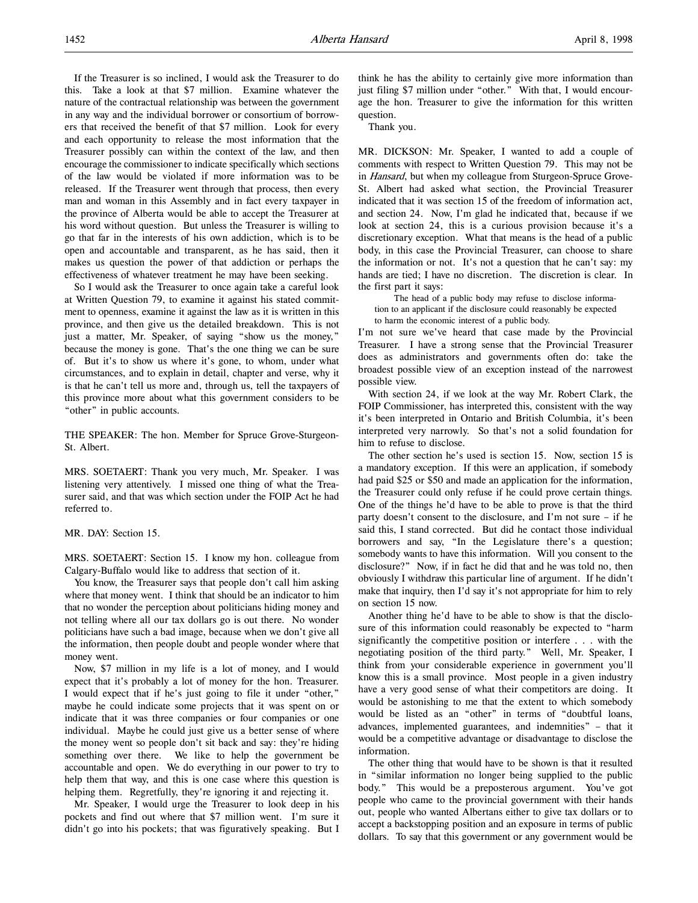If the Treasurer is so inclined, I would ask the Treasurer to do this. Take a look at that $7 million. Examine whatever the nature of the contractual relationship was between the government in any way and the individual borrower or consortium of borrowers that received the benefit of that $7 million. Look for every and each opportunity to release the most information that the Treasurer possibly can within the context of the law, and then encourage the commissioner to indicate specifically which sections of the law would be violated if more information was to be released. If the Treasurer went through that process, then every man and woman in this Assembly and in fact every taxpayer in the province of Alberta would be able to accept the Treasurer at his word without question. But unless the Treasurer is willing to go that far in the interests of his own addiction, which is to be open and accountable and transparent, as he has said, then it makes us question the power of that addiction or perhaps the effectiveness of whatever treatment he may have been seeking.

So I would ask the Treasurer to once again take a careful look at Written Question 79, to examine it against his stated commitment to openness, examine it against the law as it is written in this province, and then give us the detailed breakdown. This is not just a matter, Mr. Speaker, of saying "show us the money," because the money is gone. That's the one thing we can be sure of. But it's to show us where it's gone, to whom, under what circumstances, and to explain in detail, chapter and verse, why it is that he can't tell us more and, through us, tell the taxpayers of this province more about what this government considers to be "other" in public accounts.

THE SPEAKER: The hon. Member for Spruce Grove-Sturgeon-St. Albert.

MRS. SOETAERT: Thank you very much, Mr. Speaker. I was listening very attentively. I missed one thing of what the Treasurer said, and that was which section under the FOIP Act he had referred to.

MR. DAY: Section 15.

MRS. SOETAERT: Section 15. I know my hon. colleague from Calgary-Buffalo would like to address that section of it.

You know, the Treasurer says that people don't call him asking where that money went. I think that should be an indicator to him that no wonder the perception about politicians hiding money and not telling where all our tax dollars go is out there. No wonder politicians have such a bad image, because when we don't give all the information, then people doubt and people wonder where that money went.

Now, $7 million in my life is a lot of money, and I would expect that it's probably a lot of money for the hon. Treasurer. I would expect that if he's just going to file it under "other," maybe he could indicate some projects that it was spent on or indicate that it was three companies or four companies or one individual. Maybe he could just give us a better sense of where the money went so people don't sit back and say: they're hiding something over there. We like to help the government be accountable and open. We do everything in our power to try to help them that way, and this is one case where this question is helping them. Regretfully, they're ignoring it and rejecting it.

Mr. Speaker, I would urge the Treasurer to look deep in his pockets and find out where that $7 million went. I'm sure it didn't go into his pockets; that was figuratively speaking. But I think he has the ability to certainly give more information than just filing $7 million under "other." With that, I would encourage the hon. Treasurer to give the information for this written question.

Thank you.

MR. DICKSON: Mr. Speaker, I wanted to add a couple of comments with respect to Written Question 79. This may not be in *Hansard*, but when my colleague from Sturgeon-Spruce Grove-St. Albert had asked what section, the Provincial Treasurer indicated that it was section 15 of the freedom of information act, and section 24. Now, I'm glad he indicated that, because if we look at section 24, this is a curious provision because it's a discretionary exception. What that means is the head of a public body, in this case the Provincial Treasurer, can choose to share the information or not. It's not a question that he can't say: my hands are tied; I have no discretion. The discretion is clear. In the first part it says:

> The head of a public body may refuse to disclose information to an applicant if the disclosure could reasonably be expected to harm the economic interest of a public body.

I'm not sure we've heard that case made by the Provincial Treasurer. I have a strong sense that the Provincial Treasurer does as administrators and governments often do: take the broadest possible view of an exception instead of the narrowest possible view.

With section 24, if we look at the way Mr. Robert Clark, the FOIP Commissioner, has interpreted this, consistent with the way it's been interpreted in Ontario and British Columbia, it's been interpreted very narrowly. So that's not a solid foundation for him to refuse to disclose.

The other section he's used is section 15. Now, section 15 is a mandatory exception. If this were an application, if somebody had paid $25 or $50 and made an application for the information, the Treasurer could only refuse if he could prove certain things. One of the things he'd have to be able to prove is that the third party doesn't consent to the disclosure, and I'm not sure – if he said this, I stand corrected. But did he contact those individual borrowers and say, "In the Legislature there's a question; somebody wants to have this information. Will you consent to the disclosure?" Now, if in fact he did that and he was told no, then obviously I withdraw this particular line of argument. If he didn't make that inquiry, then I'd say it's not appropriate for him to rely on section 15 now.

Another thing he'd have to be able to show is that the disclosure of this information could reasonably be expected to "harm significantly the competitive position or interfere . . . with the negotiating position of the third party." Well, Mr. Speaker, I think from your considerable experience in government you'll know this is a small province. Most people in a given industry have a very good sense of what their competitors are doing. It would be astonishing to me that the extent to which somebody would be listed as an "other" in terms of "doubtful loans, advances, implemented guarantees, and indemnities" – that it would be a competitive advantage or disadvantage to disclose the information.

The other thing that would have to be shown is that it resulted in "similar information no longer being supplied to the public body." This would be a preposterous argument. You've got people who came to the provincial government with their hands out, people who wanted Albertans either to give tax dollars or to accept a backstopping position and an exposure in terms of public dollars. To say that this government or any government would be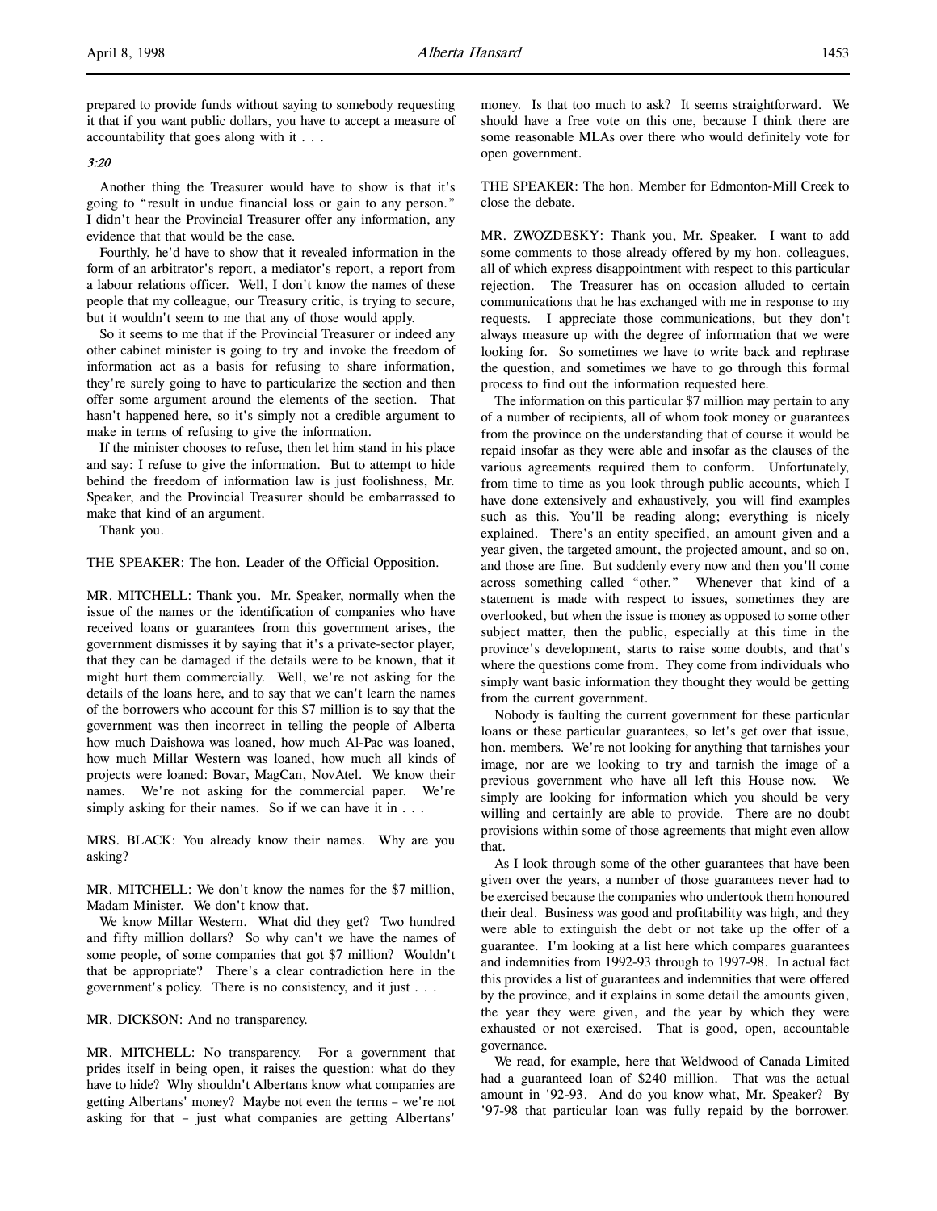prepared to provide funds without saying to somebody requesting it that if you want public dollars, you have to accept a measure of accountability that goes along with it . . .

*3:20*

Another thing the Treasurer would have to show is that it's going to "result in undue financial loss or gain to any person." I didn't hear the Provincial Treasurer offer any information, any evidence that that would be the case.

Fourthly, he'd have to show that it revealed information in the form of an arbitrator's report, a mediator's report, a report from a labour relations officer. Well, I don't know the names of these people that my colleague, our Treasury critic, is trying to secure, but it wouldn't seem to me that any of those would apply.

So it seems to me that if the Provincial Treasurer or indeed any other cabinet minister is going to try and invoke the freedom of information act as a basis for refusing to share information, they're surely going to have to particularize the section and then offer some argument around the elements of the section. That hasn't happened here, so it's simply not a credible argument to make in terms of refusing to give the information.

If the minister chooses to refuse, then let him stand in his place and say: I refuse to give the information. But to attempt to hide behind the freedom of information law is just foolishness, Mr. Speaker, and the Provincial Treasurer should be embarrassed to make that kind of an argument.

Thank you.

THE SPEAKER: The hon. Leader of the Official Opposition.

MR. MITCHELL: Thank you. Mr. Speaker, normally when the issue of the names or the identification of companies who have received loans or guarantees from this government arises, the government dismisses it by saying that it's a private-sector player, that they can be damaged if the details were to be known, that it might hurt them commercially. Well, we're not asking for the details of the loans here, and to say that we can't learn the names of the borrowers who account for this $7 million is to say that the government was then incorrect in telling the people of Alberta how much Daishowa was loaned, how much Al-Pac was loaned, how much Millar Western was loaned, how much all kinds of projects were loaned: Bovar, MagCan, NovAtel. We know their names. We're not asking for the commercial paper. We're simply asking for their names. So if we can have it in . . .

MRS. BLACK: You already know their names. Why are you asking?

MR. MITCHELL: We don't know the names for the $7 million, Madam Minister. We don't know that.

We know Millar Western. What did they get? Two hundred and fifty million dollars? So why can't we have the names of some people, of some companies that got $7 million? Wouldn't that be appropriate? There's a clear contradiction here in the government's policy. There is no consistency, and it just . . .

MR. DICKSON: And no transparency.

MR. MITCHELL: No transparency. For a government that prides itself in being open, it raises the question: what do they have to hide? Why shouldn't Albertans know what companies are getting Albertans' money? Maybe not even the terms – we're not asking for that – just what companies are getting Albertans' money. Is that too much to ask? It seems straightforward. We should have a free vote on this one, because I think there are some reasonable MLAs over there who would definitely vote for open government.

THE SPEAKER: The hon. Member for Edmonton-Mill Creek to close the debate.

MR. ZWOZDESKY: Thank you, Mr. Speaker. I want to add some comments to those already offered by my hon. colleagues, all of which express disappointment with respect to this particular rejection. The Treasurer has on occasion alluded to certain communications that he has exchanged with me in response to my requests. I appreciate those communications, but they don't always measure up with the degree of information that we were looking for. So sometimes we have to write back and rephrase the question, and sometimes we have to go through this formal process to find out the information requested here.

The information on this particular $7 million may pertain to any of a number of recipients, all of whom took money or guarantees from the province on the understanding that of course it would be repaid insofar as they were able and insofar as the clauses of the various agreements required them to conform. Unfortunately, from time to time as you look through public accounts, which I have done extensively and exhaustively, you will find examples such as this. You'll be reading along; everything is nicely explained. There's an entity specified, an amount given and a year given, the targeted amount, the projected amount, and so on, and those are fine. But suddenly every now and then you'll come across something called "other." Whenever that kind of a statement is made with respect to issues, sometimes they are overlooked, but when the issue is money as opposed to some other subject matter, then the public, especially at this time in the province's development, starts to raise some doubts, and that's where the questions come from. They come from individuals who simply want basic information they thought they would be getting from the current government.

Nobody is faulting the current government for these particular loans or these particular guarantees, so let's get over that issue, hon. members. We're not looking for anything that tarnishes your image, nor are we looking to try and tarnish the image of a previous government who have all left this House now. We simply are looking for information which you should be very willing and certainly are able to provide. There are no doubt provisions within some of those agreements that might even allow that.

As I look through some of the other guarantees that have been given over the years, a number of those guarantees never had to be exercised because the companies who undertook them honoured their deal. Business was good and profitability was high, and they were able to extinguish the debt or not take up the offer of a guarantee. I'm looking at a list here which compares guarantees and indemnities from 1992-93 through to 1997-98. In actual fact this provides a list of guarantees and indemnities that were offered by the province, and it explains in some detail the amounts given, the year they were given, and the year by which they were exhausted or not exercised. That is good, open, accountable governance.

We read, for example, here that Weldwood of Canada Limited had a guaranteed loan of $240 million. That was the actual amount in '92-93. And do you know what, Mr. Speaker? By '97-98 that particular loan was fully repaid by the borrower.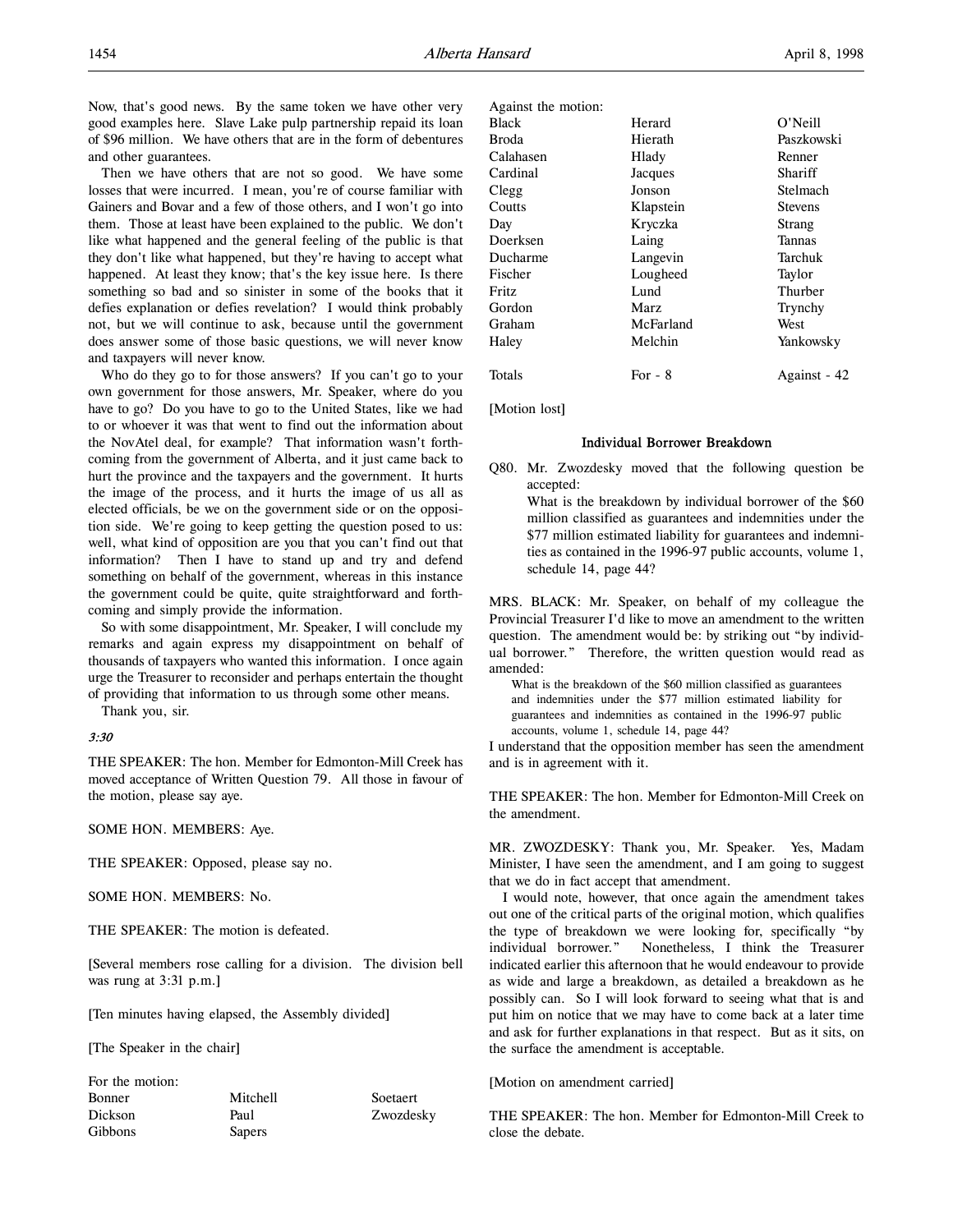Now, that's good news. By the same token we have other very good examples here. Slave Lake pulp partnership repaid its loan of $96 million. We have others that are in the form of debentures and other guarantees.

Then we have others that are not so good. We have some losses that were incurred. I mean, you're of course familiar with Gainers and Bovar and a few of those others, and I won't go into them. Those at least have been explained to the public. We don't like what happened and the general feeling of the public is that they don't like what happened, but they're having to accept what happened. At least they know; that's the key issue here. Is there something so bad and so sinister in some of the books that it defies explanation or defies revelation? I would think probably not, but we will continue to ask, because until the government does answer some of those basic questions, we will never know and taxpayers will never know.

Who do they go to for those answers? If you can't go to your own government for those answers, Mr. Speaker, where do you have to go? Do you have to go to the United States, like we had to or whoever it was that went to find out the information about the NovAtel deal, for example? That information wasn't forthcoming from the government of Alberta, and it just came back to hurt the province and the taxpayers and the government. It hurts the image of the process, and it hurts the image of us all as elected officials, be we on the government side or on the opposition side. We're going to keep getting the question posed to us: well, what kind of opposition are you that you can't find out that information? Then I have to stand up and try and defend something on behalf of the government, whereas in this instance the government could be quite, quite straightforward and forthcoming and simply provide the information.

So with some disappointment, Mr. Speaker, I will conclude my remarks and again express my disappointment on behalf of thousands of taxpayers who wanted this information. I once again urge the Treasurer to reconsider and perhaps entertain the thought of providing that information to us through some other means.

Thank you, sir.

*3:30*

THE SPEAKER: The hon. Member for Edmonton-Mill Creek has moved acceptance of Written Question 79. All those in favour of the motion, please say aye.

SOME HON. MEMBERS: Aye.

THE SPEAKER: Opposed, please say no.

SOME HON. MEMBERS: No.

THE SPEAKER: The motion is defeated.

[Several members rose calling for a division. The division bell was rung at 3:31 p.m.]

[Ten minutes having elapsed, the Assembly divided]

[The Speaker in the chair]

For the motion:

| | | |
|---|---|---|
| Bonner | Mitchell | Soetaert |
| Dickson | Paul | Zwozdesky |
| Gibbons | Sapers | |

Against the motion:

| | | |
|---|---|---|
| Black | Herard | O'Neill |
| Broda | Hierath | Paszkowski |
| Calahasen | Hlady | Renner |
| Cardinal | Jacques | Shariff |
| Clegg | Jonson | Stelmach |
| Coutts | Klapstein | Stevens |
| Day | Kryczka | Strang |
| Doerksen | Laing | Tannas |
| Ducharme | Langevin | Tarchuk |
| Fischer | Lougheed | Taylor |
| Fritz | Lund | Thurber |
| Gordon | Marz | Trynchy |
| Graham | McFarland | West |
| Haley | Melchin | Yankowsky |
| Totals | For - 8 | Against - 42 |

[Motion lost]

### Individual Borrower Breakdown

Q80. Mr. Zwozdesky moved that the following question be accepted:

What is the breakdown by individual borrower of the $60 million classified as guarantees and indemnities under the $77 million estimated liability for guarantees and indemnities as contained in the 1996-97 public accounts, volume 1, schedule 14, page 44?

MRS. BLACK: Mr. Speaker, on behalf of my colleague the Provincial Treasurer I'd like to move an amendment to the written question. The amendment would be: by striking out "by individual borrower." Therefore, the written question would read as amended:

> What is the breakdown of the $60 million classified as guarantees and indemnities under the $77 million estimated liability for guarantees and indemnities as contained in the 1996-97 public accounts, volume 1, schedule 14, page 44?

I understand that the opposition member has seen the amendment and is in agreement with it.

THE SPEAKER: The hon. Member for Edmonton-Mill Creek on the amendment.

MR. ZWOZDESKY: Thank you, Mr. Speaker. Yes, Madam Minister, I have seen the amendment, and I am going to suggest that we do in fact accept that amendment.

I would note, however, that once again the amendment takes out one of the critical parts of the original motion, which qualifies the type of breakdown we were looking for, specifically "by individual borrower." Nonetheless, I think the Treasurer indicated earlier this afternoon that he would endeavour to provide as wide and large a breakdown, as detailed a breakdown as he possibly can. So I will look forward to seeing what that is and put him on notice that we may have to come back at a later time and ask for further explanations in that respect. But as it sits, on the surface the amendment is acceptable.

[Motion on amendment carried]

THE SPEAKER: The hon. Member for Edmonton-Mill Creek to close the debate.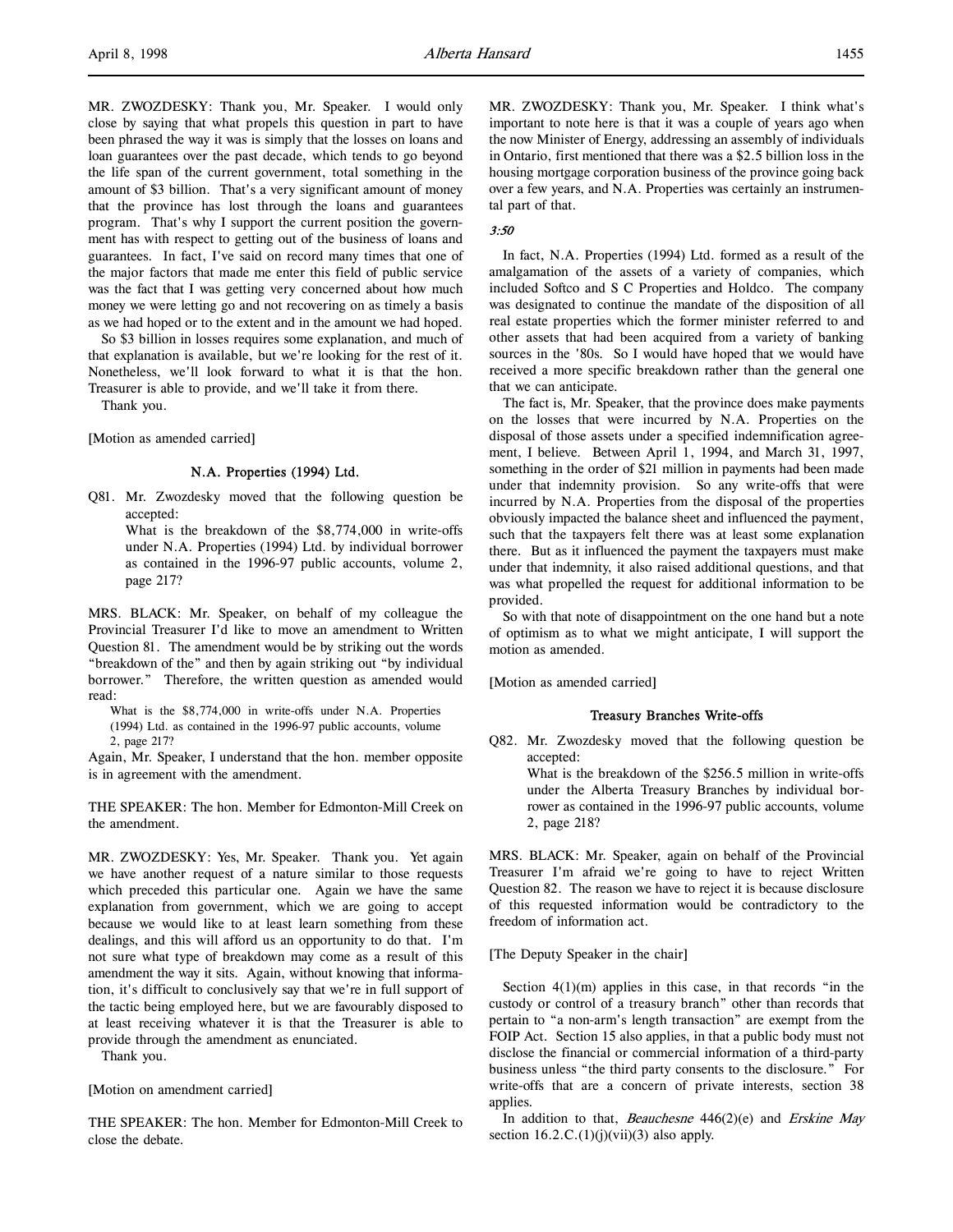MR. ZWOZDESKY: Thank you, Mr. Speaker. I would only close by saying that what propels this question in part to have been phrased the way it was is simply that the losses on loans and loan guarantees over the past decade, which tends to go beyond the life span of the current government, total something in the amount of $3 billion. That's a very significant amount of money that the province has lost through the loans and guarantees program. That's why I support the current position the government has with respect to getting out of the business of loans and guarantees. In fact, I've said on record many times that one of the major factors that made me enter this field of public service was the fact that I was getting very concerned about how much money we were letting go and not recovering on as timely a basis as we had hoped or to the extent and in the amount we had hoped.

So $3 billion in losses requires some explanation, and much of that explanation is available, but we're looking for the rest of it. Nonetheless, we'll look forward to what it is that the hon. Treasurer is able to provide, and we'll take it from there.

Thank you.

[Motion as amended carried]

### N.A. Properties (1994) Ltd.

Q81. Mr. Zwozdesky moved that the following question be accepted:

What is the breakdown of the $8,774,000 in write-offs under N.A. Properties (1994) Ltd. by individual borrower as contained in the 1996-97 public accounts, volume 2, page 217?

MRS. BLACK: Mr. Speaker, on behalf of my colleague the Provincial Treasurer I'd like to move an amendment to Written Question 81. The amendment would be by striking out the words "breakdown of the" and then by again striking out "by individual borrower." Therefore, the written question as amended would read:

> What is the $8,774,000 in write-offs under N.A. Properties (1994) Ltd. as contained in the 1996-97 public accounts, volume 2, page 217?

Again, Mr. Speaker, I understand that the hon. member opposite is in agreement with the amendment.

THE SPEAKER: The hon. Member for Edmonton-Mill Creek on the amendment.

MR. ZWOZDESKY: Yes, Mr. Speaker. Thank you. Yet again we have another request of a nature similar to those requests which preceded this particular one. Again we have the same explanation from government, which we are going to accept because we would like to at least learn something from these dealings, and this will afford us an opportunity to do that. I'm not sure what type of breakdown may come as a result of this amendment the way it sits. Again, without knowing that information, it's difficult to conclusively say that we're in full support of the tactic being employed here, but we are favourably disposed to at least receiving whatever it is that the Treasurer is able to provide through the amendment as enunciated.

Thank you.

[Motion on amendment carried]

THE SPEAKER: The hon. Member for Edmonton-Mill Creek to close the debate.

MR. ZWOZDESKY: Thank you, Mr. Speaker. I think what's important to note here is that it was a couple of years ago when the now Minister of Energy, addressing an assembly of individuals in Ontario, first mentioned that there was a $2.5 billion loss in the housing mortgage corporation business of the province going back over a few years, and N.A. Properties was certainly an instrumental part of that.

*3:50*

In fact, N.A. Properties (1994) Ltd. formed as a result of the amalgamation of the assets of a variety of companies, which included Softco and S C Properties and Holdco. The company was designated to continue the mandate of the disposition of all real estate properties which the former minister referred to and other assets that had been acquired from a variety of banking sources in the '80s. So I would have hoped that we would have received a more specific breakdown rather than the general one that we can anticipate.

The fact is, Mr. Speaker, that the province does make payments on the losses that were incurred by N.A. Properties on the disposal of those assets under a specified indemnification agreement, I believe. Between April 1, 1994, and March 31, 1997, something in the order of $21 million in payments had been made under that indemnity provision. So any write-offs that were incurred by N.A. Properties from the disposal of the properties obviously impacted the balance sheet and influenced the payment, such that the taxpayers felt there was at least some explanation there. But as it influenced the payment the taxpayers must make under that indemnity, it also raised additional questions, and that was what propelled the request for additional information to be provided.

So with that note of disappointment on the one hand but a note of optimism as to what we might anticipate, I will support the motion as amended.

[Motion as amended carried]

### Treasury Branches Write-offs

Q82. Mr. Zwozdesky moved that the following question be accepted:

What is the breakdown of the $256.5 million in write-offs under the Alberta Treasury Branches by individual borrower as contained in the 1996-97 public accounts, volume 2, page 218?

MRS. BLACK: Mr. Speaker, again on behalf of the Provincial Treasurer I'm afraid we're going to have to reject Written Question 82. The reason we have to reject it is because disclosure of this requested information would be contradictory to the freedom of information act.

[The Deputy Speaker in the chair]

Section 4(1)(m) applies in this case, in that records "in the custody or control of a treasury branch" other than records that pertain to "a non-arm's length transaction" are exempt from the FOIP Act. Section 15 also applies, in that a public body must not disclose the financial or commercial information of a third-party business unless "the third party consents to the disclosure." For write-offs that are a concern of private interests, section 38 applies.

In addition to that, *Beauchesne* 446(2)(e) and *Erskine May* section 16.2.C.(1)(j)(vii)(3) also apply.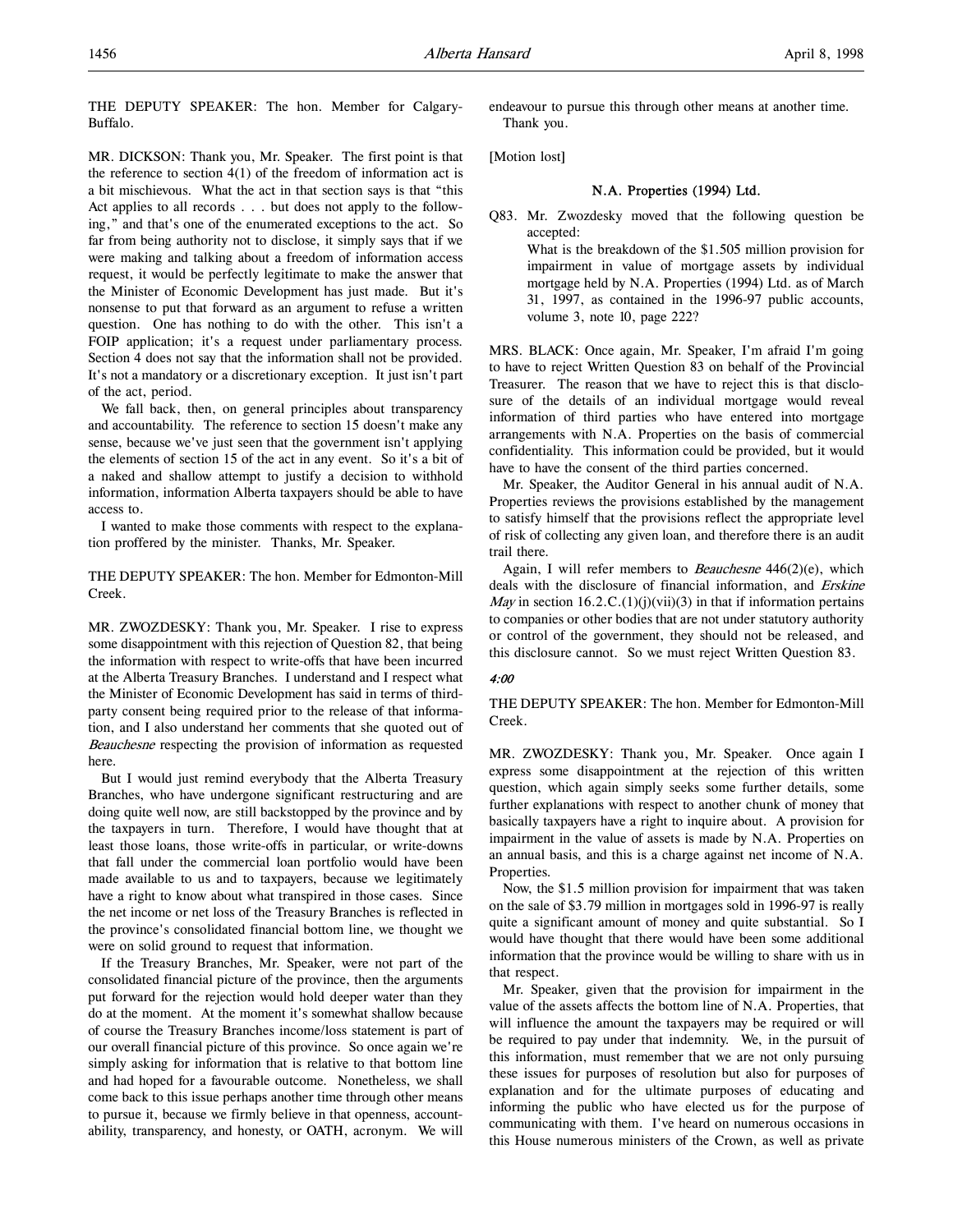THE DEPUTY SPEAKER: The hon. Member for Calgary-Buffalo.

MR. DICKSON: Thank you, Mr. Speaker. The first point is that the reference to section 4(1) of the freedom of information act is a bit mischievous. What the act in that section says is that "this Act applies to all records . . . but does not apply to the following," and that's one of the enumerated exceptions to the act. So far from being authority not to disclose, it simply says that if we were making and talking about a freedom of information access request, it would be perfectly legitimate to make the answer that the Minister of Economic Development has just made. But it's nonsense to put that forward as an argument to refuse a written question. One has nothing to do with the other. This isn't a FOIP application; it's a request under parliamentary process. Section 4 does not say that the information shall not be provided. It's not a mandatory or a discretionary exception. It just isn't part of the act, period.

We fall back, then, on general principles about transparency and accountability. The reference to section 15 doesn't make any sense, because we've just seen that the government isn't applying the elements of section 15 of the act in any event. So it's a bit of a naked and shallow attempt to justify a decision to withhold information, information Alberta taxpayers should be able to have access to.

I wanted to make those comments with respect to the explanation proffered by the minister. Thanks, Mr. Speaker.

THE DEPUTY SPEAKER: The hon. Member for Edmonton-Mill Creek.

MR. ZWOZDESKY: Thank you, Mr. Speaker. I rise to express some disappointment with this rejection of Question 82, that being the information with respect to write-offs that have been incurred at the Alberta Treasury Branches. I understand and I respect what the Minister of Economic Development has said in terms of third-party consent being required prior to the release of that information, and I also understand her comments that she quoted out of *Beauchesne* respecting the provision of information as requested here.

But I would just remind everybody that the Alberta Treasury Branches, who have undergone significant restructuring and are doing quite well now, are still backstopped by the province and by the taxpayers in turn. Therefore, I would have thought that at least those loans, those write-offs in particular, or write-downs that fall under the commercial loan portfolio would have been made available to us and to taxpayers, because we legitimately have a right to know about what transpired in those cases. Since the net income or net loss of the Treasury Branches is reflected in the province's consolidated financial bottom line, we thought we were on solid ground to request that information.

If the Treasury Branches, Mr. Speaker, were not part of the consolidated financial picture of the province, then the arguments put forward for the rejection would hold deeper water than they do at the moment. At the moment it's somewhat shallow because of course the Treasury Branches income/loss statement is part of our overall financial picture of this province. So once again we're simply asking for information that is relative to that bottom line and had hoped for a favourable outcome. Nonetheless, we shall come back to this issue perhaps another time through other means to pursue it, because we firmly believe in that openness, accountability, transparency, and honesty, or OATH, acronym. We will endeavour to pursue this through other means at another time.

Thank you.

[Motion lost]

## N.A. Properties (1994) Ltd.

Q83. Mr. Zwozdesky moved that the following question be accepted:

> What is the breakdown of the $1.505 million provision for impairment in value of mortgage assets by individual mortgage held by N.A. Properties (1994) Ltd. as of March 31, 1997, as contained in the 1996-97 public accounts, volume 3, note 10, page 222?

MRS. BLACK: Once again, Mr. Speaker, I'm afraid I'm going to have to reject Written Question 83 on behalf of the Provincial Treasurer. The reason that we have to reject this is that disclosure of the details of an individual mortgage would reveal information of third parties who have entered into mortgage arrangements with N.A. Properties on the basis of commercial confidentiality. This information could be provided, but it would have to have the consent of the third parties concerned.

Mr. Speaker, the Auditor General in his annual audit of N.A. Properties reviews the provisions established by the management to satisfy himself that the provisions reflect the appropriate level of risk of collecting any given loan, and therefore there is an audit trail there.

Again, I will refer members to *Beauchesne* 446(2)(e), which deals with the disclosure of financial information, and *Erskine May* in section 16.2.C.(1)(j)(vii)(3) in that if information pertains to companies or other bodies that are not under statutory authority or control of the government, they should not be released, and this disclosure cannot. So we must reject Written Question 83.

*4:00*

THE DEPUTY SPEAKER: The hon. Member for Edmonton-Mill Creek.

MR. ZWOZDESKY: Thank you, Mr. Speaker. Once again I express some disappointment at the rejection of this written question, which again simply seeks some further details, some further explanations with respect to another chunk of money that basically taxpayers have a right to inquire about. A provision for impairment in the value of assets is made by N.A. Properties on an annual basis, and this is a charge against net income of N.A. Properties.

Now, the $1.5 million provision for impairment that was taken on the sale of $3.79 million in mortgages sold in 1996-97 is really quite a significant amount of money and quite substantial. So I would have thought that there would have been some additional information that the province would be willing to share with us in that respect.

Mr. Speaker, given that the provision for impairment in the value of the assets affects the bottom line of N.A. Properties, that will influence the amount the taxpayers may be required or will be required to pay under that indemnity. We, in the pursuit of this information, must remember that we are not only pursuing these issues for purposes of resolution but also for purposes of explanation and for the ultimate purposes of educating and informing the public who have elected us for the purpose of communicating with them. I've heard on numerous occasions in this House numerous ministers of the Crown, as well as private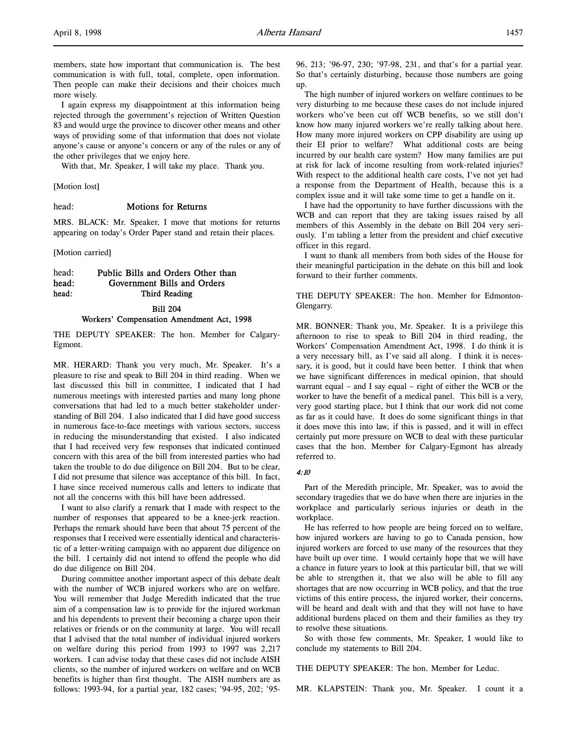members, state how important that communication is. The best communication is with full, total, complete, open information. Then people can make their decisions and their choices much more wisely.

I again express my disappointment at this information being rejected through the government's rejection of Written Question 83 and would urge the province to discover other means and other ways of providing some of that information that does not violate anyone's cause or anyone's concern or any of the rules or any of the other privileges that we enjoy here.

With that, Mr. Speaker, I will take my place. Thank you.

[Motion lost]

head: **Motions for Returns**

MRS. BLACK: Mr. Speaker, I move that motions for returns appearing on today's Order Paper stand and retain their places.

[Motion carried]

head: **Public Bills and Orders Other than**
head: **Government Bills and Orders**
head: **Third Reading**

**Bill 204**
**Workers' Compensation Amendment Act, 1998**

THE DEPUTY SPEAKER: The hon. Member for Calgary-Egmont.

MR. HERARD: Thank you very much, Mr. Speaker. It's a pleasure to rise and speak to Bill 204 in third reading. When we last discussed this bill in committee, I indicated that I had numerous meetings with interested parties and many long phone conversations that had led to a much better stakeholder understanding of Bill 204. I also indicated that I did have good success in numerous face-to-face meetings with various sectors, success in reducing the misunderstanding that existed. I also indicated that I had received very few responses that indicated continued concern with this area of the bill from interested parties who had taken the trouble to do due diligence on Bill 204. But to be clear, I did not presume that silence was acceptance of this bill. In fact, I have since received numerous calls and letters to indicate that not all the concerns with this bill have been addressed.

I want to also clarify a remark that I made with respect to the number of responses that appeared to be a knee-jerk reaction. Perhaps the remark should have been that about 75 percent of the responses that I received were essentially identical and characteristic of a letter-writing campaign with no apparent due diligence on the bill. I certainly did not intend to offend the people who did do due diligence on Bill 204.

During committee another important aspect of this debate dealt with the number of WCB injured workers who are on welfare. You will remember that Judge Meredith indicated that the true aim of a compensation law is to provide for the injured workman and his dependents to prevent their becoming a charge upon their relatives or friends or on the community at large. You will recall that I advised that the total number of individual injured workers on welfare during this period from 1993 to 1997 was 2,217 workers. I can advise today that these cases did not include AISH clients, so the number of injured workers on welfare and on WCB benefits is higher than first thought. The AISH numbers are as follows: 1993-94, for a partial year, 182 cases; '94-95, 202; '95-96, 213; '96-97, 230; '97-98, 231, and that's for a partial year. So that's certainly disturbing, because those numbers are going up.

The high number of injured workers on welfare continues to be very disturbing to me because these cases do not include injured workers who've been cut off WCB benefits, so we still don't know how many injured workers we're really talking about here. How many more injured workers on CPP disability are using up their EI prior to welfare? What additional costs are being incurred by our health care system? How many families are put at risk for lack of income resulting from work-related injuries? With respect to the additional health care costs, I've not yet had a response from the Department of Health, because this is a complex issue and it will take some time to get a handle on it.

I have had the opportunity to have further discussions with the WCB and can report that they are taking issues raised by all members of this Assembly in the debate on Bill 204 very seriously. I'm tabling a letter from the president and chief executive officer in this regard.

I want to thank all members from both sides of the House for their meaningful participation in the debate on this bill and look forward to their further comments.

THE DEPUTY SPEAKER: The hon. Member for Edmonton-Glengarry.

MR. BONNER: Thank you, Mr. Speaker. It is a privilege this afternoon to rise to speak to Bill 204 in third reading, the Workers' Compensation Amendment Act, 1998. I do think it is a very necessary bill, as I've said all along. I think it is necessary, it is good, but it could have been better. I think that when we have significant differences in medical opinion, that should warrant equal – and I say equal – right of either the WCB or the worker to have the benefit of a medical panel. This bill is a very, very good starting place, but I think that our work did not come as far as it could have. It does do some significant things in that it does move this into law, if this is passed, and it will in effect certainly put more pressure on WCB to deal with these particular cases that the hon. Member for Calgary-Egmont has already referred to.

*4:10*

Part of the Meredith principle, Mr. Speaker, was to avoid the secondary tragedies that we do have when there are injuries in the workplace and particularly serious injuries or death in the workplace.

He has referred to how people are being forced on to welfare, how injured workers are having to go to Canada pension, how injured workers are forced to use many of the resources that they have built up over time. I would certainly hope that we will have a chance in future years to look at this particular bill, that we will be able to strengthen it, that we also will be able to fill any shortages that are now occurring in WCB policy, and that the true victims of this entire process, the injured worker, their concerns, will be heard and dealt with and that they will not have to have additional burdens placed on them and their families as they try to resolve these situations.

So with those few comments, Mr. Speaker, I would like to conclude my statements to Bill 204.

THE DEPUTY SPEAKER: The hon. Member for Leduc.

MR. KLAPSTEIN: Thank you, Mr. Speaker. I count it a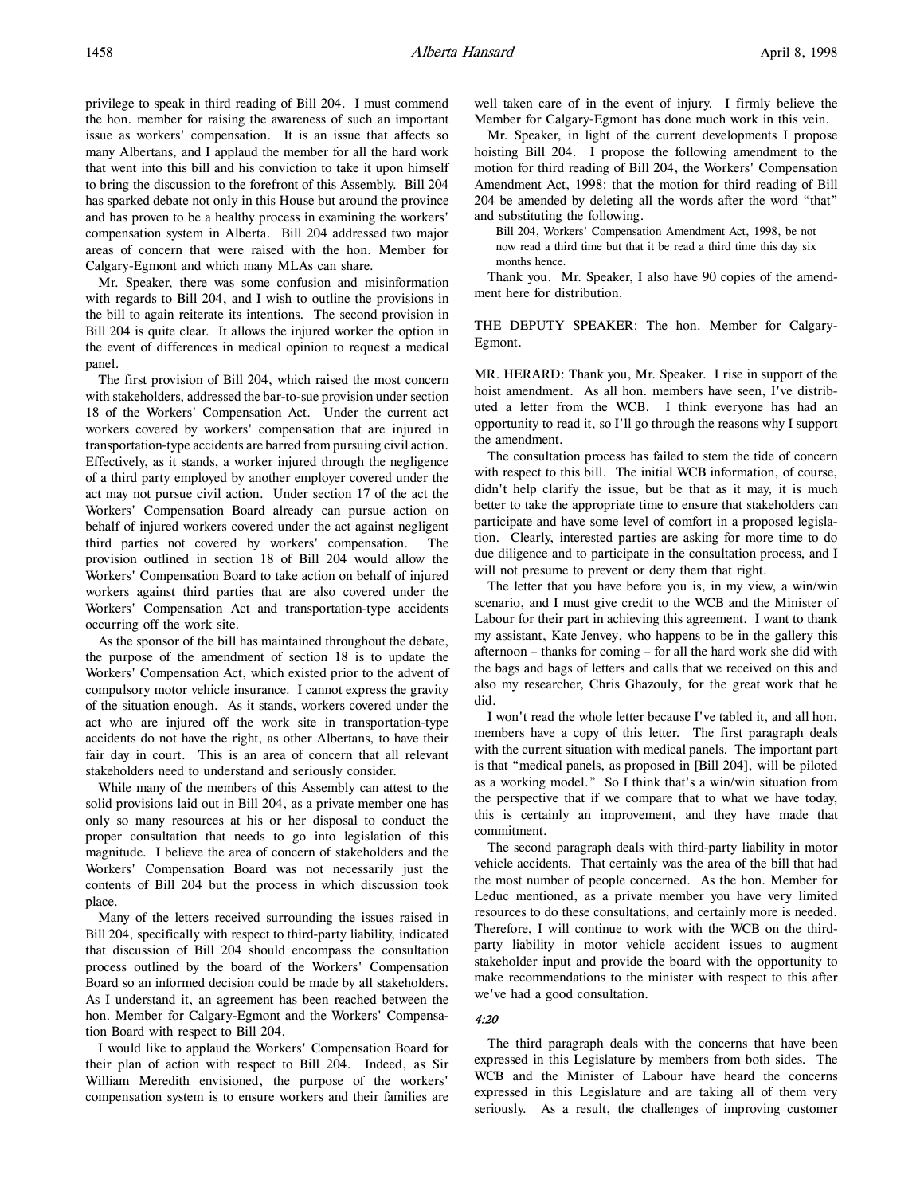privilege to speak in third reading of Bill 204. I must commend the hon. member for raising the awareness of such an important issue as workers' compensation. It is an issue that affects so many Albertans, and I applaud the member for all the hard work that went into this bill and his conviction to take it upon himself to bring the discussion to the forefront of this Assembly. Bill 204 has sparked debate not only in this House but around the province and has proven to be a healthy process in examining the workers' compensation system in Alberta. Bill 204 addressed two major areas of concern that were raised with the hon. Member for Calgary-Egmont and which many MLAs can share.

Mr. Speaker, there was some confusion and misinformation with regards to Bill 204, and I wish to outline the provisions in the bill to again reiterate its intentions. The second provision in Bill 204 is quite clear. It allows the injured worker the option in the event of differences in medical opinion to request a medical panel.

The first provision of Bill 204, which raised the most concern with stakeholders, addressed the bar-to-sue provision under section 18 of the Workers' Compensation Act. Under the current act workers covered by workers' compensation that are injured in transportation-type accidents are barred from pursuing civil action. Effectively, as it stands, a worker injured through the negligence of a third party employed by another employer covered under the act may not pursue civil action. Under section 17 of the act the Workers' Compensation Board already can pursue action on behalf of injured workers covered under the act against negligent third parties not covered by workers' compensation. The provision outlined in section 18 of Bill 204 would allow the Workers' Compensation Board to take action on behalf of injured workers against third parties that are also covered under the Workers' Compensation Act and transportation-type accidents occurring off the work site.

As the sponsor of the bill has maintained throughout the debate, the purpose of the amendment of section 18 is to update the Workers' Compensation Act, which existed prior to the advent of compulsory motor vehicle insurance. I cannot express the gravity of the situation enough. As it stands, workers covered under the act who are injured off the work site in transportation-type accidents do not have the right, as other Albertans, to have their fair day in court. This is an area of concern that all relevant stakeholders need to understand and seriously consider.

While many of the members of this Assembly can attest to the solid provisions laid out in Bill 204, as a private member one has only so many resources at his or her disposal to conduct the proper consultation that needs to go into legislation of this magnitude. I believe the area of concern of stakeholders and the Workers' Compensation Board was not necessarily just the contents of Bill 204 but the process in which discussion took place.

Many of the letters received surrounding the issues raised in Bill 204, specifically with respect to third-party liability, indicated that discussion of Bill 204 should encompass the consultation process outlined by the board of the Workers' Compensation Board so an informed decision could be made by all stakeholders. As I understand it, an agreement has been reached between the hon. Member for Calgary-Egmont and the Workers' Compensation Board with respect to Bill 204.

I would like to applaud the Workers' Compensation Board for their plan of action with respect to Bill 204. Indeed, as Sir William Meredith envisioned, the purpose of the workers' compensation system is to ensure workers and their families are well taken care of in the event of injury. I firmly believe the Member for Calgary-Egmont has done much work in this vein.

Mr. Speaker, in light of the current developments I propose hoisting Bill 204. I propose the following amendment to the motion for third reading of Bill 204, the Workers' Compensation Amendment Act, 1998: that the motion for third reading of Bill 204 be amended by deleting all the words after the word "that" and substituting the following.

> Bill 204, Workers' Compensation Amendment Act, 1998, be not now read a third time but that it be read a third time this day six months hence.

Thank you. Mr. Speaker, I also have 90 copies of the amendment here for distribution.

THE DEPUTY SPEAKER: The hon. Member for Calgary-Egmont.

MR. HERARD: Thank you, Mr. Speaker. I rise in support of the hoist amendment. As all hon. members have seen, I've distributed a letter from the WCB. I think everyone has had an opportunity to read it, so I'll go through the reasons why I support the amendment.

The consultation process has failed to stem the tide of concern with respect to this bill. The initial WCB information, of course, didn't help clarify the issue, but be that as it may, it is much better to take the appropriate time to ensure that stakeholders can participate and have some level of comfort in a proposed legislation. Clearly, interested parties are asking for more time to do due diligence and to participate in the consultation process, and I will not presume to prevent or deny them that right.

The letter that you have before you is, in my view, a win/win scenario, and I must give credit to the WCB and the Minister of Labour for their part in achieving this agreement. I want to thank my assistant, Kate Jenvey, who happens to be in the gallery this afternoon – thanks for coming – for all the hard work she did with the bags and bags of letters and calls that we received on this and also my researcher, Chris Ghazouly, for the great work that he did.

I won't read the whole letter because I've tabled it, and all hon. members have a copy of this letter. The first paragraph deals with the current situation with medical panels. The important part is that "medical panels, as proposed in [Bill 204], will be piloted as a working model." So I think that's a win/win situation from the perspective that if we compare that to what we have today, this is certainly an improvement, and they have made that commitment.

The second paragraph deals with third-party liability in motor vehicle accidents. That certainly was the area of the bill that had the most number of people concerned. As the hon. Member for Leduc mentioned, as a private member you have very limited resources to do these consultations, and certainly more is needed. Therefore, I will continue to work with the WCB on the third-party liability in motor vehicle accident issues to augment stakeholder input and provide the board with the opportunity to make recommendations to the minister with respect to this after we've had a good consultation.

*4:20*

The third paragraph deals with the concerns that have been expressed in this Legislature by members from both sides. The WCB and the Minister of Labour have heard the concerns expressed in this Legislature and are taking all of them very seriously. As a result, the challenges of improving customer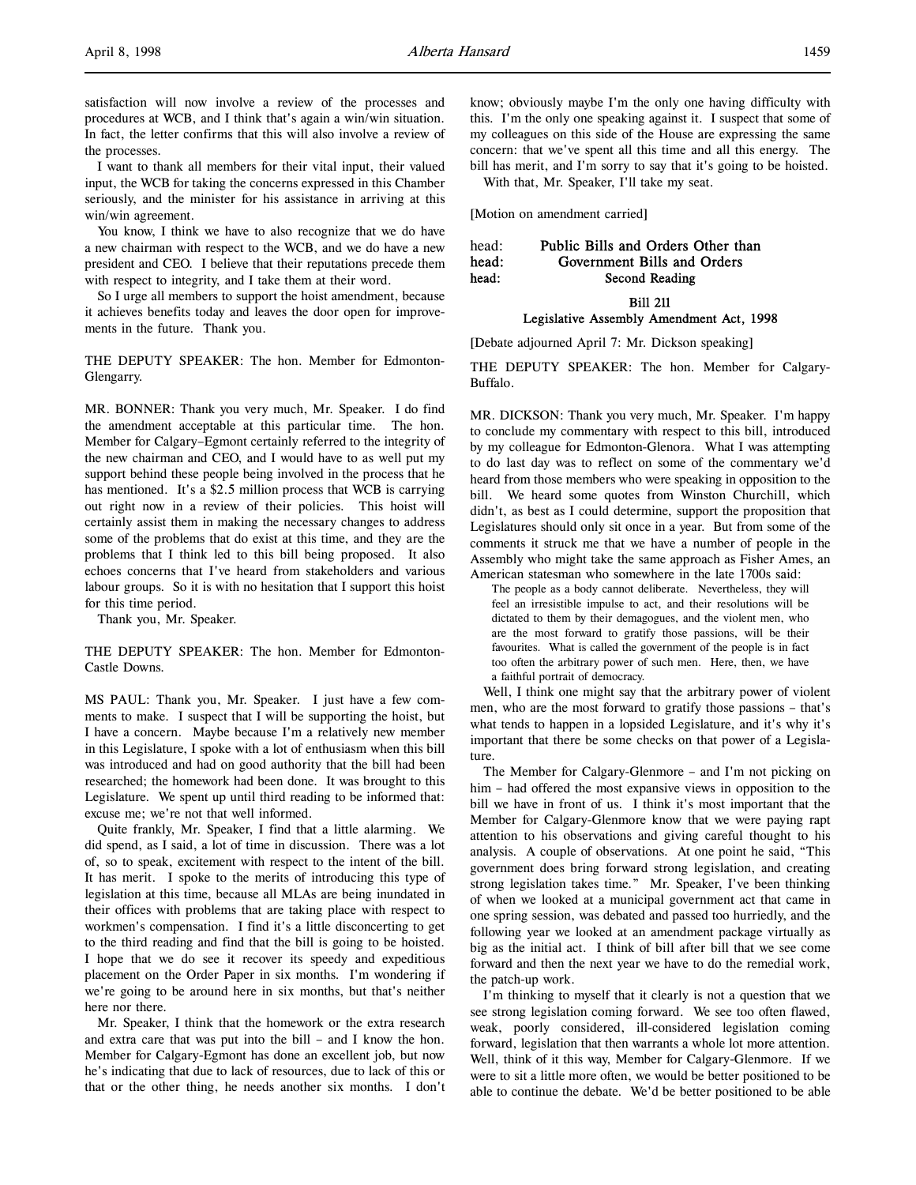satisfaction will now involve a review of the processes and procedures at WCB, and I think that's again a win/win situation. In fact, the letter confirms that this will also involve a review of the processes.

I want to thank all members for their vital input, their valued input, the WCB for taking the concerns expressed in this Chamber seriously, and the minister for his assistance in arriving at this win/win agreement.

You know, I think we have to also recognize that we do have a new chairman with respect to the WCB, and we do have a new president and CEO. I believe that their reputations precede them with respect to integrity, and I take them at their word.

So I urge all members to support the hoist amendment, because it achieves benefits today and leaves the door open for improvements in the future. Thank you.

THE DEPUTY SPEAKER: The hon. Member for Edmonton-Glengarry.

MR. BONNER: Thank you very much, Mr. Speaker. I do find the amendment acceptable at this particular time. The hon. Member for Calgary-Egmont certainly referred to the integrity of the new chairman and CEO, and I would have to as well put my support behind these people being involved in the process that he has mentioned. It's a $2.5 million process that WCB is carrying out right now in a review of their policies. This hoist will certainly assist them in making the necessary changes to address some of the problems that do exist at this time, and they are the problems that I think led to this bill being proposed. It also echoes concerns that I've heard from stakeholders and various labour groups. So it is with no hesitation that I support this hoist for this time period.

Thank you, Mr. Speaker.

THE DEPUTY SPEAKER: The hon. Member for Edmonton-Castle Downs.

MS PAUL: Thank you, Mr. Speaker. I just have a few comments to make. I suspect that I will be supporting the hoist, but I have a concern. Maybe because I'm a relatively new member in this Legislature, I spoke with a lot of enthusiasm when this bill was introduced and had on good authority that the bill had been researched; the homework had been done. It was brought to this Legislature. We spent up until third reading to be informed that: excuse me; we're not that well informed.

Quite frankly, Mr. Speaker, I find that a little alarming. We did spend, as I said, a lot of time in discussion. There was a lot of, so to speak, excitement with respect to the intent of the bill. It has merit. I spoke to the merits of introducing this type of legislation at this time, because all MLAs are being inundated in their offices with problems that are taking place with respect to workmen's compensation. I find it's a little disconcerting to get to the third reading and find that the bill is going to be hoisted. I hope that we do see it recover its speedy and expeditious placement on the Order Paper in six months. I'm wondering if we're going to be around here in six months, but that's neither here nor there.

Mr. Speaker, I think that the homework or the extra research and extra care that was put into the bill – and I know the hon. Member for Calgary-Egmont has done an excellent job, but now he's indicating that due to lack of resources, due to lack of this or that or the other thing, he needs another six months. I don't know; obviously maybe I'm the only one having difficulty with this. I'm the only one speaking against it. I suspect that some of my colleagues on this side of the House are expressing the same concern: that we've spent all this time and all this energy. The bill has merit, and I'm sorry to say that it's going to be hoisted.

With that, Mr. Speaker, I'll take my seat.

[Motion on amendment carried]

head: **Public Bills and Orders Other than**
head: **Government Bills and Orders**
head: **Second Reading**

## Bill 211
## Legislative Assembly Amendment Act, 1998

[Debate adjourned April 7: Mr. Dickson speaking]

THE DEPUTY SPEAKER: The hon. Member for Calgary-Buffalo.

MR. DICKSON: Thank you very much, Mr. Speaker. I'm happy to conclude my commentary with respect to this bill, introduced by my colleague for Edmonton-Glenora. What I was attempting to do last day was to reflect on some of the commentary we'd heard from those members who were speaking in opposition to the bill. We heard some quotes from Winston Churchill, which didn't, as best as I could determine, support the proposition that Legislatures should only sit once in a year. But from some of the comments it struck me that we have a number of people in the Assembly who might take the same approach as Fisher Ames, an American statesman who somewhere in the late 1700s said:

> The people as a body cannot deliberate. Nevertheless, they will feel an irresistible impulse to act, and their resolutions will be dictated to them by their demagogues, and the violent men, who are the most forward to gratify those passions, will be their favourites. What is called the government of the people is in fact too often the arbitrary power of such men. Here, then, we have a faithful portrait of democracy.

Well, I think one might say that the arbitrary power of violent men, who are the most forward to gratify those passions – that's what tends to happen in a lopsided Legislature, and it's why it's important that there be some checks on that power of a Legislature.

The Member for Calgary-Glenmore – and I'm not picking on him – had offered the most expansive views in opposition to the bill we have in front of us. I think it's most important that the Member for Calgary-Glenmore know that we were paying rapt attention to his observations and giving careful thought to his analysis. A couple of observations. At one point he said, "This government does bring forward strong legislation, and creating strong legislation takes time." Mr. Speaker, I've been thinking of when we looked at a municipal government act that came in one spring session, was debated and passed too hurriedly, and the following year we looked at an amendment package virtually as big as the initial act. I think of bill after bill that we see come forward and then the next year we have to do the remedial work, the patch-up work.

I'm thinking to myself that it clearly is not a question that we see strong legislation coming forward. We see too often flawed, weak, poorly considered, ill-considered legislation coming forward, legislation that then warrants a whole lot more attention. Well, think of it this way, Member for Calgary-Glenmore. If we were to sit a little more often, we would be better positioned to be able to continue the debate. We'd be better positioned to be able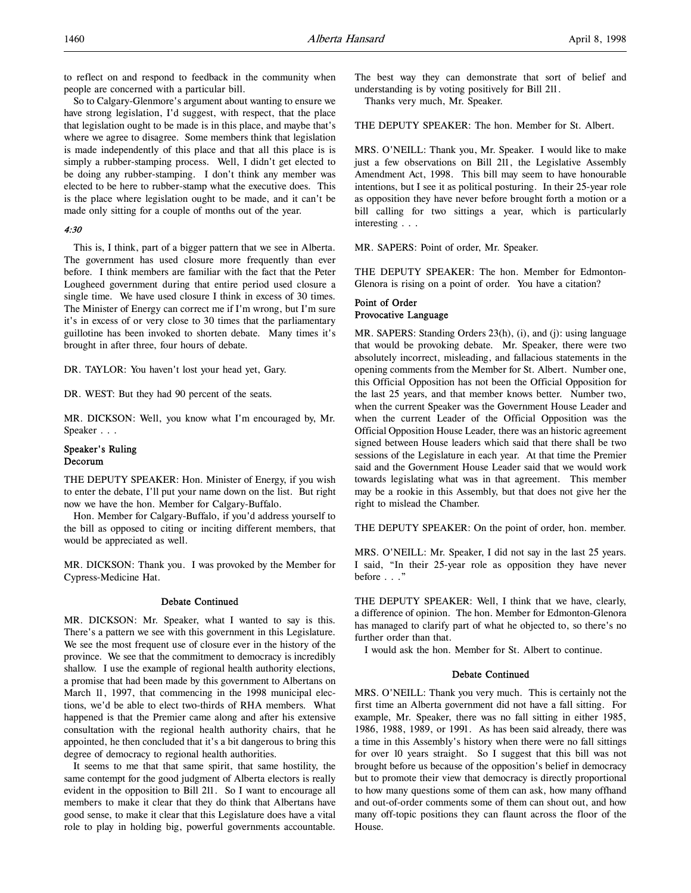to reflect on and respond to feedback in the community when people are concerned with a particular bill.

So to Calgary-Glenmore's argument about wanting to ensure we have strong legislation, I'd suggest, with respect, that the place that legislation ought to be made is in this place, and maybe that's where we agree to disagree. Some members think that legislation is made independently of this place and that all this place is is simply a rubber-stamping process. Well, I didn't get elected to be doing any rubber-stamping. I don't think any member was elected to be here to rubber-stamp what the executive does. This is the place where legislation ought to be made, and it can't be made only sitting for a couple of months out of the year.

*4:30*

This is, I think, part of a bigger pattern that we see in Alberta. The government has used closure more frequently than ever before. I think members are familiar with the fact that the Peter Lougheed government during that entire period used closure a single time. We have used closure I think in excess of 30 times. The Minister of Energy can correct me if I'm wrong, but I'm sure it's in excess of or very close to 30 times that the parliamentary guillotine has been invoked to shorten debate. Many times it's brought in after three, four hours of debate.

DR. TAYLOR: You haven't lost your head yet, Gary.

DR. WEST: But they had 90 percent of the seats.

MR. DICKSON: Well, you know what I'm encouraged by, Mr. Speaker . . .

**Speaker's Ruling**
**Decorum**

THE DEPUTY SPEAKER: Hon. Minister of Energy, if you wish to enter the debate, I'll put your name down on the list. But right now we have the hon. Member for Calgary-Buffalo.

Hon. Member for Calgary-Buffalo, if you'd address yourself to the bill as opposed to citing or inciting different members, that would be appreciated as well.

MR. DICKSON: Thank you. I was provoked by the Member for Cypress-Medicine Hat.

**Debate Continued**

MR. DICKSON: Mr. Speaker, what I wanted to say is this. There's a pattern we see with this government in this Legislature. We see the most frequent use of closure ever in the history of the province. We see that the commitment to democracy is incredibly shallow. I use the example of regional health authority elections, a promise that had been made by this government to Albertans on March 11, 1997, that commencing in the 1998 municipal elections, we'd be able to elect two-thirds of RHA members. What happened is that the Premier came along and after his extensive consultation with the regional health authority chairs, that he appointed, he then concluded that it's a bit dangerous to bring this degree of democracy to regional health authorities.

It seems to me that that same spirit, that same hostility, the same contempt for the good judgment of Alberta electors is really evident in the opposition to Bill 211. So I want to encourage all members to make it clear that they do think that Albertans have good sense, to make it clear that this Legislature does have a vital role to play in holding big, powerful governments accountable. The best way they can demonstrate that sort of belief and understanding is by voting positively for Bill 211.

Thanks very much, Mr. Speaker.

THE DEPUTY SPEAKER: The hon. Member for St. Albert.

MRS. O'NEILL: Thank you, Mr. Speaker. I would like to make just a few observations on Bill 211, the Legislative Assembly Amendment Act, 1998. This bill may seem to have honourable intentions, but I see it as political posturing. In their 25-year role as opposition they have never before brought forth a motion or a bill calling for two sittings a year, which is particularly interesting . . .

MR. SAPERS: Point of order, Mr. Speaker.

THE DEPUTY SPEAKER: The hon. Member for Edmonton-Glenora is rising on a point of order. You have a citation?

**Point of Order**
**Provocative Language**

MR. SAPERS: Standing Orders 23(h), (i), and (j): using language that would be provoking debate. Mr. Speaker, there were two absolutely incorrect, misleading, and fallacious statements in the opening comments from the Member for St. Albert. Number one, this Official Opposition has not been the Official Opposition for the last 25 years, and that member knows better. Number two, when the current Speaker was the Government House Leader and when the current Leader of the Official Opposition was the Official Opposition House Leader, there was an historic agreement signed between House leaders which said that there shall be two sessions of the Legislature in each year. At that time the Premier said and the Government House Leader said that we would work towards legislating what was in that agreement. This member may be a rookie in this Assembly, but that does not give her the right to mislead the Chamber.

THE DEPUTY SPEAKER: On the point of order, hon. member.

MRS. O'NEILL: Mr. Speaker, I did not say in the last 25 years. I said, "In their 25-year role as opposition they have never before . . ."

THE DEPUTY SPEAKER: Well, I think that we have, clearly, a difference of opinion. The hon. Member for Edmonton-Glenora has managed to clarify part of what he objected to, so there's no further order than that.

I would ask the hon. Member for St. Albert to continue.

**Debate Continued**

MRS. O'NEILL: Thank you very much. This is certainly not the first time an Alberta government did not have a fall sitting. For example, Mr. Speaker, there was no fall sitting in either 1985, 1986, 1988, 1989, or 1991. As has been said already, there was a time in this Assembly's history when there were no fall sittings for over 10 years straight. So I suggest that this bill was not brought before us because of the opposition's belief in democracy but to promote their view that democracy is directly proportional to how many questions some of them can ask, how many offhand and out-of-order comments some of them can shout out, and how many off-topic positions they can flaunt across the floor of the House.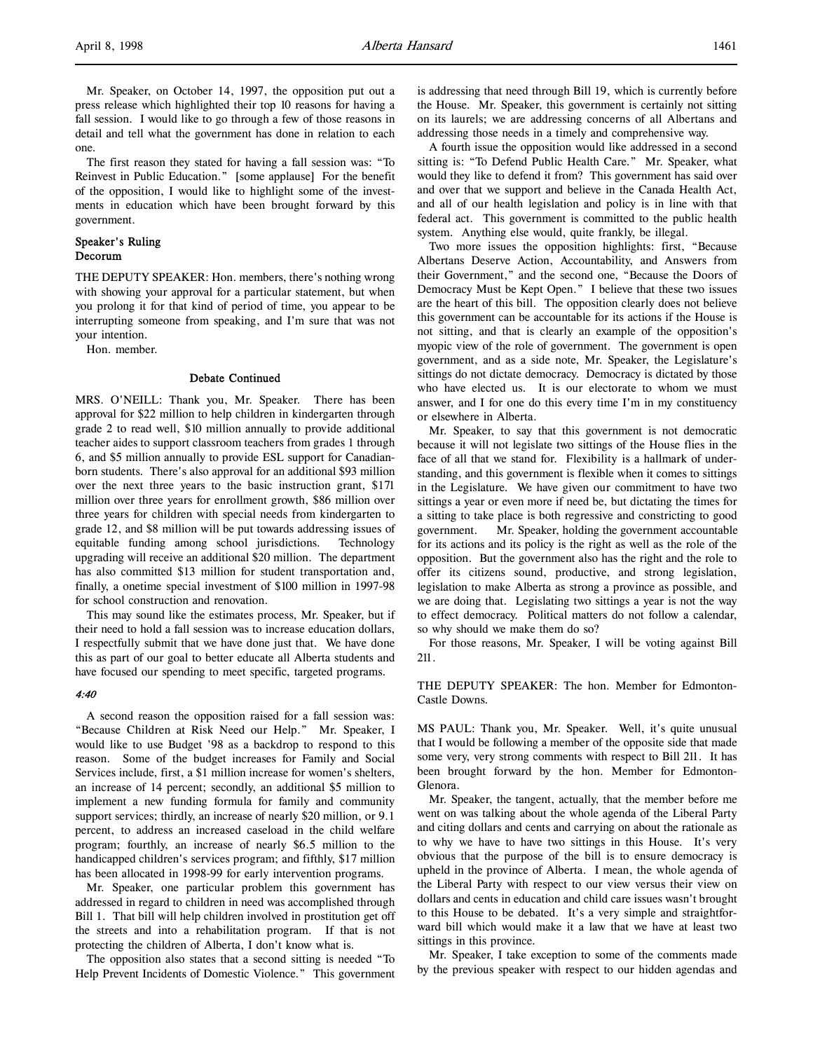Mr. Speaker, on October 14, 1997, the opposition put out a press release which highlighted their top 10 reasons for having a fall session. I would like to go through a few of those reasons in detail and tell what the government has done in relation to each one.

The first reason they stated for having a fall session was: "To Reinvest in Public Education." [some applause] For the benefit of the opposition, I would like to highlight some of the investments in education which have been brought forward by this government.

### Speaker's Ruling
### Decorum

THE DEPUTY SPEAKER: Hon. members, there's nothing wrong with showing your approval for a particular statement, but when you prolong it for that kind of period of time, you appear to be interrupting someone from speaking, and I'm sure that was not your intention.

Hon. member.

### Debate Continued

MRS. O'NEILL: Thank you, Mr. Speaker. There has been approval for $22 million to help children in kindergarten through grade 2 to read well, $10 million annually to provide additional teacher aides to support classroom teachers from grades 1 through 6, and $5 million annually to provide ESL support for Canadian-born students. There's also approval for an additional $93 million over the next three years to the basic instruction grant, $171 million over three years for enrollment growth, $86 million over three years for children with special needs from kindergarten to grade 12, and $8 million will be put towards addressing issues of equitable funding among school jurisdictions. Technology upgrading will receive an additional $20 million. The department has also committed $13 million for student transportation and, finally, a onetime special investment of $100 million in 1997-98 for school construction and renovation.

This may sound like the estimates process, Mr. Speaker, but if their need to hold a fall session was to increase education dollars, I respectfully submit that we have done just that. We have done this as part of our goal to better educate all Alberta students and have focused our spending to meet specific, targeted programs.

*4:40*

A second reason the opposition raised for a fall session was: "Because Children at Risk Need our Help." Mr. Speaker, I would like to use Budget '98 as a backdrop to respond to this reason. Some of the budget increases for Family and Social Services include, first, a $1 million increase for women's shelters, an increase of 14 percent; secondly, an additional $5 million to implement a new funding formula for family and community support services; thirdly, an increase of nearly $20 million, or 9.1 percent, to address an increased caseload in the child welfare program; fourthly, an increase of nearly $6.5 million to the handicapped children's services program; and fifthly, $17 million has been allocated in 1998-99 for early intervention programs.

Mr. Speaker, one particular problem this government has addressed in regard to children in need was accomplished through Bill 1. That bill will help children involved in prostitution get off the streets and into a rehabilitation program. If that is not protecting the children of Alberta, I don't know what is.

The opposition also states that a second sitting is needed "To Help Prevent Incidents of Domestic Violence." This government is addressing that need through Bill 19, which is currently before the House. Mr. Speaker, this government is certainly not sitting on its laurels; we are addressing concerns of all Albertans and addressing those needs in a timely and comprehensive way.

A fourth issue the opposition would like addressed in a second sitting is: "To Defend Public Health Care." Mr. Speaker, what would they like to defend it from? This government has said over and over that we support and believe in the Canada Health Act, and all of our health legislation and policy is in line with that federal act. This government is committed to the public health system. Anything else would, quite frankly, be illegal.

Two more issues the opposition highlights: first, "Because Albertans Deserve Action, Accountability, and Answers from their Government," and the second one, "Because the Doors of Democracy Must be Kept Open." I believe that these two issues are the heart of this bill. The opposition clearly does not believe this government can be accountable for its actions if the House is not sitting, and that is clearly an example of the opposition's myopic view of the role of government. The government is open government, and as a side note, Mr. Speaker, the Legislature's sittings do not dictate democracy. Democracy is dictated by those who have elected us. It is our electorate to whom we must answer, and I for one do this every time I'm in my constituency or elsewhere in Alberta.

Mr. Speaker, to say that this government is not democratic because it will not legislate two sittings of the House flies in the face of all that we stand for. Flexibility is a hallmark of understanding, and this government is flexible when it comes to sittings in the Legislature. We have given our commitment to have two sittings a year or even more if need be, but dictating the times for a sitting to take place is both regressive and constricting to good government. Mr. Speaker, holding the government accountable for its actions and its policy is the right as well as the role of the opposition. But the government also has the right and the role to offer its citizens sound, productive, and strong legislation, legislation to make Alberta as strong a province as possible, and we are doing that. Legislating two sittings a year is not the way to effect democracy. Political matters do not follow a calendar, so why should we make them do so?

For those reasons, Mr. Speaker, I will be voting against Bill 211.

THE DEPUTY SPEAKER: The hon. Member for Edmonton-Castle Downs.

MS PAUL: Thank you, Mr. Speaker. Well, it's quite unusual that I would be following a member of the opposite side that made some very, very strong comments with respect to Bill 211. It has been brought forward by the hon. Member for Edmonton-Glenora.

Mr. Speaker, the tangent, actually, that the member before me went on was talking about the whole agenda of the Liberal Party and citing dollars and cents and carrying on about the rationale as to why we have to have two sittings in this House. It's very obvious that the purpose of the bill is to ensure democracy is upheld in the province of Alberta. I mean, the whole agenda of the Liberal Party with respect to our view versus their view on dollars and cents in education and child care issues wasn't brought to this House to be debated. It's a very simple and straightforward bill which would make it a law that we have at least two sittings in this province.

Mr. Speaker, I take exception to some of the comments made by the previous speaker with respect to our hidden agendas and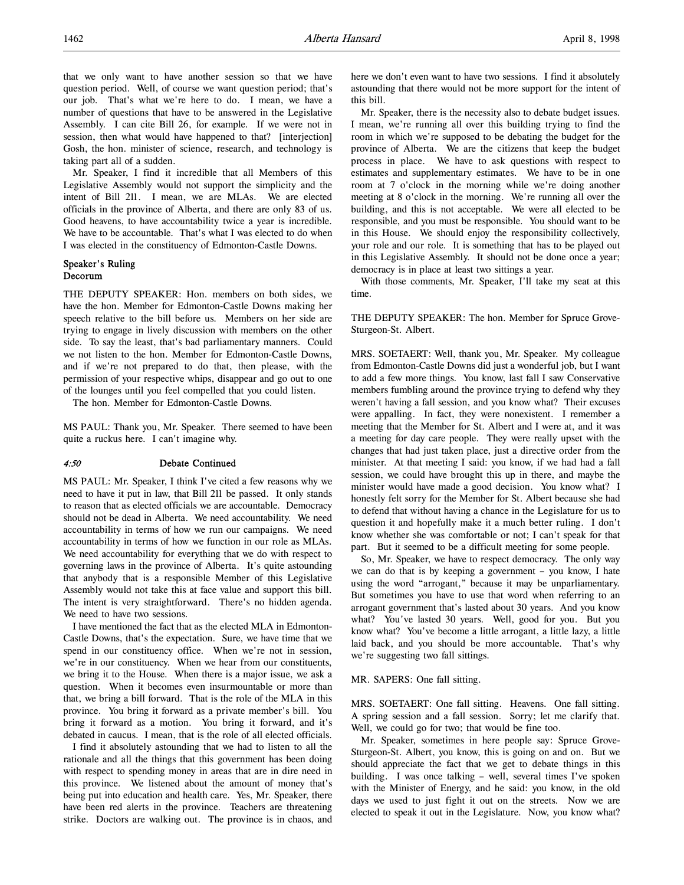that we only want to have another session so that we have question period. Well, of course we want question period; that's our job. That's what we're here to do. I mean, we have a number of questions that have to be answered in the Legislative Assembly. I can cite Bill 26, for example. If we were not in session, then what would have happened to that? [interjection] Gosh, the hon. minister of science, research, and technology is taking part all of a sudden.

Mr. Speaker, I find it incredible that all Members of this Legislative Assembly would not support the simplicity and the intent of Bill 211. I mean, we are MLAs. We are elected officials in the province of Alberta, and there are only 83 of us. Good heavens, to have accountability twice a year is incredible. We have to be accountable. That's what I was elected to do when I was elected in the constituency of Edmonton-Castle Downs.

### Speaker's Ruling
### Decorum

THE DEPUTY SPEAKER: Hon. members on both sides, we have the hon. Member for Edmonton-Castle Downs making her speech relative to the bill before us. Members on her side are trying to engage in lively discussion with members on the other side. To say the least, that's bad parliamentary manners. Could we not listen to the hon. Member for Edmonton-Castle Downs, and if we're not prepared to do that, then please, with the permission of your respective whips, disappear and go out to one of the lounges until you feel compelled that you could listen.

The hon. Member for Edmonton-Castle Downs.

MS PAUL: Thank you, Mr. Speaker. There seemed to have been quite a ruckus here. I can't imagine why.

### *4:50* Debate Continued

MS PAUL: Mr. Speaker, I think I've cited a few reasons why we need to have it put in law, that Bill 211 be passed. It only stands to reason that as elected officials we are accountable. Democracy should not be dead in Alberta. We need accountability. We need accountability in terms of how we run our campaigns. We need accountability in terms of how we function in our role as MLAs. We need accountability for everything that we do with respect to governing laws in the province of Alberta. It's quite astounding that anybody that is a responsible Member of this Legislative Assembly would not take this at face value and support this bill. The intent is very straightforward. There's no hidden agenda. We need to have two sessions.

I have mentioned the fact that as the elected MLA in Edmonton-Castle Downs, that's the expectation. Sure, we have time that we spend in our constituency office. When we're not in session, we're in our constituency. When we hear from our constituents, we bring it to the House. When there is a major issue, we ask a question. When it becomes even insurmountable or more than that, we bring a bill forward. That is the role of the MLA in this province. You bring it forward as a private member's bill. You bring it forward as a motion. You bring it forward, and it's debated in caucus. I mean, that is the role of all elected officials.

I find it absolutely astounding that we had to listen to all the rationale and all the things that this government has been doing with respect to spending money in areas that are in dire need in this province. We listened about the amount of money that's being put into education and health care. Yes, Mr. Speaker, there have been red alerts in the province. Teachers are threatening strike. Doctors are walking out. The province is in chaos, and here we don't even want to have two sessions. I find it absolutely astounding that there would not be more support for the intent of this bill.

Mr. Speaker, there is the necessity also to debate budget issues. I mean, we're running all over this building trying to find the room in which we're supposed to be debating the budget for the province of Alberta. We are the citizens that keep the budget process in place. We have to ask questions with respect to estimates and supplementary estimates. We have to be in one room at 7 o'clock in the morning while we're doing another meeting at 8 o'clock in the morning. We're running all over the building, and this is not acceptable. We were all elected to be responsible, and you must be responsible. You should want to be in this House. We should enjoy the responsibility collectively, your role and our role. It is something that has to be played out in this Legislative Assembly. It should not be done once a year; democracy is in place at least two sittings a year.

With those comments, Mr. Speaker, I'll take my seat at this time.

THE DEPUTY SPEAKER: The hon. Member for Spruce Grove-Sturgeon-St. Albert.

MRS. SOETAERT: Well, thank you, Mr. Speaker. My colleague from Edmonton-Castle Downs did just a wonderful job, but I want to add a few more things. You know, last fall I saw Conservative members fumbling around the province trying to defend why they weren't having a fall session, and you know what? Their excuses were appalling. In fact, they were nonexistent. I remember a meeting that the Member for St. Albert and I were at, and it was a meeting for day care people. They were really upset with the changes that had just taken place, just a directive order from the minister. At that meeting I said: you know, if we had had a fall session, we could have brought this up in there, and maybe the minister would have made a good decision. You know what? I honestly felt sorry for the Member for St. Albert because she had to defend that without having a chance in the Legislature for us to question it and hopefully make it a much better ruling. I don't know whether she was comfortable or not; I can't speak for that part. But it seemed to be a difficult meeting for some people.

So, Mr. Speaker, we have to respect democracy. The only way we can do that is by keeping a government – you know, I hate using the word "arrogant," because it may be unparliamentary. But sometimes you have to use that word when referring to an arrogant government that's lasted about 30 years. And you know what? You've lasted 30 years. Well, good for you. But you know what? You've become a little arrogant, a little lazy, a little laid back, and you should be more accountable. That's why we're suggesting two fall sittings.

MR. SAPERS: One fall sitting.

MRS. SOETAERT: One fall sitting. Heavens. One fall sitting. A spring session and a fall session. Sorry; let me clarify that. Well, we could go for two; that would be fine too.

Mr. Speaker, sometimes in here people say: Spruce Grove-Sturgeon-St. Albert, you know, this is going on and on. But we should appreciate the fact that we get to debate things in this building. I was once talking – well, several times I've spoken with the Minister of Energy, and he said: you know, in the old days we used to just fight it out on the streets. Now we are elected to speak it out in the Legislature. Now, you know what?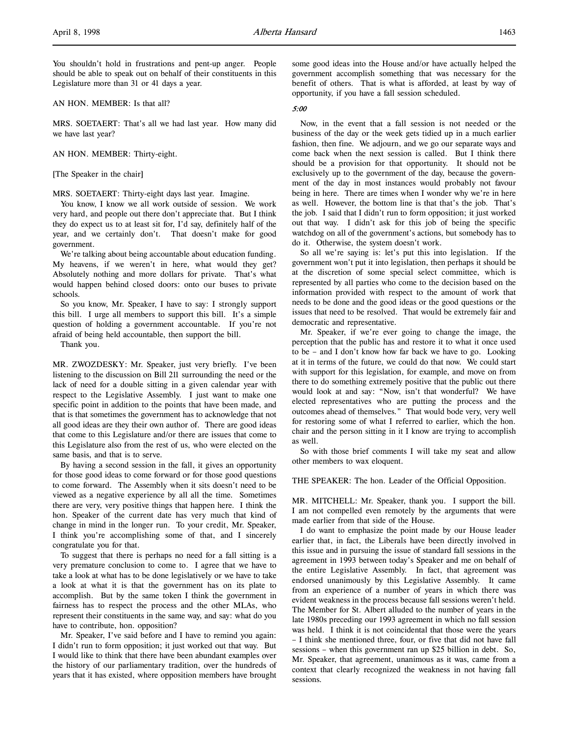You shouldn't hold in frustrations and pent-up anger. People should be able to speak out on behalf of their constituents in this Legislature more than 31 or 41 days a year.

AN HON. MEMBER: Is that all?

MRS. SOETAERT: That's all we had last year. How many did we have last year?

AN HON. MEMBER: Thirty-eight.

[The Speaker in the chair]

MRS. SOETAERT: Thirty-eight days last year. Imagine.

You know, I know we all work outside of session. We work very hard, and people out there don't appreciate that. But I think they do expect us to at least sit for, I'd say, definitely half of the year, and we certainly don't. That doesn't make for good government.

We're talking about being accountable about education funding. My heavens, if we weren't in here, what would they get? Absolutely nothing and more dollars for private. That's what would happen behind closed doors: onto our buses to private schools.

So you know, Mr. Speaker, I have to say: I strongly support this bill. I urge all members to support this bill. It's a simple question of holding a government accountable. If you're not afraid of being held accountable, then support the bill.

Thank you.

MR. ZWOZDESKY: Mr. Speaker, just very briefly. I've been listening to the discussion on Bill 211 surrounding the need or the lack of need for a double sitting in a given calendar year with respect to the Legislative Assembly. I just want to make one specific point in addition to the points that have been made, and that is that sometimes the government has to acknowledge that not all good ideas are they their own author of. There are good ideas that come to this Legislature and/or there are issues that come to this Legislature also from the rest of us, who were elected on the same basis, and that is to serve.

By having a second session in the fall, it gives an opportunity for those good ideas to come forward or for those good questions to come forward. The Assembly when it sits doesn't need to be viewed as a negative experience by all all the time. Sometimes there are very, very positive things that happen here. I think the hon. Speaker of the current date has very much that kind of change in mind in the longer run. To your credit, Mr. Speaker, I think you're accomplishing some of that, and I sincerely congratulate you for that.

To suggest that there is perhaps no need for a fall sitting is a very premature conclusion to come to. I agree that we have to take a look at what has to be done legislatively or we have to take a look at what it is that the government has on its plate to accomplish. But by the same token I think the government in fairness has to respect the process and the other MLAs, who represent their constituents in the same way, and say: what do you have to contribute, hon. opposition?

Mr. Speaker, I've said before and I have to remind you again: I didn't run to form opposition; it just worked out that way. But I would like to think that there have been abundant examples over the history of our parliamentary tradition, over the hundreds of years that it has existed, where opposition members have brought some good ideas into the House and/or have actually helped the government accomplish something that was necessary for the benefit of others. That is what is afforded, at least by way of opportunity, if you have a fall session scheduled.

*5:00*

Now, in the event that a fall session is not needed or the business of the day or the week gets tidied up in a much earlier fashion, then fine. We adjourn, and we go our separate ways and come back when the next session is called. But I think there should be a provision for that opportunity. It should not be exclusively up to the government of the day, because the government of the day in most instances would probably not favour being in here. There are times when I wonder why we're in here as well. However, the bottom line is that that's the job. That's the job. I said that I didn't run to form opposition; it just worked out that way. I didn't ask for this job of being the specific watchdog on all of the government's actions, but somebody has to do it. Otherwise, the system doesn't work.

So all we're saying is: let's put this into legislation. If the government won't put it into legislation, then perhaps it should be at the discretion of some special select committee, which is represented by all parties who come to the decision based on the information provided with respect to the amount of work that needs to be done and the good ideas or the good questions or the issues that need to be resolved. That would be extremely fair and democratic and representative.

Mr. Speaker, if we're ever going to change the image, the perception that the public has and restore it to what it once used to be – and I don't know how far back we have to go. Looking at it in terms of the future, we could do that now. We could start with support for this legislation, for example, and move on from there to do something extremely positive that the public out there would look at and say: "Now, isn't that wonderful? We have elected representatives who are putting the process and the outcomes ahead of themselves." That would bode very, very well for restoring some of what I referred to earlier, which the hon. chair and the person sitting in it I know are trying to accomplish as well.

So with those brief comments I will take my seat and allow other members to wax eloquent.

THE SPEAKER: The hon. Leader of the Official Opposition.

MR. MITCHELL: Mr. Speaker, thank you. I support the bill. I am not compelled even remotely by the arguments that were made earlier from that side of the House.

I do want to emphasize the point made by our House leader earlier that, in fact, the Liberals have been directly involved in this issue and in pursuing the issue of standard fall sessions in the agreement in 1993 between today's Speaker and me on behalf of the entire Legislative Assembly. In fact, that agreement was endorsed unanimously by this Legislative Assembly. It came from an experience of a number of years in which there was evident weakness in the process because fall sessions weren't held. The Member for St. Albert alluded to the number of years in the late 1980s preceding our 1993 agreement in which no fall session was held. I think it is not coincidental that those were the years – I think she mentioned three, four, or five that did not have fall sessions – when this government ran up $25 billion in debt. So, Mr. Speaker, that agreement, unanimous as it was, came from a context that clearly recognized the weakness in not having fall sessions.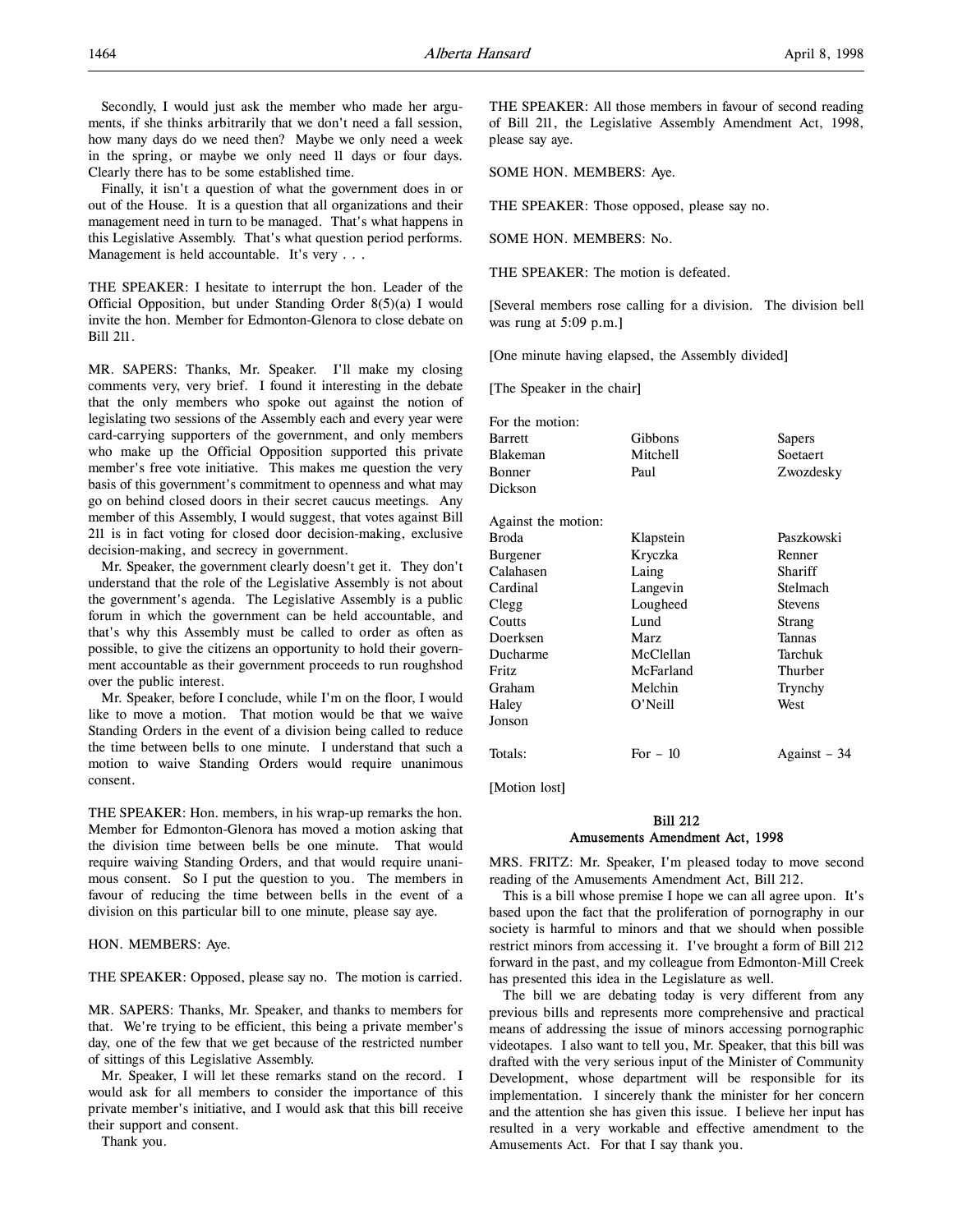Secondly, I would just ask the member who made her arguments, if she thinks arbitrarily that we don't need a fall session, how many days do we need then? Maybe we only need a week in the spring, or maybe we only need 11 days or four days. Clearly there has to be some established time.

Finally, it isn't a question of what the government does in or out of the House. It is a question that all organizations and their management need in turn to be managed. That's what happens in this Legislative Assembly. That's what question period performs. Management is held accountable. It's very . . .

THE SPEAKER: I hesitate to interrupt the hon. Leader of the Official Opposition, but under Standing Order 8(5)(a) I would invite the hon. Member for Edmonton-Glenora to close debate on Bill 211.

MR. SAPERS: Thanks, Mr. Speaker. I'll make my closing comments very, very brief. I found it interesting in the debate that the only members who spoke out against the notion of legislating two sessions of the Assembly each and every year were card-carrying supporters of the government, and only members who make up the Official Opposition supported this private member's free vote initiative. This makes me question the very basis of this government's commitment to openness and what may go on behind closed doors in their secret caucus meetings. Any member of this Assembly, I would suggest, that votes against Bill 211 is in fact voting for closed door decision-making, exclusive decision-making, and secrecy in government.

Mr. Speaker, the government clearly doesn't get it. They don't understand that the role of the Legislative Assembly is not about the government's agenda. The Legislative Assembly is a public forum in which the government can be held accountable, and that's why this Assembly must be called to order as often as possible, to give the citizens an opportunity to hold their government accountable as their government proceeds to run roughshod over the public interest.

Mr. Speaker, before I conclude, while I'm on the floor, I would like to move a motion. That motion would be that we waive Standing Orders in the event of a division being called to reduce the time between bells to one minute. I understand that such a motion to waive Standing Orders would require unanimous consent.

THE SPEAKER: Hon. members, in his wrap-up remarks the hon. Member for Edmonton-Glenora has moved a motion asking that the division time between bells be one minute. That would require waiving Standing Orders, and that would require unanimous consent. So I put the question to you. The members in favour of reducing the time between bells in the event of a division on this particular bill to one minute, please say aye.

HON. MEMBERS: Aye.

THE SPEAKER: Opposed, please say no. The motion is carried.

MR. SAPERS: Thanks, Mr. Speaker, and thanks to members for that. We're trying to be efficient, this being a private member's day, one of the few that we get because of the restricted number of sittings of this Legislative Assembly.

Mr. Speaker, I will let these remarks stand on the record. I would ask for all members to consider the importance of this private member's initiative, and I would ask that this bill receive their support and consent.

Thank you.

THE SPEAKER: All those members in favour of second reading of Bill 211, the Legislative Assembly Amendment Act, 1998, please say aye.

SOME HON. MEMBERS: Aye.

THE SPEAKER: Those opposed, please say no.

SOME HON. MEMBERS: No.

THE SPEAKER: The motion is defeated.

[Several members rose calling for a division. The division bell was rung at 5:09 p.m.]

[One minute having elapsed, the Assembly divided]

[The Speaker in the chair]

For the motion:

| | | |
|---|---|---|
| Barrett | Gibbons | Sapers |
| Blakeman | Mitchell | Soetaert |
| Bonner | Paul | Zwozdesky |
| Dickson | | |

Against the motion:

| | | |
|---|---|---|
| Broda | Klapstein | Paszkowski |
| Burgener | Kryczka | Renner |
| Calahasen | Laing | Shariff |
| Cardinal | Langevin | Stelmach |
| Clegg | Lougheed | Stevens |
| Coutts | Lund | Strang |
| Doerksen | Marz | Tannas |
| Ducharme | McClellan | Tarchuk |
| Fritz | McFarland | Thurber |
| Graham | Melchin | Trynchy |
| Haley | O'Neill | West |
| Jonson | | |

Totals: For – 10 Against – 34

[Motion lost]

## Bill 212
## Amusements Amendment Act, 1998

MRS. FRITZ: Mr. Speaker, I'm pleased today to move second reading of the Amusements Amendment Act, Bill 212.

This is a bill whose premise I hope we can all agree upon. It's based upon the fact that the proliferation of pornography in our society is harmful to minors and that we should when possible restrict minors from accessing it. I've brought a form of Bill 212 forward in the past, and my colleague from Edmonton-Mill Creek has presented this idea in the Legislature as well.

The bill we are debating today is very different from any previous bills and represents more comprehensive and practical means of addressing the issue of minors accessing pornographic videotapes. I also want to tell you, Mr. Speaker, that this bill was drafted with the very serious input of the Minister of Community Development, whose department will be responsible for its implementation. I sincerely thank the minister for her concern and the attention she has given this issue. I believe her input has resulted in a very workable and effective amendment to the Amusements Act. For that I say thank you.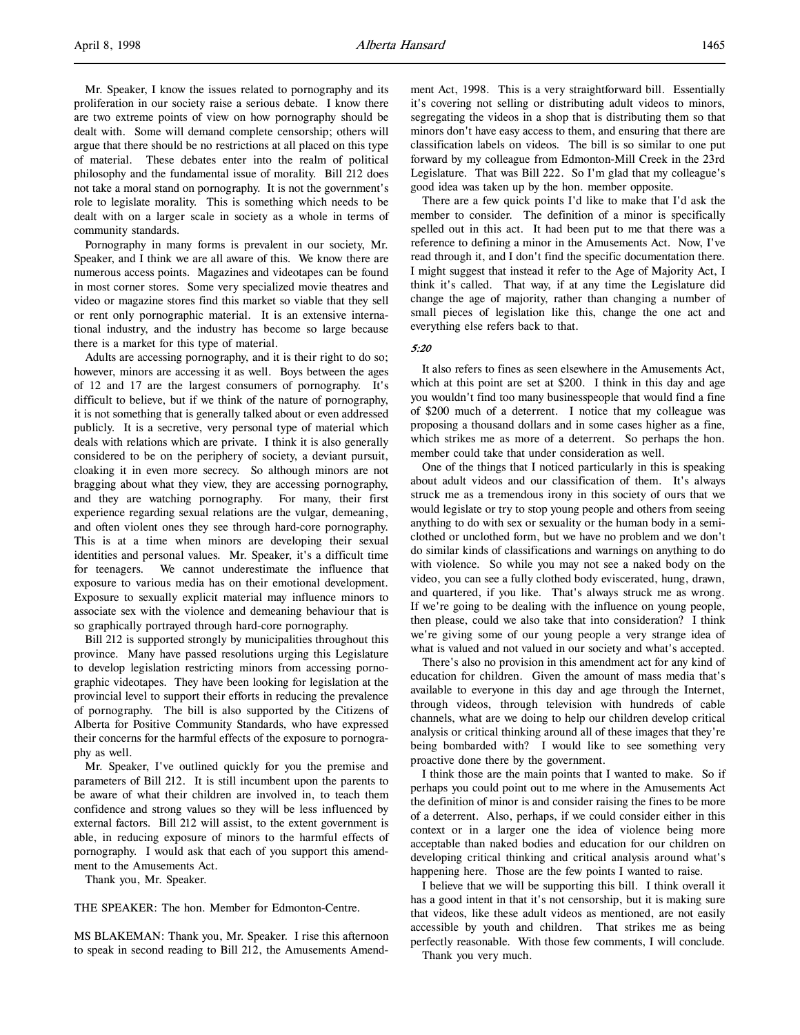Mr. Speaker, I know the issues related to pornography and its proliferation in our society raise a serious debate. I know there are two extreme points of view on how pornography should be dealt with. Some will demand complete censorship; others will argue that there should be no restrictions at all placed on this type of material. These debates enter into the realm of political philosophy and the fundamental issue of morality. Bill 212 does not take a moral stand on pornography. It is not the government's role to legislate morality. This is something which needs to be dealt with on a larger scale in society as a whole in terms of community standards.

Pornography in many forms is prevalent in our society, Mr. Speaker, and I think we are all aware of this. We know there are numerous access points. Magazines and videotapes can be found in most corner stores. Some very specialized movie theatres and video or magazine stores find this market so viable that they sell or rent only pornographic material. It is an extensive international industry, and the industry has become so large because there is a market for this type of material.

Adults are accessing pornography, and it is their right to do so; however, minors are accessing it as well. Boys between the ages of 12 and 17 are the largest consumers of pornography. It's difficult to believe, but if we think of the nature of pornography, it is not something that is generally talked about or even addressed publicly. It is a secretive, very personal type of material which deals with relations which are private. I think it is also generally considered to be on the periphery of society, a deviant pursuit, cloaking it in even more secrecy. So although minors are not bragging about what they view, they are accessing pornography, and they are watching pornography. For many, their first experience regarding sexual relations are the vulgar, demeaning, and often violent ones they see through hard-core pornography. This is at a time when minors are developing their sexual identities and personal values. Mr. Speaker, it's a difficult time for teenagers. We cannot underestimate the influence that exposure to various media has on their emotional development. Exposure to sexually explicit material may influence minors to associate sex with the violence and demeaning behaviour that is so graphically portrayed through hard-core pornography.

Bill 212 is supported strongly by municipalities throughout this province. Many have passed resolutions urging this Legislature to develop legislation restricting minors from accessing pornographic videotapes. They have been looking for legislation at the provincial level to support their efforts in reducing the prevalence of pornography. The bill is also supported by the Citizens of Alberta for Positive Community Standards, who have expressed their concerns for the harmful effects of the exposure to pornography as well.

Mr. Speaker, I've outlined quickly for you the premise and parameters of Bill 212. It is still incumbent upon the parents to be aware of what their children are involved in, to teach them confidence and strong values so they will be less influenced by external factors. Bill 212 will assist, to the extent government is able, in reducing exposure of minors to the harmful effects of pornography. I would ask that each of you support this amendment to the Amusements Act.

Thank you, Mr. Speaker.

THE SPEAKER: The hon. Member for Edmonton-Centre.

MS BLAKEMAN: Thank you, Mr. Speaker. I rise this afternoon to speak in second reading to Bill 212, the Amusements Amendment Act, 1998. This is a very straightforward bill. Essentially it's covering not selling or distributing adult videos to minors, segregating the videos in a shop that is distributing them so that minors don't have easy access to them, and ensuring that there are classification labels on videos. The bill is so similar to one put forward by my colleague from Edmonton-Mill Creek in the 23rd Legislature. That was Bill 222. So I'm glad that my colleague's good idea was taken up by the hon. member opposite.

There are a few quick points I'd like to make that I'd ask the member to consider. The definition of a minor is specifically spelled out in this act. It had been put to me that there was a reference to defining a minor in the Amusements Act. Now, I've read through it, and I don't find the specific documentation there. I might suggest that instead it refer to the Age of Majority Act, I think it's called. That way, if at any time the Legislature did change the age of majority, rather than changing a number of small pieces of legislation like this, change the one act and everything else refers back to that.

*5:20*

It also refers to fines as seen elsewhere in the Amusements Act, which at this point are set at $200. I think in this day and age you wouldn't find too many businesspeople that would find a fine of $200 much of a deterrent. I notice that my colleague was proposing a thousand dollars and in some cases higher as a fine, which strikes me as more of a deterrent. So perhaps the hon. member could take that under consideration as well.

One of the things that I noticed particularly in this is speaking about adult videos and our classification of them. It's always struck me as a tremendous irony in this society of ours that we would legislate or try to stop young people and others from seeing anything to do with sex or sexuality or the human body in a semi-clothed or unclothed form, but we have no problem and we don't do similar kinds of classifications and warnings on anything to do with violence. So while you may not see a naked body on the video, you can see a fully clothed body eviscerated, hung, drawn, and quartered, if you like. That's always struck me as wrong. If we're going to be dealing with the influence on young people, then please, could we also take that into consideration? I think we're giving some of our young people a very strange idea of what is valued and not valued in our society and what's accepted.

There's also no provision in this amendment act for any kind of education for children. Given the amount of mass media that's available to everyone in this day and age through the Internet, through videos, through television with hundreds of cable channels, what are we doing to help our children develop critical analysis or critical thinking around all of these images that they're being bombarded with? I would like to see something very proactive done there by the government.

I think those are the main points that I wanted to make. So if perhaps you could point out to me where in the Amusements Act the definition of minor is and consider raising the fines to be more of a deterrent. Also, perhaps, if we could consider either in this context or in a larger one the idea of violence being more acceptable than naked bodies and education for our children on developing critical thinking and critical analysis around what's happening here. Those are the few points I wanted to raise.

I believe that we will be supporting this bill. I think overall it has a good intent in that it's not censorship, but it is making sure that videos, like these adult videos as mentioned, are not easily accessible by youth and children. That strikes me as being perfectly reasonable. With those few comments, I will conclude.

Thank you very much.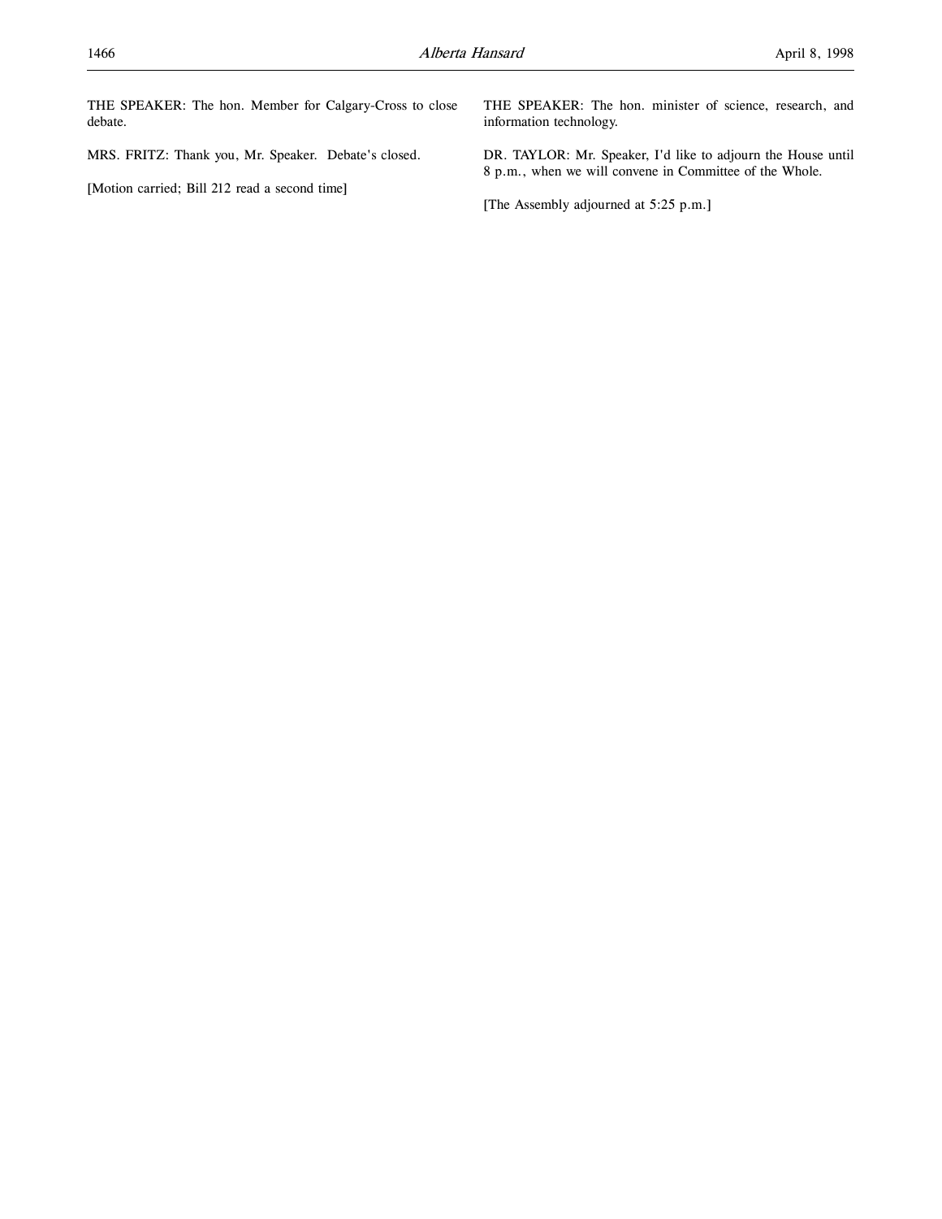THE SPEAKER: The hon. Member for Calgary-Cross to close debate.

MRS. FRITZ: Thank you, Mr. Speaker. Debate's closed.

[Motion carried; Bill 212 read a second time]

THE SPEAKER: The hon. minister of science, research, and information technology.

DR. TAYLOR: Mr. Speaker, I'd like to adjourn the House until 8 p.m., when we will convene in Committee of the Whole.

[The Assembly adjourned at 5:25 p.m.]